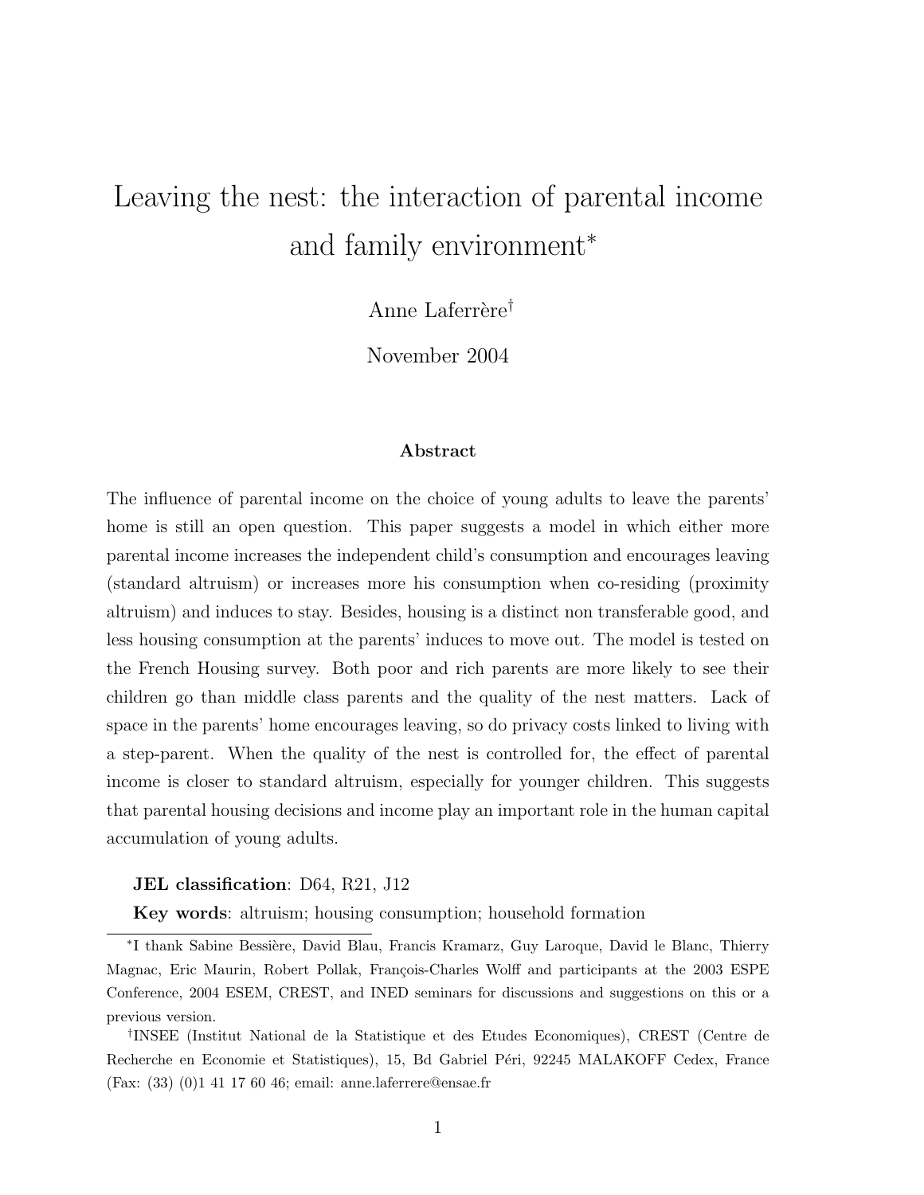# Leaving the nest: the interaction of parental income and family environment*

Anne Laferrère†

November 2004

### Abstract

The influence of parental income on the choice of young adults to leave the parents' home is still an open question. This paper suggests a model in which either more parental income increases the independent child's consumption and encourages leaving (standard altruism) or increases more his consumption when co-residing (proximity altruism) and induces to stay. Besides, housing is a distinct non transferable good, and less housing consumption at the parents' induces to move out. The model is tested on the French Housing survey. Both poor and rich parents are more likely to see their children go than middle class parents and the quality of the nest matters. Lack of space in the parents' home encourages leaving, so do privacy costs linked to living with a step-parent. When the quality of the nest is controlled for, the effect of parental income is closer to standard altruism, especially for younger children. This suggests that parental housing decisions and income play an important role in the human capital accumulation of young adults.

**JEL classification**: D64, R21, J12

**Key words**: altruism; housing consumption; household formation

---

*I thank Sabine Bessière, David Blau, Francis Kramarz, Guy Laroque, David le Blanc, Thierry Magnac, Eric Maurin, Robert Pollak, François-Charles Wolff and participants at the 2003 ESPE Conference, 2004 ESEM, CREST, and INED seminars for discussions and suggestions on this or a previous version.

†INSEE (Institut National de la Statistique et des Etudes Economiques), CREST (Centre de Recherche en Economie et Statistiques), 15, Bd Gabriel Péri, 92245 MALAKOFF Cedex, France (Fax: (33) (0)1 41 17 60 46; email: anne.laferrere@ensae.fr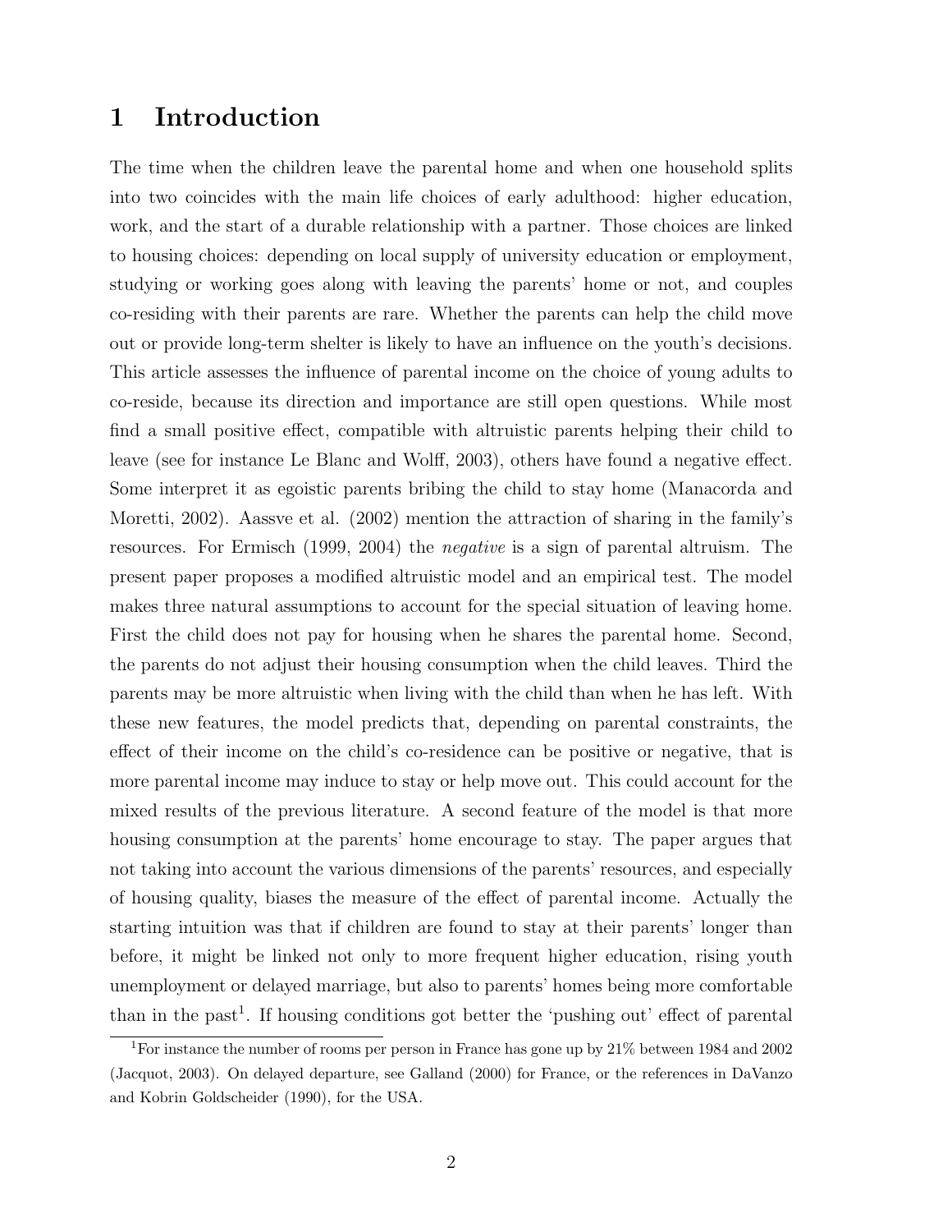# 1 Introduction

The time when the children leave the parental home and when one household splits into two coincides with the main life choices of early adulthood: higher education, work, and the start of a durable relationship with a partner. Those choices are linked to housing choices: depending on local supply of university education or employment, studying or working goes along with leaving the parents' home or not, and couples co-residing with their parents are rare. Whether the parents can help the child move out or provide long-term shelter is likely to have an influence on the youth's decisions. This article assesses the influence of parental income on the choice of young adults to co-reside, because its direction and importance are still open questions. While most find a small positive effect, compatible with altruistic parents helping their child to leave (see for instance Le Blanc and Wolff, 2003), others have found a negative effect. Some interpret it as egoistic parents bribing the child to stay home (Manacorda and Moretti, 2002). Aassve et al. (2002) mention the attraction of sharing in the family's resources. For Ermisch (1999, 2004) the *negative* is a sign of parental altruism. The present paper proposes a modified altruistic model and an empirical test. The model makes three natural assumptions to account for the special situation of leaving home. First the child does not pay for housing when he shares the parental home. Second, the parents do not adjust their housing consumption when the child leaves. Third the parents may be more altruistic when living with the child than when he has left. With these new features, the model predicts that, depending on parental constraints, the effect of their income on the child's co-residence can be positive or negative, that is more parental income may induce to stay or help move out. This could account for the mixed results of the previous literature. A second feature of the model is that more housing consumption at the parents' home encourage to stay. The paper argues that not taking into account the various dimensions of the parents' resources, and especially of housing quality, biases the measure of the effect of parental income. Actually the starting intuition was that if children are found to stay at their parents' longer than before, it might be linked not only to more frequent higher education, rising youth unemployment or delayed marriage, but also to parents' homes being more comfortable than in the past[1]. If housing conditions got better the 'pushing out' effect of parental

[1] For instance the number of rooms per person in France has gone up by 21% between 1984 and 2002 (Jacquot, 2003). On delayed departure, see Galland (2000) for France, or the references in DaVanzo and Kobrin Goldscheider (1990), for the USA.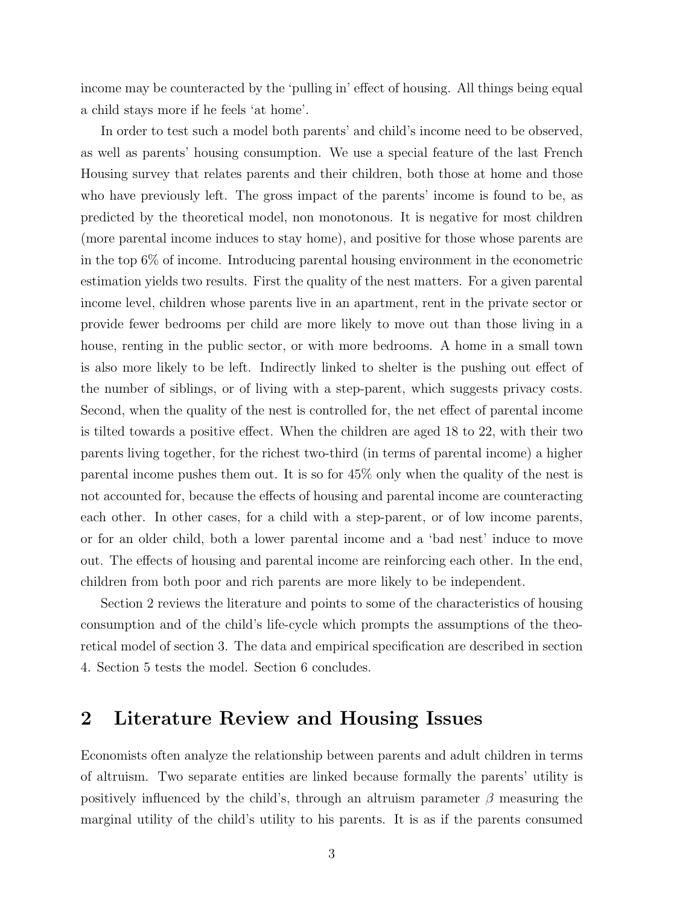income may be counteracted by the 'pulling in' effect of housing. All things being equal a child stays more if he feels 'at home'.

In order to test such a model both parents' and child's income need to be observed, as well as parents' housing consumption. We use a special feature of the last French Housing survey that relates parents and their children, both those at home and those who have previously left. The gross impact of the parents' income is found to be, as predicted by the theoretical model, non monotonous. It is negative for most children (more parental income induces to stay home), and positive for those whose parents are in the top 6% of income. Introducing parental housing environment in the econometric estimation yields two results. First the quality of the nest matters. For a given parental income level, children whose parents live in an apartment, rent in the private sector or provide fewer bedrooms per child are more likely to move out than those living in a house, renting in the public sector, or with more bedrooms. A home in a small town is also more likely to be left. Indirectly linked to shelter is the pushing out effect of the number of siblings, or of living with a step-parent, which suggests privacy costs. Second, when the quality of the nest is controlled for, the net effect of parental income is tilted towards a positive effect. When the children are aged 18 to 22, with their two parents living together, for the richest two-third (in terms of parental income) a higher parental income pushes them out. It is so for 45% only when the quality of the nest is not accounted for, because the effects of housing and parental income are counteracting each other. In other cases, for a child with a step-parent, or of low income parents, or for an older child, both a lower parental income and a 'bad nest' induce to move out. The effects of housing and parental income are reinforcing each other. In the end, children from both poor and rich parents are more likely to be independent.

Section 2 reviews the literature and points to some of the characteristics of housing consumption and of the child's life-cycle which prompts the assumptions of the theoretical model of section 3. The data and empirical specification are described in section 4. Section 5 tests the model. Section 6 concludes.

## 2 Literature Review and Housing Issues

Economists often analyze the relationship between parents and adult children in terms of altruism. Two separate entities are linked because formally the parents' utility is positively influenced by the child's, through an altruism parameter $\beta$ measuring the marginal utility of the child's utility to his parents. It is as if the parents consumed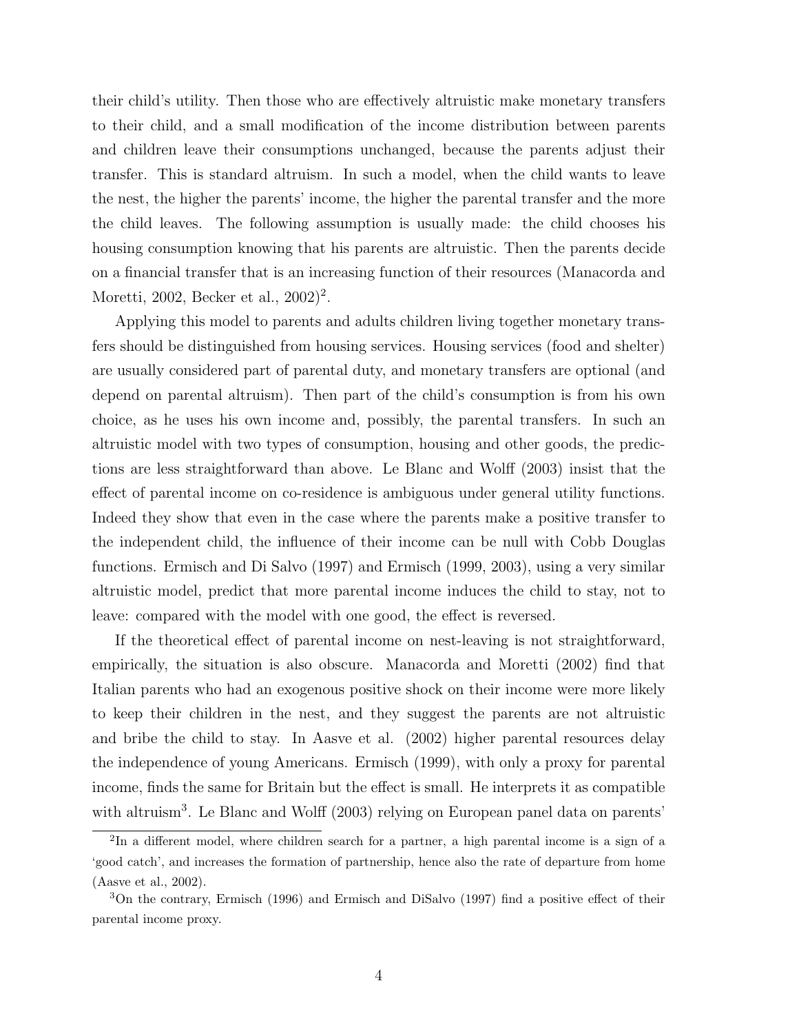their child's utility. Then those who are effectively altruistic make monetary transfers to their child, and a small modification of the income distribution between parents and children leave their consumptions unchanged, because the parents adjust their transfer. This is standard altruism. In such a model, when the child wants to leave the nest, the higher the parents' income, the higher the parental transfer and the more the child leaves. The following assumption is usually made: the child chooses his housing consumption knowing that his parents are altruistic. Then the parents decide on a financial transfer that is an increasing function of their resources (Manacorda and Moretti, 2002, Becker et al., 2002)[2].

Applying this model to parents and adults children living together monetary transfers should be distinguished from housing services. Housing services (food and shelter) are usually considered part of parental duty, and monetary transfers are optional (and depend on parental altruism). Then part of the child's consumption is from his own choice, as he uses his own income and, possibly, the parental transfers. In such an altruistic model with two types of consumption, housing and other goods, the predictions are less straightforward than above. Le Blanc and Wolff (2003) insist that the effect of parental income on co-residence is ambiguous under general utility functions. Indeed they show that even in the case where the parents make a positive transfer to the independent child, the influence of their income can be null with Cobb Douglas functions. Ermisch and Di Salvo (1997) and Ermisch (1999, 2003), using a very similar altruistic model, predict that more parental income induces the child to stay, not to leave: compared with the model with one good, the effect is reversed.

If the theoretical effect of parental income on nest-leaving is not straightforward, empirically, the situation is also obscure. Manacorda and Moretti (2002) find that Italian parents who had an exogenous positive shock on their income were more likely to keep their children in the nest, and they suggest the parents are not altruistic and bribe the child to stay. In Aasve et al. (2002) higher parental resources delay the independence of young Americans. Ermisch (1999), with only a proxy for parental income, finds the same for Britain but the effect is small. He interprets it as compatible with altruism[3]. Le Blanc and Wolff (2003) relying on European panel data on parents'

[2] In a different model, where children search for a partner, a high parental income is a sign of a 'good catch', and increases the formation of partnership, hence also the rate of departure from home (Aasve et al., 2002).

[3] On the contrary, Ermisch (1996) and Ermisch and DiSalvo (1997) find a positive effect of their parental income proxy.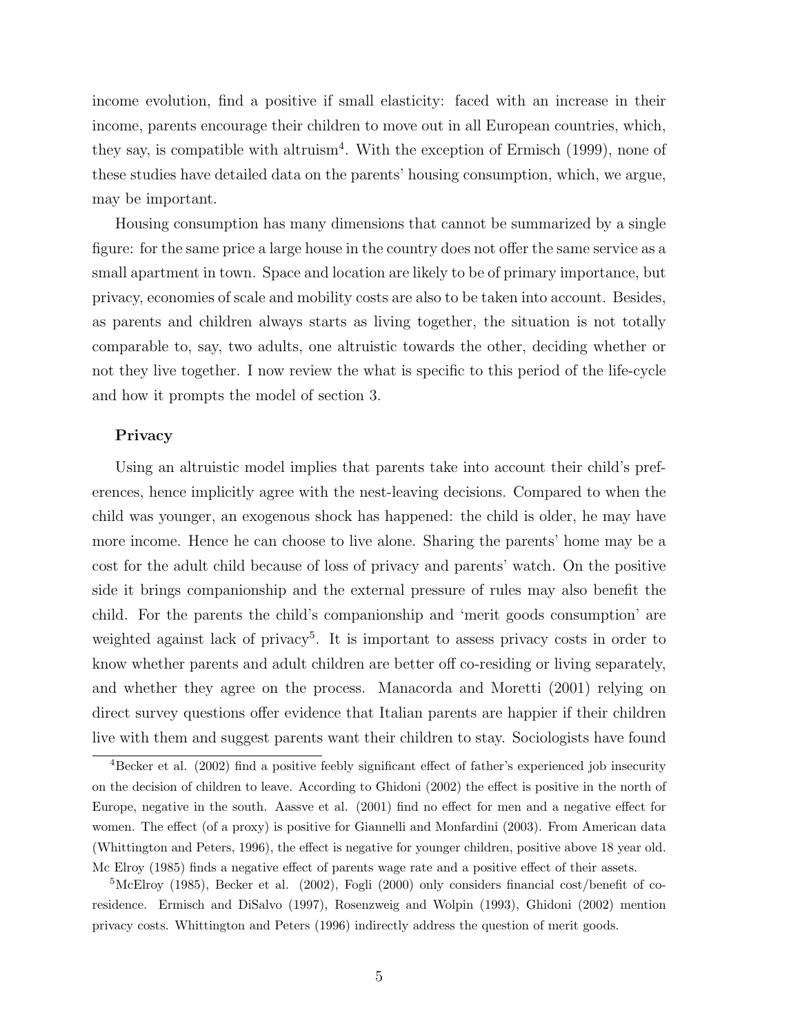income evolution, find a positive if small elasticity: faced with an increase in their income, parents encourage their children to move out in all European countries, which, they say, is compatible with altruism[4]. With the exception of Ermisch (1999), none of these studies have detailed data on the parents' housing consumption, which, we argue, may be important.

Housing consumption has many dimensions that cannot be summarized by a single figure: for the same price a large house in the country does not offer the same service as a small apartment in town. Space and location are likely to be of primary importance, but privacy, economies of scale and mobility costs are also to be taken into account. Besides, as parents and children always starts as living together, the situation is not totally comparable to, say, two adults, one altruistic towards the other, deciding whether or not they live together. I now review the what is specific to this period of the life-cycle and how it prompts the model of section 3.

**Privacy**

Using an altruistic model implies that parents take into account their child's preferences, hence implicitly agree with the nest-leaving decisions. Compared to when the child was younger, an exogenous shock has happened: the child is older, he may have more income. Hence he can choose to live alone. Sharing the parents' home may be a cost for the adult child because of loss of privacy and parents' watch. On the positive side it brings companionship and the external pressure of rules may also benefit the child. For the parents the child's companionship and 'merit goods consumption' are weighted against lack of privacy[5]. It is important to assess privacy costs in order to know whether parents and adult children are better off co-residing or living separately, and whether they agree on the process. Manacorda and Moretti (2001) relying on direct survey questions offer evidence that Italian parents are happier if their children live with them and suggest parents want their children to stay. Sociologists have found

[4]Becker et al. (2002) find a positive feebly significant effect of father's experienced job insecurity on the decision of children to leave. According to Ghidoni (2002) the effect is positive in the north of Europe, negative in the south. Aassve et al. (2001) find no effect for men and a negative effect for women. The effect (of a proxy) is positive for Giannelli and Monfardini (2003). From American data (Whittington and Peters, 1996), the effect is negative for younger children, positive above 18 year old. Mc Elroy (1985) finds a negative effect of parents wage rate and a positive effect of their assets.

[5]McElroy (1985), Becker et al. (2002), Fogli (2000) only considers financial cost/benefit of co-residence. Ermisch and DiSalvo (1997), Rosenzweig and Wolpin (1993), Ghidoni (2002) mention privacy costs. Whittington and Peters (1996) indirectly address the question of merit goods.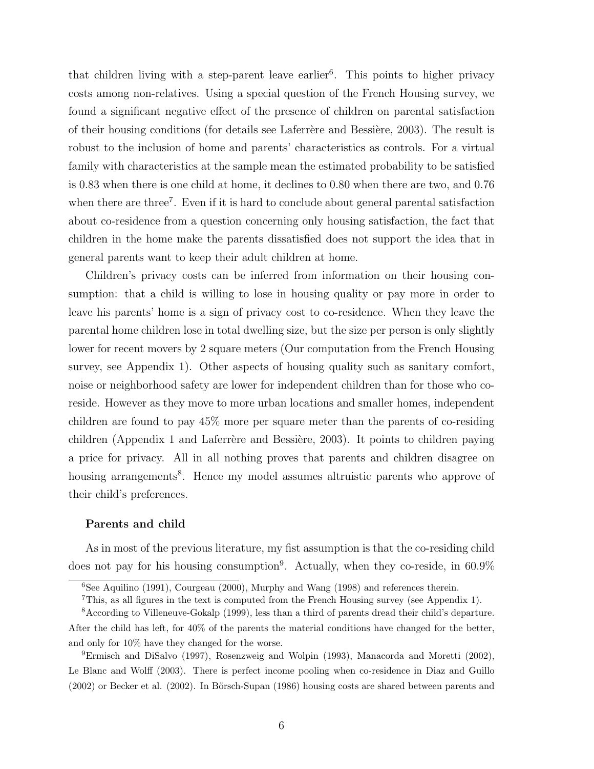that children living with a step-parent leave earlier[6]. This points to higher privacy costs among non-relatives. Using a special question of the French Housing survey, we found a significant negative effect of the presence of children on parental satisfaction of their housing conditions (for details see Laferrère and Bessière, 2003). The result is robust to the inclusion of home and parents' characteristics as controls. For a virtual family with characteristics at the sample mean the estimated probability to be satisfied is 0.83 when there is one child at home, it declines to 0.80 when there are two, and 0.76 when there are three[7]. Even if it is hard to conclude about general parental satisfaction about co-residence from a question concerning only housing satisfaction, the fact that children in the home make the parents dissatisfied does not support the idea that in general parents want to keep their adult children at home.

Children's privacy costs can be inferred from information on their housing consumption: that a child is willing to lose in housing quality or pay more in order to leave his parents' home is a sign of privacy cost to co-residence. When they leave the parental home children lose in total dwelling size, but the size per person is only slightly lower for recent movers by 2 square meters (Our computation from the French Housing survey, see Appendix 1). Other aspects of housing quality such as sanitary comfort, noise or neighborhood safety are lower for independent children than for those who co-reside. However as they move to more urban locations and smaller homes, independent children are found to pay 45% more per square meter than the parents of co-residing children (Appendix 1 and Laferrère and Bessière, 2003). It points to children paying a price for privacy. All in all nothing proves that parents and children disagree on housing arrangements[8]. Hence my model assumes altruistic parents who approve of their child's preferences.

#### Parents and child

As in most of the previous literature, my fist assumption is that the co-residing child does not pay for his housing consumption[9]. Actually, when they co-reside, in 60.9%

---

[6] See Aquilino (1991), Courgeau (2000), Murphy and Wang (1998) and references therein.

[7] This, as all figures in the text is computed from the French Housing survey (see Appendix 1).

[8] According to Villeneuve-Gokalp (1999), less than a third of parents dread their child's departure. After the child has left, for 40% of the parents the material conditions have changed for the better, and only for 10% have they changed for the worse.

[9] Ermisch and DiSalvo (1997), Rosenzweig and Wolpin (1993), Manacorda and Moretti (2002), Le Blanc and Wolff (2003). There is perfect income pooling when co-residence in Diaz and Guillo (2002) or Becker et al. (2002). In Börsch-Supan (1986) housing costs are shared between parents and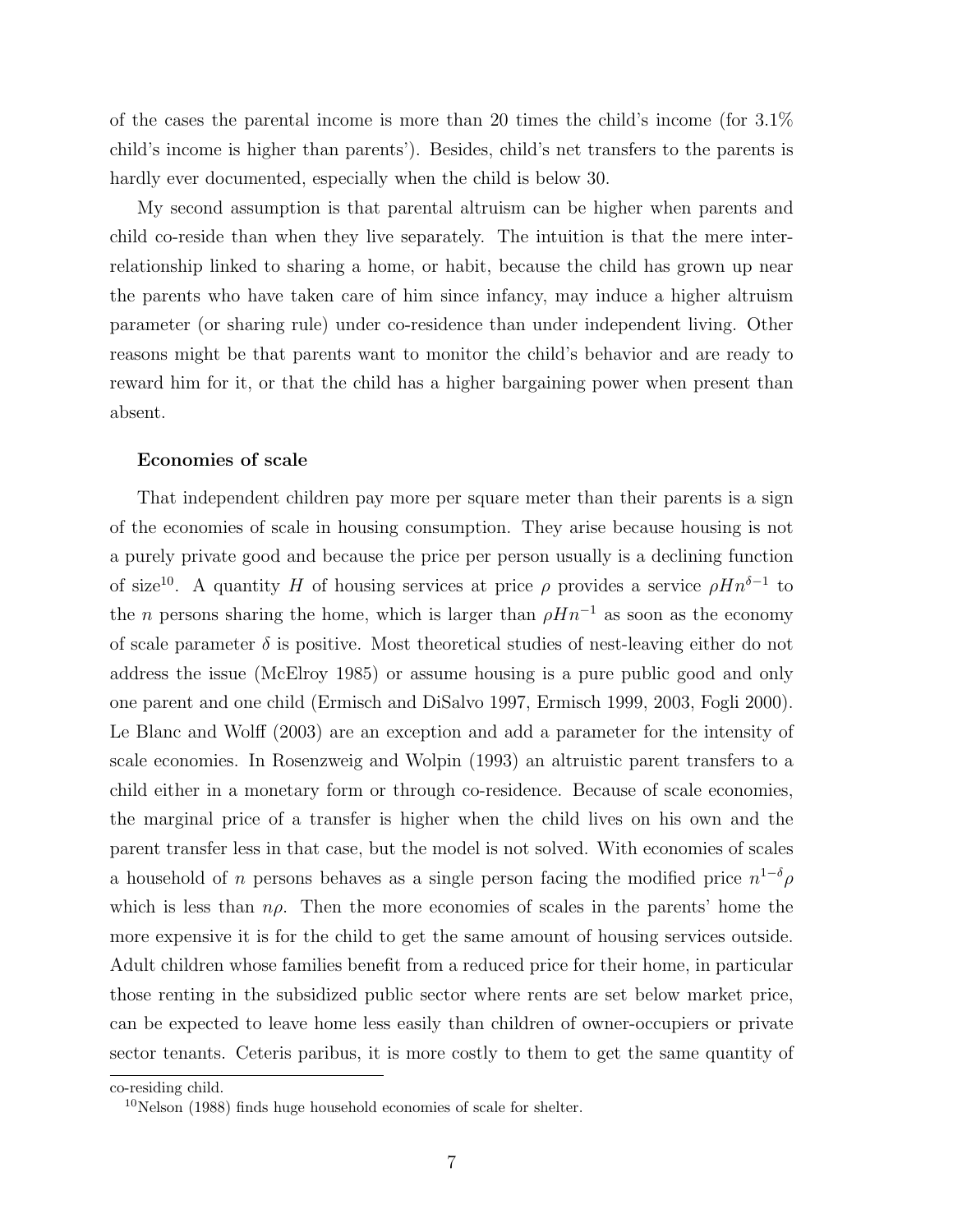of the cases the parental income is more than 20 times the child's income (for 3.1% child's income is higher than parents'). Besides, child's net transfers to the parents is hardly ever documented, especially when the child is below 30.

My second assumption is that parental altruism can be higher when parents and child co-reside than when they live separately. The intuition is that the mere inter-relationship linked to sharing a home, or habit, because the child has grown up near the parents who have taken care of him since infancy, may induce a higher altruism parameter (or sharing rule) under co-residence than under independent living. Other reasons might be that parents want to monitor the child's behavior and are ready to reward him for it, or that the child has a higher bargaining power when present than absent.

#### Economies of scale

That independent children pay more per square meter than their parents is a sign of the economies of scale in housing consumption. They arise because housing is not a purely private good and because the price per person usually is a declining function of size[10]. A quantity $H$ of housing services at price $\rho$ provides a service $\rho H n^{\delta-1}$ to the $n$ persons sharing the home, which is larger than $\rho H n^{-1}$ as soon as the economy of scale parameter $\delta$ is positive. Most theoretical studies of nest-leaving either do not address the issue (McElroy 1985) or assume housing is a pure public good and only one parent and one child (Ermisch and DiSalvo 1997, Ermisch 1999, 2003, Fogli 2000). Le Blanc and Wolff (2003) are an exception and add a parameter for the intensity of scale economies. In Rosenzweig and Wolpin (1993) an altruistic parent transfers to a child either in a monetary form or through co-residence. Because of scale economies, the marginal price of a transfer is higher when the child lives on his own and the parent transfer less in that case, but the model is not solved. With economies of scales a household of $n$ persons behaves as a single person facing the modified price $n^{1-\delta}\rho$ which is less than $n\rho$. Then the more economies of scales in the parents' home the more expensive it is for the child to get the same amount of housing services outside. Adult children whose families benefit from a reduced price for their home, in particular those renting in the subsidized public sector where rents are set below market price, can be expected to leave home less easily than children of owner-occupiers or private sector tenants. Ceteris paribus, it is more costly to them to get the same quantity of

---

co-residing child.

[10]Nelson (1988) finds huge household economies of scale for shelter.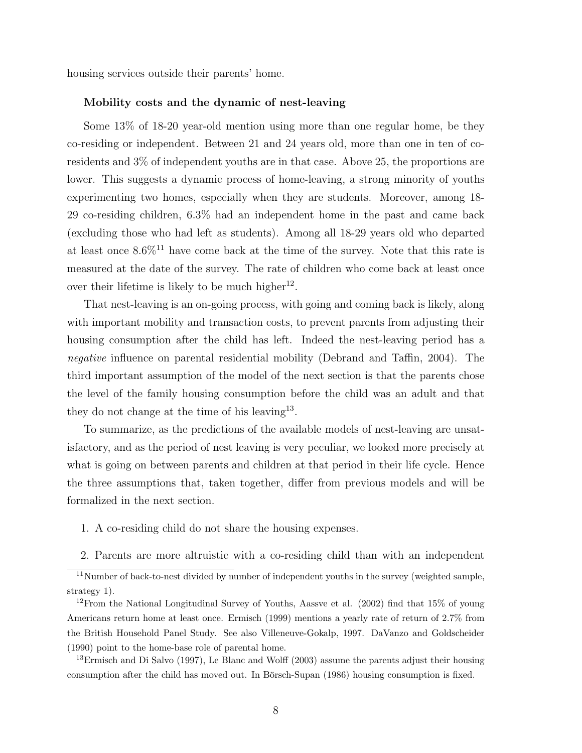housing services outside their parents' home.

**Mobility costs and the dynamic of nest-leaving**

Some 13% of 18-20 year-old mention using more than one regular home, be they co-residing or independent. Between 21 and 24 years old, more than one in ten of co-residents and 3% of independent youths are in that case. Above 25, the proportions are lower. This suggests a dynamic process of home-leaving, a strong minority of youths experimenting two homes, especially when they are students. Moreover, among 18-29 co-residing children, 6.3% had an independent home in the past and came back (excluding those who had left as students). Among all 18-29 years old who departed at least once 8.6%[11] have come back at the time of the survey. Note that this rate is measured at the date of the survey. The rate of children who come back at least once over their lifetime is likely to be much higher[12].

That nest-leaving is an on-going process, with going and coming back is likely, along with important mobility and transaction costs, to prevent parents from adjusting their housing consumption after the child has left. Indeed the nest-leaving period has a *negative* influence on parental residential mobility (Debrand and Taffin, 2004). The third important assumption of the model of the next section is that the parents chose the level of the family housing consumption before the child was an adult and that they do not change at the time of his leaving[13].

To summarize, as the predictions of the available models of nest-leaving are unsatisfactory, and as the period of nest leaving is very peculiar, we looked more precisely at what is going on between parents and children at that period in their life cycle. Hence the three assumptions that, taken together, differ from previous models and will be formalized in the next section.

1. A co-residing child do not share the housing expenses.

2. Parents are more altruistic with a co-residing child than with an independent

[11] Number of back-to-nest divided by number of independent youths in the survey (weighted sample, strategy 1).

[12] From the National Longitudinal Survey of Youths, Aassve et al. (2002) find that 15% of young Americans return home at least once. Ermisch (1999) mentions a yearly rate of return of 2.7% from the British Household Panel Study. See also Villeneuve-Gokalp, 1997. DaVanzo and Goldscheider (1990) point to the home-base role of parental home.

[13] Ermisch and Di Salvo (1997), Le Blanc and Wolff (2003) assume the parents adjust their housing consumption after the child has moved out. In Börsch-Supan (1986) housing consumption is fixed.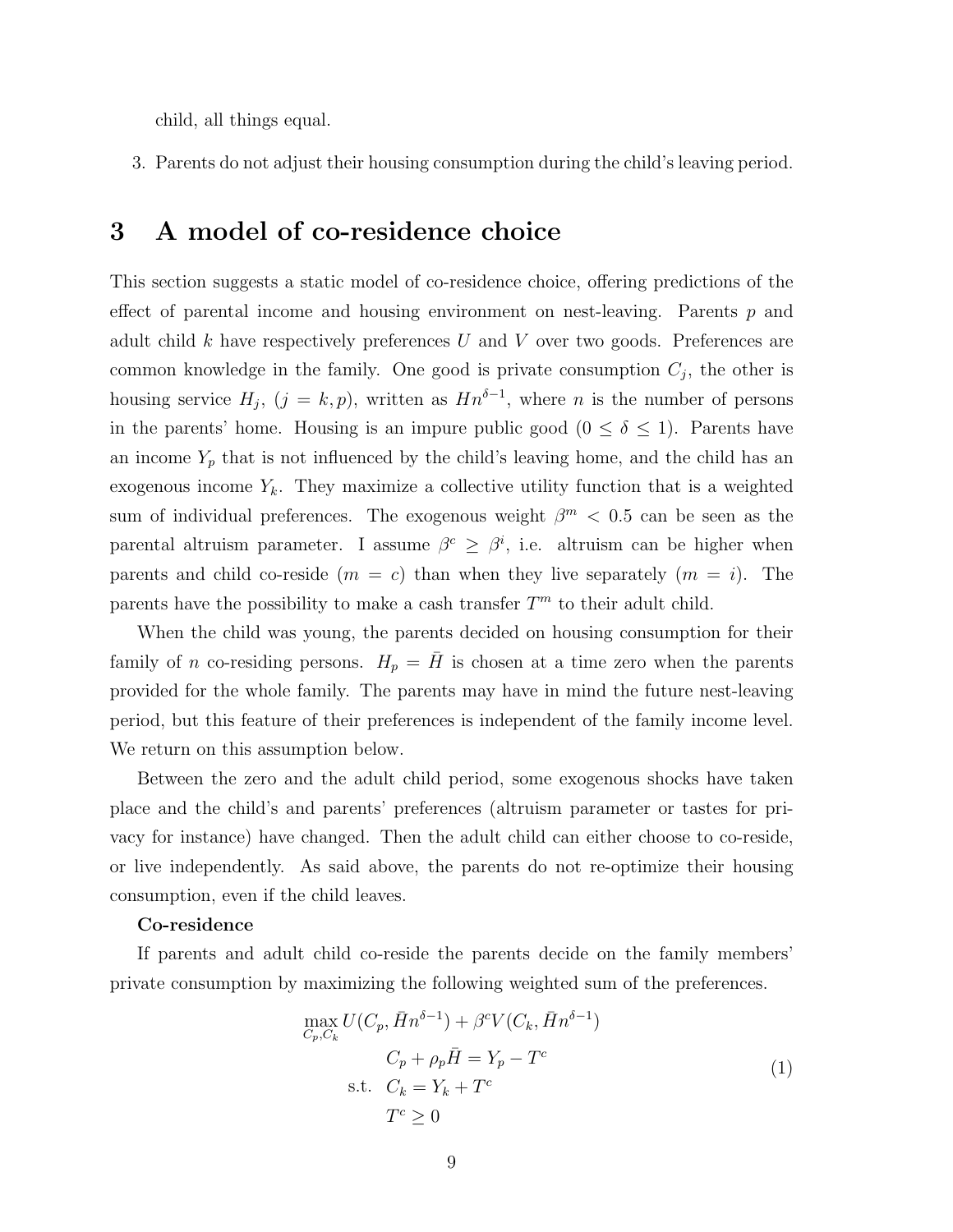child, all things equal.

3. Parents do not adjust their housing consumption during the child's leaving period.

# 3 A model of co-residence choice

This section suggests a static model of co-residence choice, offering predictions of the effect of parental income and housing environment on nest-leaving. Parents $p$ and adult child $k$ have respectively preferences $U$ and $V$ over two goods. Preferences are common knowledge in the family. One good is private consumption $C_j$, the other is housing service $H_j$, $(j = k, p)$, written as $Hn^{\delta-1}$, where $n$ is the number of persons in the parents' home. Housing is an impure public good $(0 \leq \delta \leq 1)$. Parents have an income $Y_p$ that is not influenced by the child's leaving home, and the child has an exogenous income $Y_k$. They maximize a collective utility function that is a weighted sum of individual preferences. The exogenous weight $\beta^m < 0.5$ can be seen as the parental altruism parameter. I assume $\beta^c \geq \beta^i$, i.e. altruism can be higher when parents and child co-reside $(m = c)$ than when they live separately $(m = i)$. The parents have the possibility to make a cash transfer $T^m$ to their adult child.

When the child was young, the parents decided on housing consumption for their family of $n$ co-residing persons. $H_p = \bar{H}$ is chosen at a time zero when the parents provided for the whole family. The parents may have in mind the future nest-leaving period, but this feature of their preferences is independent of the family income level. We return on this assumption below.

Between the zero and the adult child period, some exogenous shocks have taken place and the child's and parents' preferences (altruism parameter or tastes for privacy for instance) have changed. Then the adult child can either choose to co-reside, or live independently. As said above, the parents do not re-optimize their housing consumption, even if the child leaves.

**Co-residence**

If parents and adult child co-reside the parents decide on the family members' private consumption by maximizing the following weighted sum of the preferences.

$$
\begin{aligned}
\max_{C_p, C_k} \; & U(C_p, \bar{H}n^{\delta-1}) + \beta^c V(C_k, \bar{H}n^{\delta-1}) \\
& C_p + \rho_p \bar{H} = Y_p - T^c \\
\text{s.t.} \quad & C_k = Y_k + T^c \\
& T^c \geq 0
\end{aligned}
\tag{1}
$$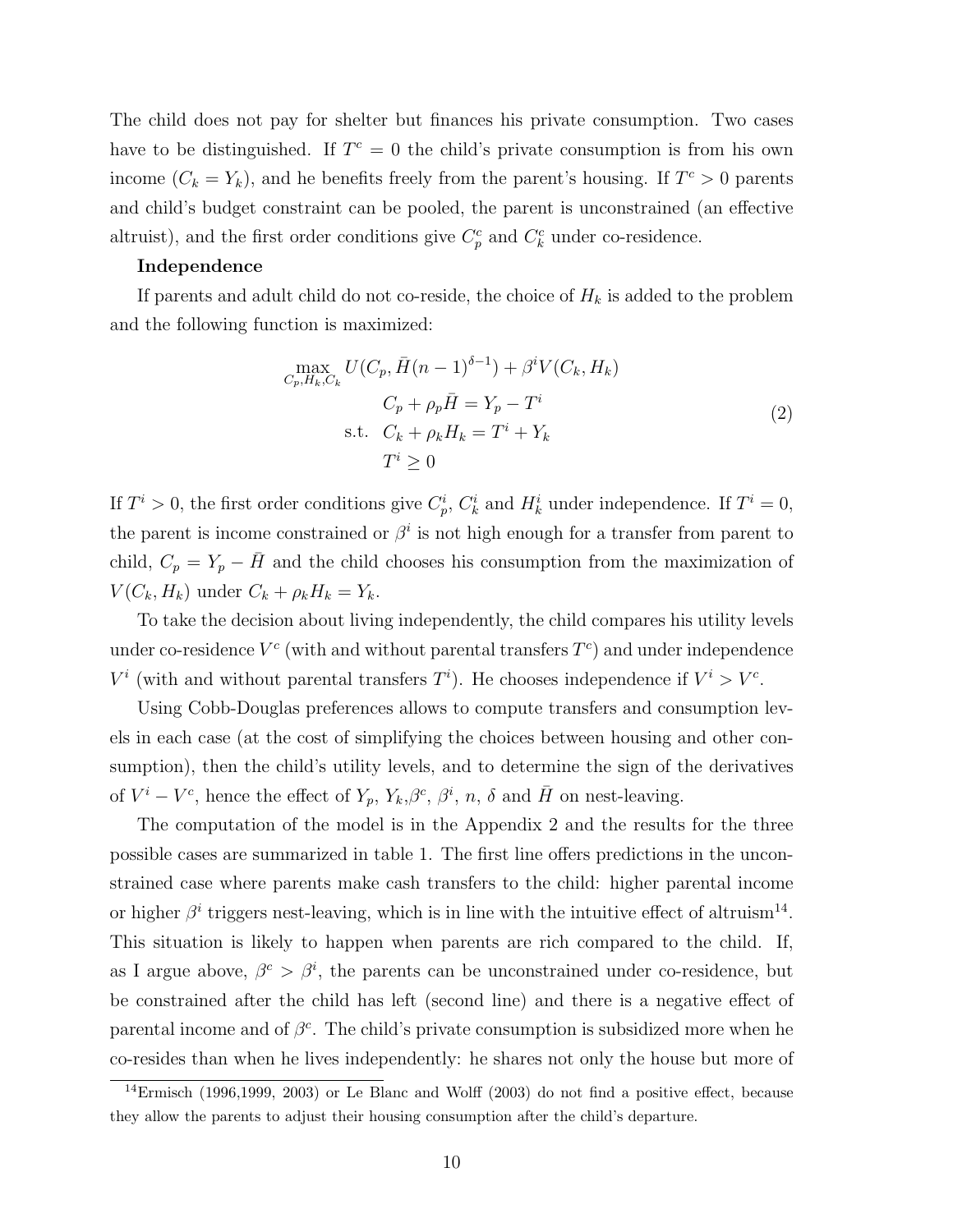The child does not pay for shelter but finances his private consumption. Two cases have to be distinguished. If $T^c = 0$ the child's private consumption is from his own income ($C_k = Y_k$), and he benefits freely from the parent's housing. If $T^c > 0$ parents and child's budget constraint can be pooled, the parent is unconstrained (an effective altruist), and the first order conditions give $C_p^c$ and $C_k^c$ under co-residence.

**Independence**

If parents and adult child do not co-reside, the choice of $H_k$ is added to the problem and the following function is maximized:

$$
\begin{aligned}
\max_{C_p, H_k, C_k} \; & U(C_p, \bar{H}(n-1)^{\delta - 1}) + \beta^i V(C_k, H_k) \\
& C_p + \rho_p \bar{H} = Y_p - T^i \\
\text{s.t.} \quad & C_k + \rho_k H_k = T^i + Y_k \\
& T^i \geq 0
\end{aligned}
\tag{2}
$$

If $T^i > 0$, the first order conditions give $C_p^i$, $C_k^i$ and $H_k^i$ under independence. If $T^i = 0$, the parent is income constrained or $\beta^i$ is not high enough for a transfer from parent to child, $C_p = Y_p - \bar{H}$ and the child chooses his consumption from the maximization of $V(C_k, H_k)$ under $C_k + \rho_k H_k = Y_k$.

To take the decision about living independently, the child compares his utility levels under co-residence $V^c$ (with and without parental transfers $T^c$) and under independence $V^i$ (with and without parental transfers $T^i$). He chooses independence if $V^i > V^c$.

Using Cobb-Douglas preferences allows to compute transfers and consumption levels in each case (at the cost of simplifying the choices between housing and other consumption), then the child's utility levels, and to determine the sign of the derivatives of $V^i - V^c$, hence the effect of $Y_p$, $Y_k$,$\beta^c$, $\beta^i$, $n$, $\delta$ and $\bar{H}$ on nest-leaving.

The computation of the model is in the Appendix 2 and the results for the three possible cases are summarized in table 1. The first line offers predictions in the unconstrained case where parents make cash transfers to the child: higher parental income or higher $\beta^i$ triggers nest-leaving, which is in line with the intuitive effect of altruism[14]. This situation is likely to happen when parents are rich compared to the child. If, as I argue above, $\beta^c > \beta^i$, the parents can be unconstrained under co-residence, but be constrained after the child has left (second line) and there is a negative effect of parental income and of $\beta^c$. The child's private consumption is subsidized more when he co-resides than when he lives independently: he shares not only the house but more of

[14] Ermisch (1996,1999, 2003) or Le Blanc and Wolff (2003) do not find a positive effect, because they allow the parents to adjust their housing consumption after the child's departure.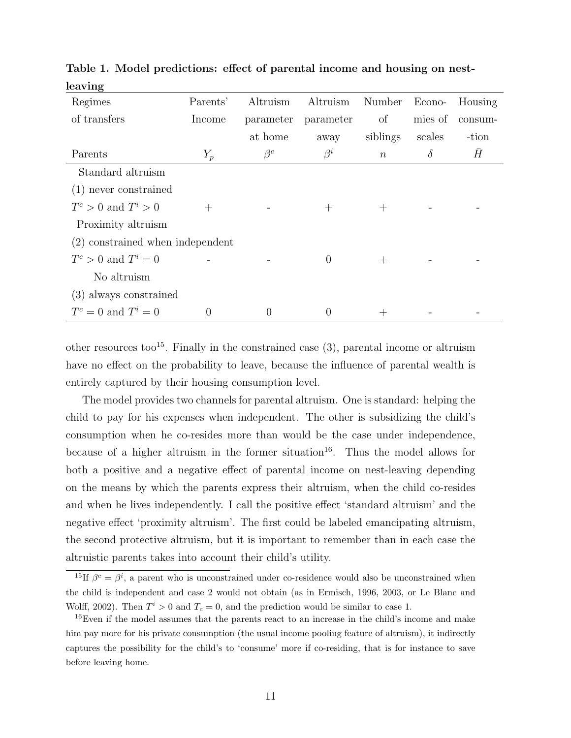**Table 1. Model predictions: effect of parental income and housing on nest-leaving**

| Regimes of transfers | Parents' Income | Altruism parameter at home | Altruism parameter away | Number of siblings | Economies of scales | Housing consumption |
|---|---|---|---|---|---|---|
| Parents | $Y_p$ | $\beta^c$ | $\beta^i$ | $n$ | $\delta$ | $\bar{H}$ |
| Standard altruism | | | | | | |
| (1) never constrained | | | | | | |
| $T^c > 0$ and $T^i > 0$ | + | - | + | + | - | - |
| Proximity altruism | | | | | | |
| (2) constrained when independent | | | | | | |
| $T^c > 0$ and $T^i = 0$ | - | - | 0 | + | - | - |
| No altruism | | | | | | |
| (3) always constrained | | | | | | |
| $T^c = 0$ and $T^i = 0$ | 0 | 0 | 0 | + | - | - |

other resources too[15]. Finally in the constrained case (3), parental income or altruism have no effect on the probability to leave, because the influence of parental wealth is entirely captured by their housing consumption level.

The model provides two channels for parental altruism. One is standard: helping the child to pay for his expenses when independent. The other is subsidizing the child's consumption when he co-resides more than would be the case under independence, because of a higher altruism in the former situation[16]. Thus the model allows for both a positive and a negative effect of parental income on nest-leaving depending on the means by which the parents express their altruism, when the child co-resides and when he lives independently. I call the positive effect 'standard altruism' and the negative effect 'proximity altruism'. The first could be labeled emancipating altruism, the second protective altruism, but it is important to remember than in each case the altruistic parents takes into account their child's utility.

---

[15] If $\beta^c = \beta^i$, a parent who is unconstrained under co-residence would also be unconstrained when the child is independent and case 2 would not obtain (as in Ermisch, 1996, 2003, or Le Blanc and Wolff, 2002). Then $T^i > 0$ and $T_c = 0$, and the prediction would be similar to case 1.

[16] Even if the model assumes that the parents react to an increase in the child's income and make him pay more for his private consumption (the usual income pooling feature of altruism), it indirectly captures the possibility for the child's to 'consume' more if co-residing, that is for instance to save before leaving home.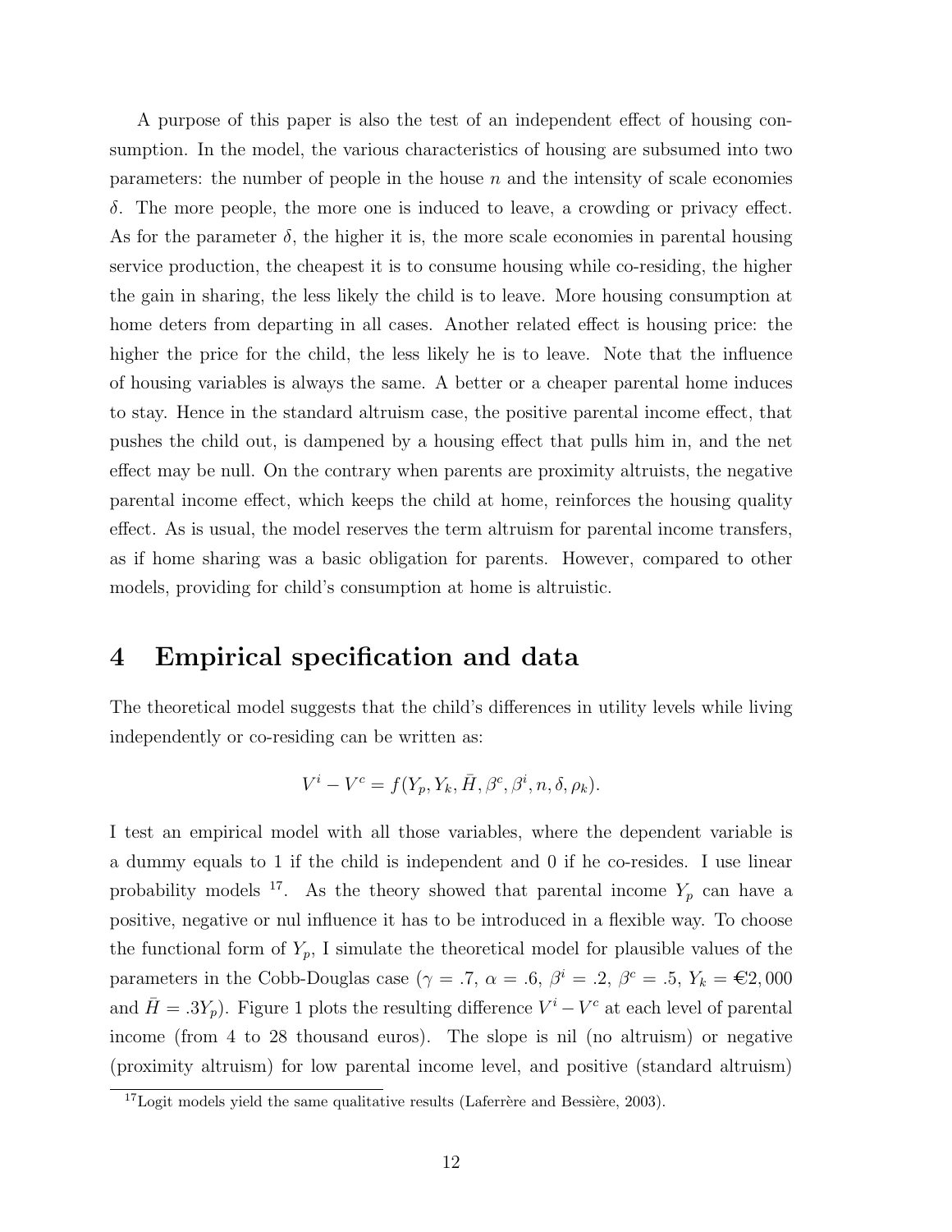A purpose of this paper is also the test of an independent effect of housing consumption. In the model, the various characteristics of housing are subsumed into two parameters: the number of people in the house $n$ and the intensity of scale economies $\delta$. The more people, the more one is induced to leave, a crowding or privacy effect. As for the parameter $\delta$, the higher it is, the more scale economies in parental housing service production, the cheapest it is to consume housing while co-residing, the higher the gain in sharing, the less likely the child is to leave. More housing consumption at home deters from departing in all cases. Another related effect is housing price: the higher the price for the child, the less likely he is to leave. Note that the influence of housing variables is always the same. A better or a cheaper parental home induces to stay. Hence in the standard altruism case, the positive parental income effect, that pushes the child out, is dampened by a housing effect that pulls him in, and the net effect may be null. On the contrary when parents are proximity altruists, the negative parental income effect, which keeps the child at home, reinforces the housing quality effect. As is usual, the model reserves the term altruism for parental income transfers, as if home sharing was a basic obligation for parents. However, compared to other models, providing for child's consumption at home is altruistic.

# 4 Empirical specification and data

The theoretical model suggests that the child's differences in utility levels while living independently or co-residing can be written as:

$$V^i - V^c = f(Y_p, Y_k, \bar{H}, \beta^c, \beta^i, n, \delta, \rho_k).$$

I test an empirical model with all those variables, where the dependent variable is a dummy equals to 1 if the child is independent and 0 if he co-resides. I use linear probability models [17]. As the theory showed that parental income $Y_p$ can have a positive, negative or nul influence it has to be introduced in a flexible way. To choose the functional form of $Y_p$, I simulate the theoretical model for plausible values of the parameters in the Cobb-Douglas case ($\gamma = .7$, $\alpha = .6$, $\beta^i = .2$, $\beta^c = .5$, $Y_k =$ €$2,000$ and $\bar{H} = .3Y_p$). Figure 1 plots the resulting difference $V^i - V^c$ at each level of parental income (from 4 to 28 thousand euros). The slope is nil (no altruism) or negative (proximity altruism) for low parental income level, and positive (standard altruism)

[17] Logit models yield the same qualitative results (Laferrère and Bessière, 2003).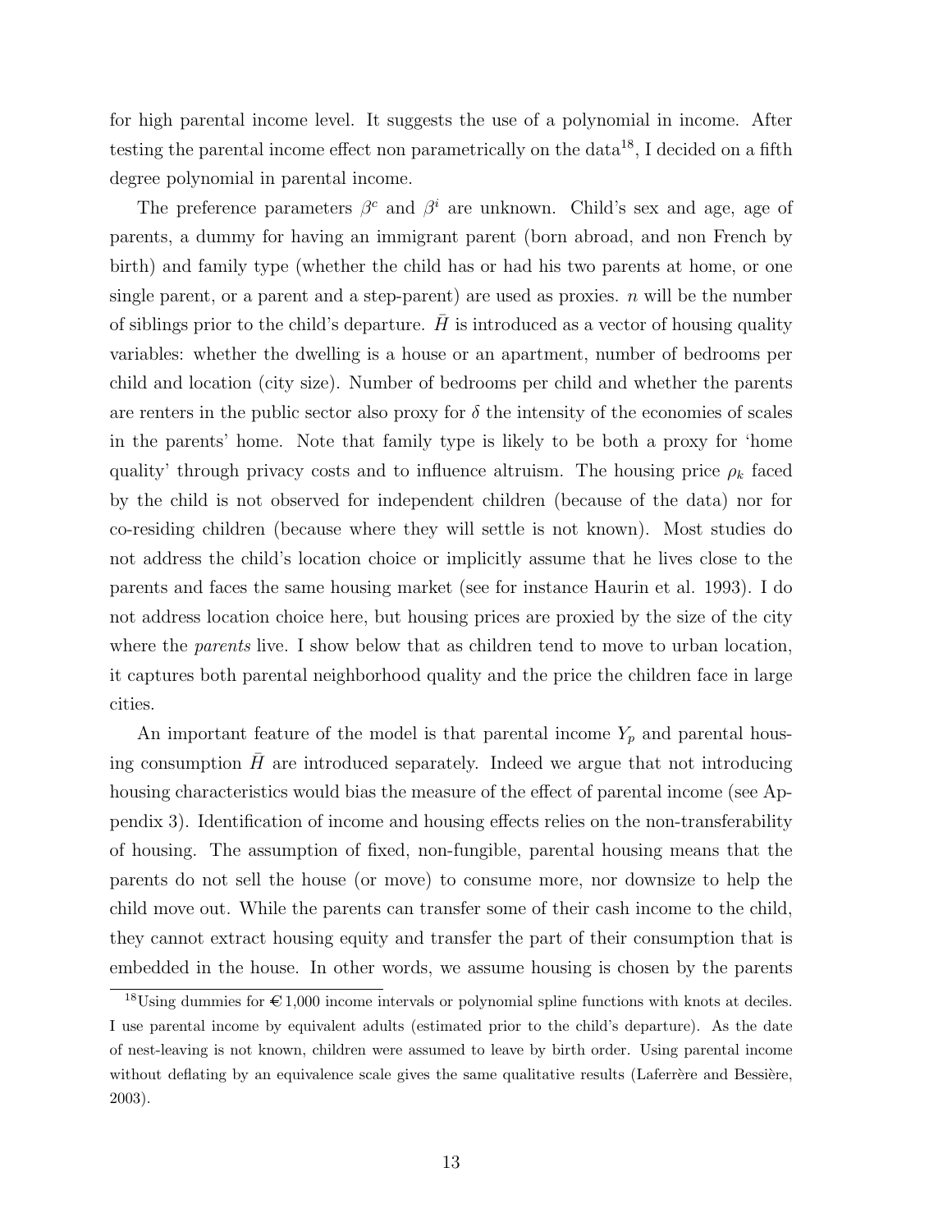for high parental income level. It suggests the use of a polynomial in income. After testing the parental income effect non parametrically on the data[18], I decided on a fifth degree polynomial in parental income.

The preference parameters $\beta^c$ and $\beta^i$ are unknown. Child's sex and age, age of parents, a dummy for having an immigrant parent (born abroad, and non French by birth) and family type (whether the child has or had his two parents at home, or one single parent, or a parent and a step-parent) are used as proxies. $n$ will be the number of siblings prior to the child's departure. $\bar{H}$ is introduced as a vector of housing quality variables: whether the dwelling is a house or an apartment, number of bedrooms per child and location (city size). Number of bedrooms per child and whether the parents are renters in the public sector also proxy for $\delta$ the intensity of the economies of scales in the parents' home. Note that family type is likely to be both a proxy for 'home quality' through privacy costs and to influence altruism. The housing price $\rho_k$ faced by the child is not observed for independent children (because of the data) nor for co-residing children (because where they will settle is not known). Most studies do not address the child's location choice or implicitly assume that he lives close to the parents and faces the same housing market (see for instance Haurin et al. 1993). I do not address location choice here, but housing prices are proxied by the size of the city where the *parents* live. I show below that as children tend to move to urban location, it captures both parental neighborhood quality and the price the children face in large cities.

An important feature of the model is that parental income $Y_p$ and parental housing consumption $\bar{H}$ are introduced separately. Indeed we argue that not introducing housing characteristics would bias the measure of the effect of parental income (see Appendix 3). Identification of income and housing effects relies on the non-transferability of housing. The assumption of fixed, non-fungible, parental housing means that the parents do not sell the house (or move) to consume more, nor downsize to help the child move out. While the parents can transfer some of their cash income to the child, they cannot extract housing equity and transfer the part of their consumption that is embedded in the house. In other words, we assume housing is chosen by the parents

[18] Using dummies for €1,000 income intervals or polynomial spline functions with knots at deciles. I use parental income by equivalent adults (estimated prior to the child's departure). As the date of nest-leaving is not known, children were assumed to leave by birth order. Using parental income without deflating by an equivalence scale gives the same qualitative results (Laferrère and Bessière, 2003).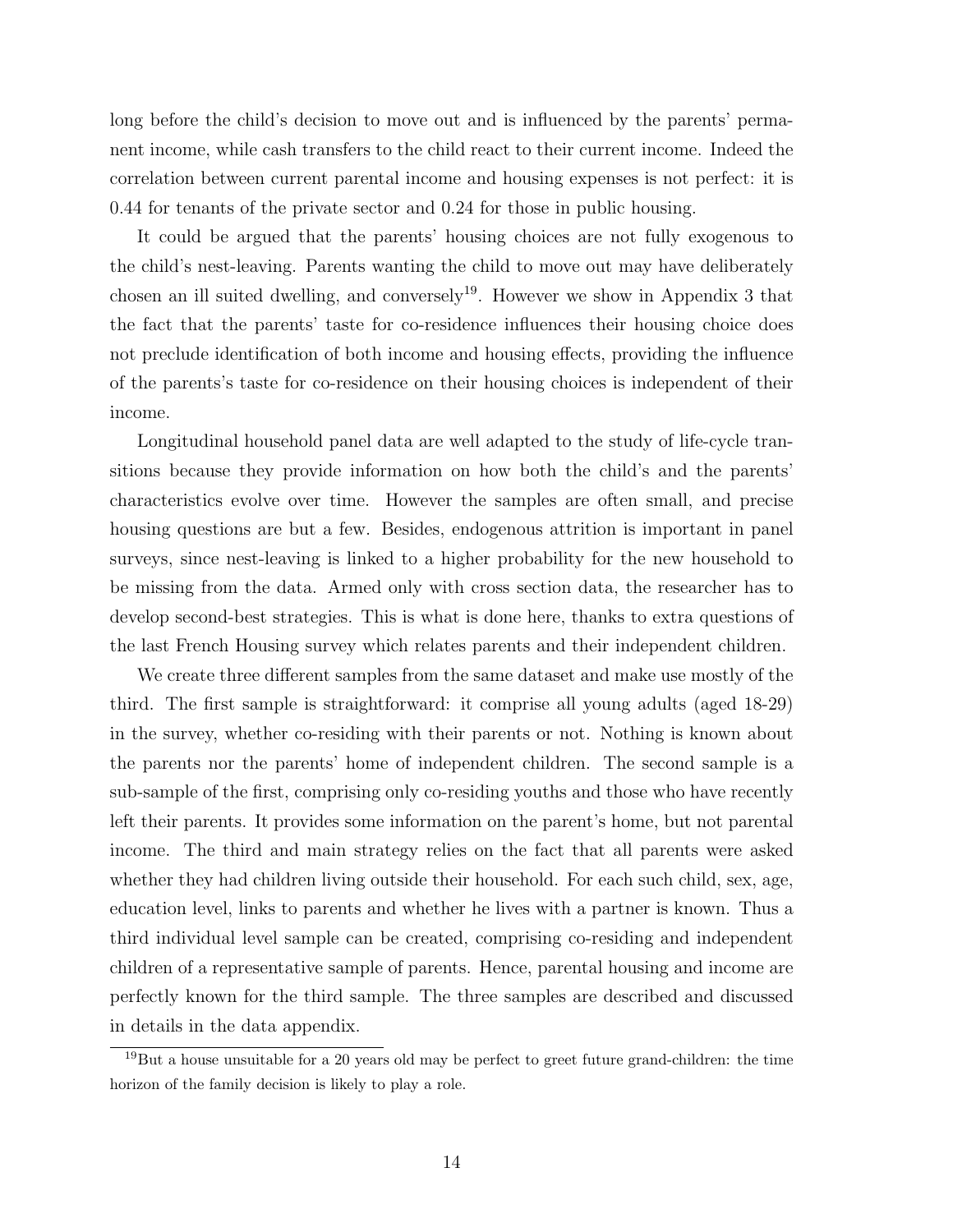long before the child's decision to move out and is influenced by the parents' permanent income, while cash transfers to the child react to their current income. Indeed the correlation between current parental income and housing expenses is not perfect: it is 0.44 for tenants of the private sector and 0.24 for those in public housing.

It could be argued that the parents' housing choices are not fully exogenous to the child's nest-leaving. Parents wanting the child to move out may have deliberately chosen an ill suited dwelling, and conversely[19]. However we show in Appendix 3 that the fact that the parents' taste for co-residence influences their housing choice does not preclude identification of both income and housing effects, providing the influence of the parents's taste for co-residence on their housing choices is independent of their income.

Longitudinal household panel data are well adapted to the study of life-cycle transitions because they provide information on how both the child's and the parents' characteristics evolve over time. However the samples are often small, and precise housing questions are but a few. Besides, endogenous attrition is important in panel surveys, since nest-leaving is linked to a higher probability for the new household to be missing from the data. Armed only with cross section data, the researcher has to develop second-best strategies. This is what is done here, thanks to extra questions of the last French Housing survey which relates parents and their independent children.

We create three different samples from the same dataset and make use mostly of the third. The first sample is straightforward: it comprise all young adults (aged 18-29) in the survey, whether co-residing with their parents or not. Nothing is known about the parents nor the parents' home of independent children. The second sample is a sub-sample of the first, comprising only co-residing youths and those who have recently left their parents. It provides some information on the parent's home, but not parental income. The third and main strategy relies on the fact that all parents were asked whether they had children living outside their household. For each such child, sex, age, education level, links to parents and whether he lives with a partner is known. Thus a third individual level sample can be created, comprising co-residing and independent children of a representative sample of parents. Hence, parental housing and income are perfectly known for the third sample. The three samples are described and discussed in details in the data appendix.

[19]But a house unsuitable for a 20 years old may be perfect to greet future grand-children: the time horizon of the family decision is likely to play a role.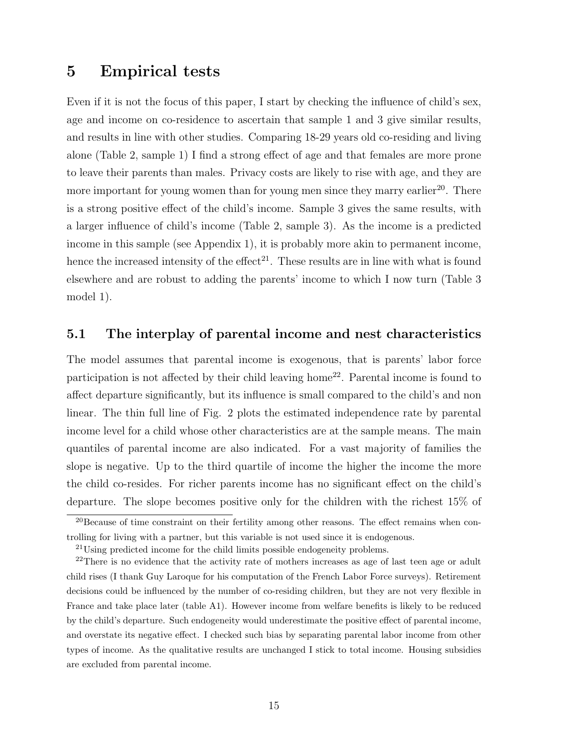# 5 Empirical tests

Even if it is not the focus of this paper, I start by checking the influence of child's sex, age and income on co-residence to ascertain that sample 1 and 3 give similar results, and results in line with other studies. Comparing 18-29 years old co-residing and living alone (Table 2, sample 1) I find a strong effect of age and that females are more prone to leave their parents than males. Privacy costs are likely to rise with age, and they are more important for young women than for young men since they marry earlier[20]. There is a strong positive effect of the child's income. Sample 3 gives the same results, with a larger influence of child's income (Table 2, sample 3). As the income is a predicted income in this sample (see Appendix 1), it is probably more akin to permanent income, hence the increased intensity of the effect[21]. These results are in line with what is found elsewhere and are robust to adding the parents' income to which I now turn (Table 3 model 1).

## 5.1 The interplay of parental income and nest characteristics

The model assumes that parental income is exogenous, that is parents' labor force participation is not affected by their child leaving home[22]. Parental income is found to affect departure significantly, but its influence is small compared to the child's and non linear. The thin full line of Fig. 2 plots the estimated independence rate by parental income level for a child whose other characteristics are at the sample means. The main quantiles of parental income are also indicated. For a vast majority of families the slope is negative. Up to the third quartile of income the higher the income the more the child co-resides. For richer parents income has no significant effect on the child's departure. The slope becomes positive only for the children with the richest 15% of

[20]Because of time constraint on their fertility among other reasons. The effect remains when controlling for living with a partner, but this variable is not used since it is endogenous.

[21]Using predicted income for the child limits possible endogeneity problems.

[22]There is no evidence that the activity rate of mothers increases as age of last teen age or adult child rises (I thank Guy Laroque for his computation of the French Labor Force surveys). Retirement decisions could be influenced by the number of co-residing children, but they are not very flexible in France and take place later (table A1). However income from welfare benefits is likely to be reduced by the child's departure. Such endogeneity would underestimate the positive effect of parental income, and overstate its negative effect. I checked such bias by separating parental labor income from other types of income. As the qualitative results are unchanged I stick to total income. Housing subsidies are excluded from parental income.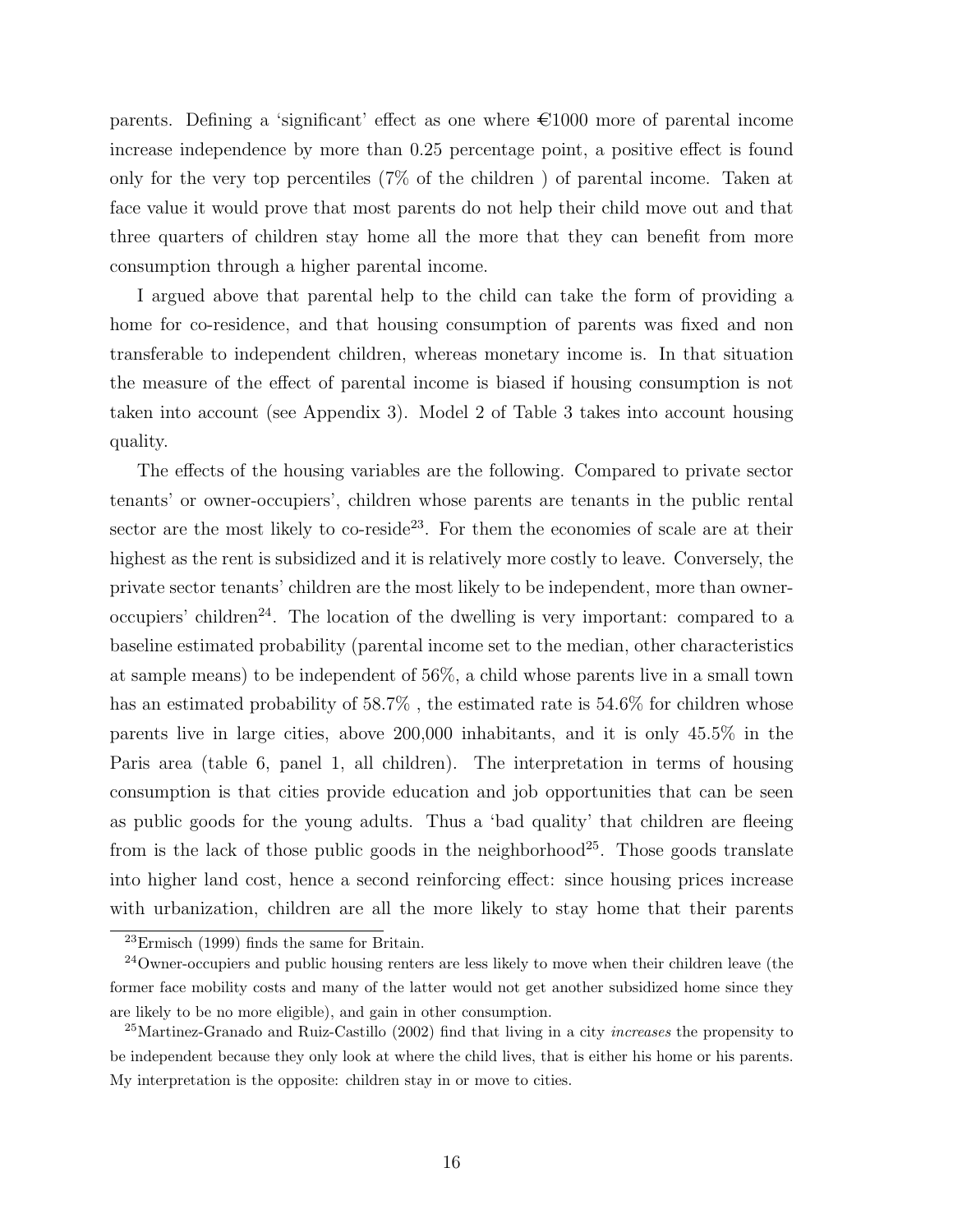parents. Defining a 'significant' effect as one where €1000 more of parental income increase independence by more than 0.25 percentage point, a positive effect is found only for the very top percentiles (7% of the children ) of parental income. Taken at face value it would prove that most parents do not help their child move out and that three quarters of children stay home all the more that they can benefit from more consumption through a higher parental income.

I argued above that parental help to the child can take the form of providing a home for co-residence, and that housing consumption of parents was fixed and non transferable to independent children, whereas monetary income is. In that situation the measure of the effect of parental income is biased if housing consumption is not taken into account (see Appendix 3). Model 2 of Table 3 takes into account housing quality.

The effects of the housing variables are the following. Compared to private sector tenants' or owner-occupiers', children whose parents are tenants in the public rental sector are the most likely to co-reside[23]. For them the economies of scale are at their highest as the rent is subsidized and it is relatively more costly to leave. Conversely, the private sector tenants' children are the most likely to be independent, more than owner-occupiers' children[24]. The location of the dwelling is very important: compared to a baseline estimated probability (parental income set to the median, other characteristics at sample means) to be independent of 56%, a child whose parents live in a small town has an estimated probability of 58.7% , the estimated rate is 54.6% for children whose parents live in large cities, above 200,000 inhabitants, and it is only 45.5% in the Paris area (table 6, panel 1, all children). The interpretation in terms of housing consumption is that cities provide education and job opportunities that can be seen as public goods for the young adults. Thus a 'bad quality' that children are fleeing from is the lack of those public goods in the neighborhood[25]. Those goods translate into higher land cost, hence a second reinforcing effect: since housing prices increase with urbanization, children are all the more likely to stay home that their parents

[23] Ermisch (1999) finds the same for Britain.

[24] Owner-occupiers and public housing renters are less likely to move when their children leave (the former face mobility costs and many of the latter would not get another subsidized home since they are likely to be no more eligible), and gain in other consumption.

[25] Martinez-Granado and Ruiz-Castillo (2002) find that living in a city *increases* the propensity to be independent because they only look at where the child lives, that is either his home or his parents. My interpretation is the opposite: children stay in or move to cities.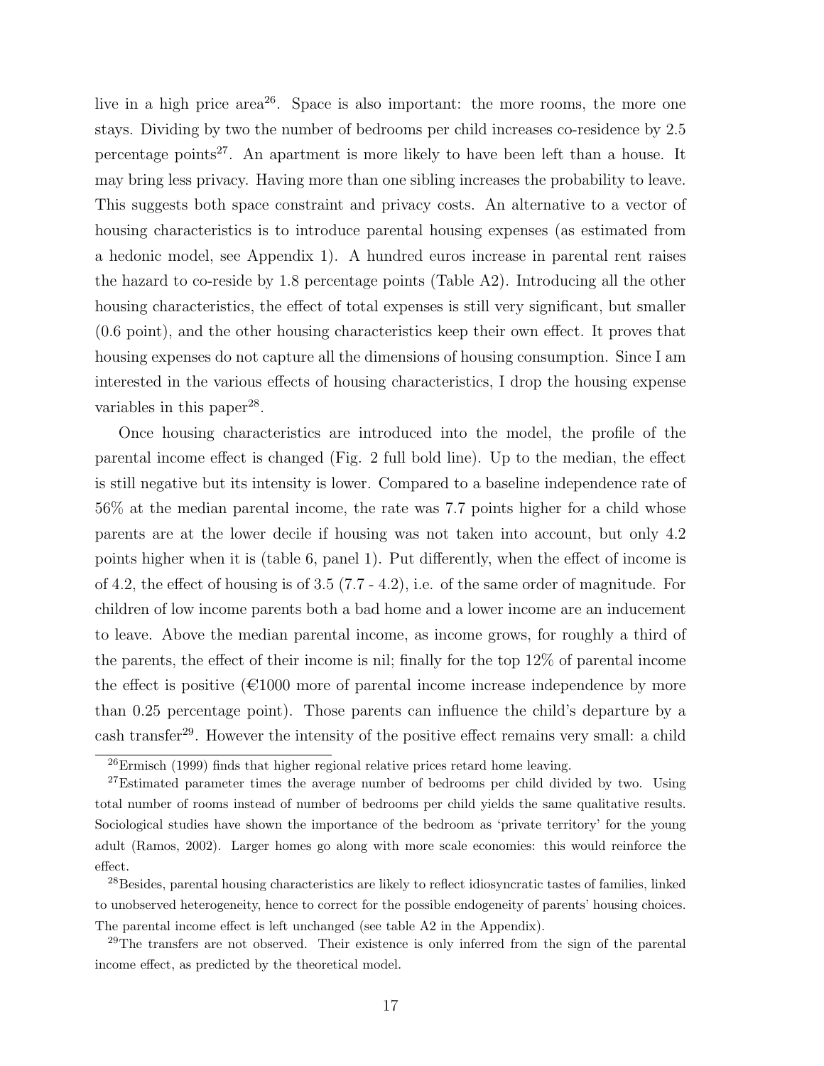live in a high price area[26]. Space is also important: the more rooms, the more one stays. Dividing by two the number of bedrooms per child increases co-residence by 2.5 percentage points[27]. An apartment is more likely to have been left than a house. It may bring less privacy. Having more than one sibling increases the probability to leave. This suggests both space constraint and privacy costs. An alternative to a vector of housing characteristics is to introduce parental housing expenses (as estimated from a hedonic model, see Appendix 1). A hundred euros increase in parental rent raises the hazard to co-reside by 1.8 percentage points (Table A2). Introducing all the other housing characteristics, the effect of total expenses is still very significant, but smaller (0.6 point), and the other housing characteristics keep their own effect. It proves that housing expenses do not capture all the dimensions of housing consumption. Since I am interested in the various effects of housing characteristics, I drop the housing expense variables in this paper[28].

Once housing characteristics are introduced into the model, the profile of the parental income effect is changed (Fig. 2 full bold line). Up to the median, the effect is still negative but its intensity is lower. Compared to a baseline independence rate of 56% at the median parental income, the rate was 7.7 points higher for a child whose parents are at the lower decile if housing was not taken into account, but only 4.2 points higher when it is (table 6, panel 1). Put differently, when the effect of income is of 4.2, the effect of housing is of 3.5 (7.7 - 4.2), i.e. of the same order of magnitude. For children of low income parents both a bad home and a lower income are an inducement to leave. Above the median parental income, as income grows, for roughly a third of the parents, the effect of their income is nil; finally for the top 12% of parental income the effect is positive (€1000 more of parental income increase independence by more than 0.25 percentage point). Those parents can influence the child's departure by a cash transfer[29]. However the intensity of the positive effect remains very small: a child

[26] Ermisch (1999) finds that higher regional relative prices retard home leaving.

[27] Estimated parameter times the average number of bedrooms per child divided by two. Using total number of rooms instead of number of bedrooms per child yields the same qualitative results. Sociological studies have shown the importance of the bedroom as 'private territory' for the young adult (Ramos, 2002). Larger homes go along with more scale economies: this would reinforce the effect.

[28] Besides, parental housing characteristics are likely to reflect idiosyncratic tastes of families, linked to unobserved heterogeneity, hence to correct for the possible endogeneity of parents' housing choices. The parental income effect is left unchanged (see table A2 in the Appendix).

[29] The transfers are not observed. Their existence is only inferred from the sign of the parental income effect, as predicted by the theoretical model.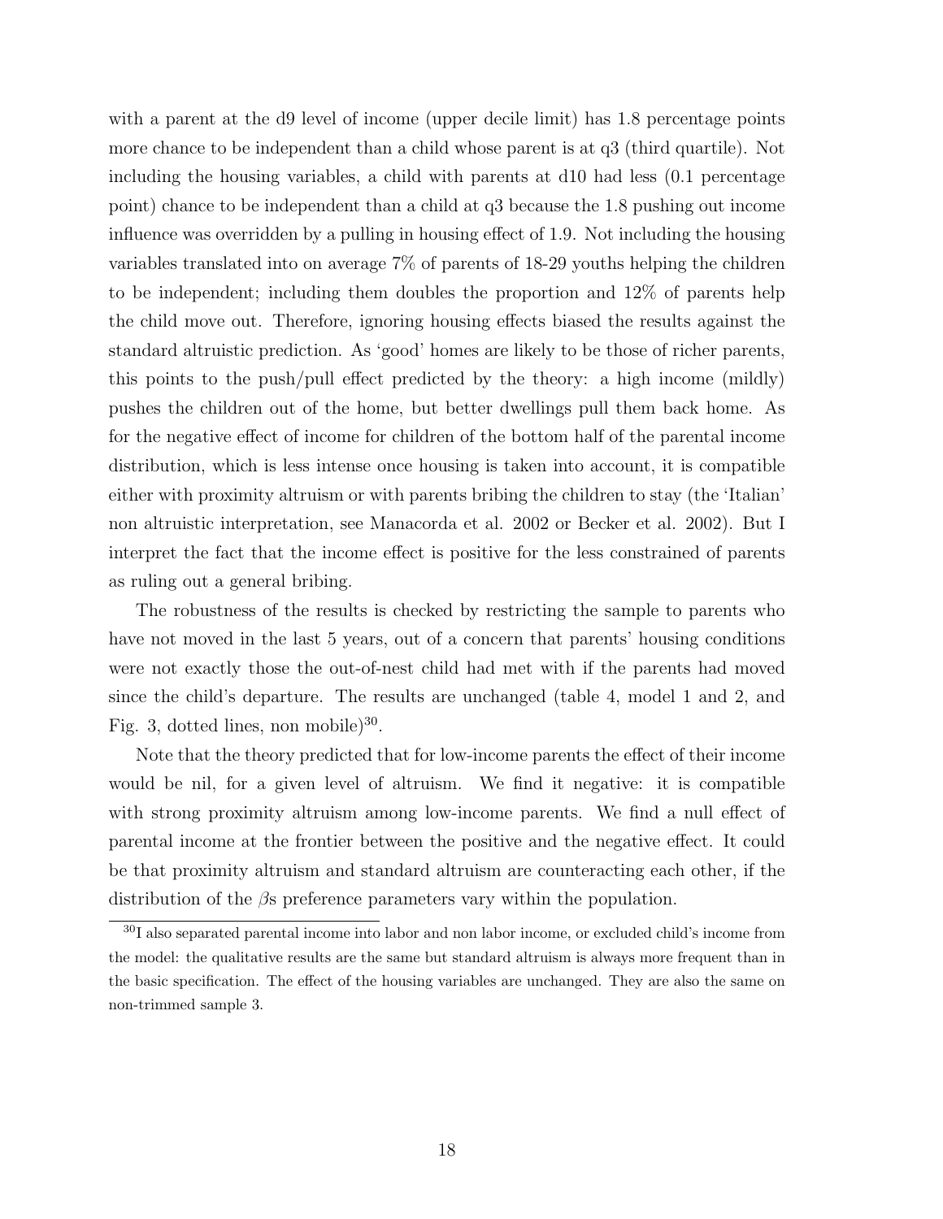with a parent at the d9 level of income (upper decile limit) has 1.8 percentage points more chance to be independent than a child whose parent is at q3 (third quartile). Not including the housing variables, a child with parents at d10 had less (0.1 percentage point) chance to be independent than a child at q3 because the 1.8 pushing out income influence was overridden by a pulling in housing effect of 1.9. Not including the housing variables translated into on average 7% of parents of 18-29 youths helping the children to be independent; including them doubles the proportion and 12% of parents help the child move out. Therefore, ignoring housing effects biased the results against the standard altruistic prediction. As 'good' homes are likely to be those of richer parents, this points to the push/pull effect predicted by the theory: a high income (mildly) pushes the children out of the home, but better dwellings pull them back home. As for the negative effect of income for children of the bottom half of the parental income distribution, which is less intense once housing is taken into account, it is compatible either with proximity altruism or with parents bribing the children to stay (the 'Italian' non altruistic interpretation, see Manacorda et al. 2002 or Becker et al. 2002). But I interpret the fact that the income effect is positive for the less constrained of parents as ruling out a general bribing.

The robustness of the results is checked by restricting the sample to parents who have not moved in the last 5 years, out of a concern that parents' housing conditions were not exactly those the out-of-nest child had met with if the parents had moved since the child's departure. The results are unchanged (table 4, model 1 and 2, and Fig. 3, dotted lines, non mobile)[30].

Note that the theory predicted that for low-income parents the effect of their income would be nil, for a given level of altruism. We find it negative: it is compatible with strong proximity altruism among low-income parents. We find a null effect of parental income at the frontier between the positive and the negative effect. It could be that proximity altruism and standard altruism are counteracting each other, if the distribution of the $\beta$s preference parameters vary within the population.

[30] I also separated parental income into labor and non labor income, or excluded child's income from the model: the qualitative results are the same but standard altruism is always more frequent than in the basic specification. The effect of the housing variables are unchanged. They are also the same on non-trimmed sample 3.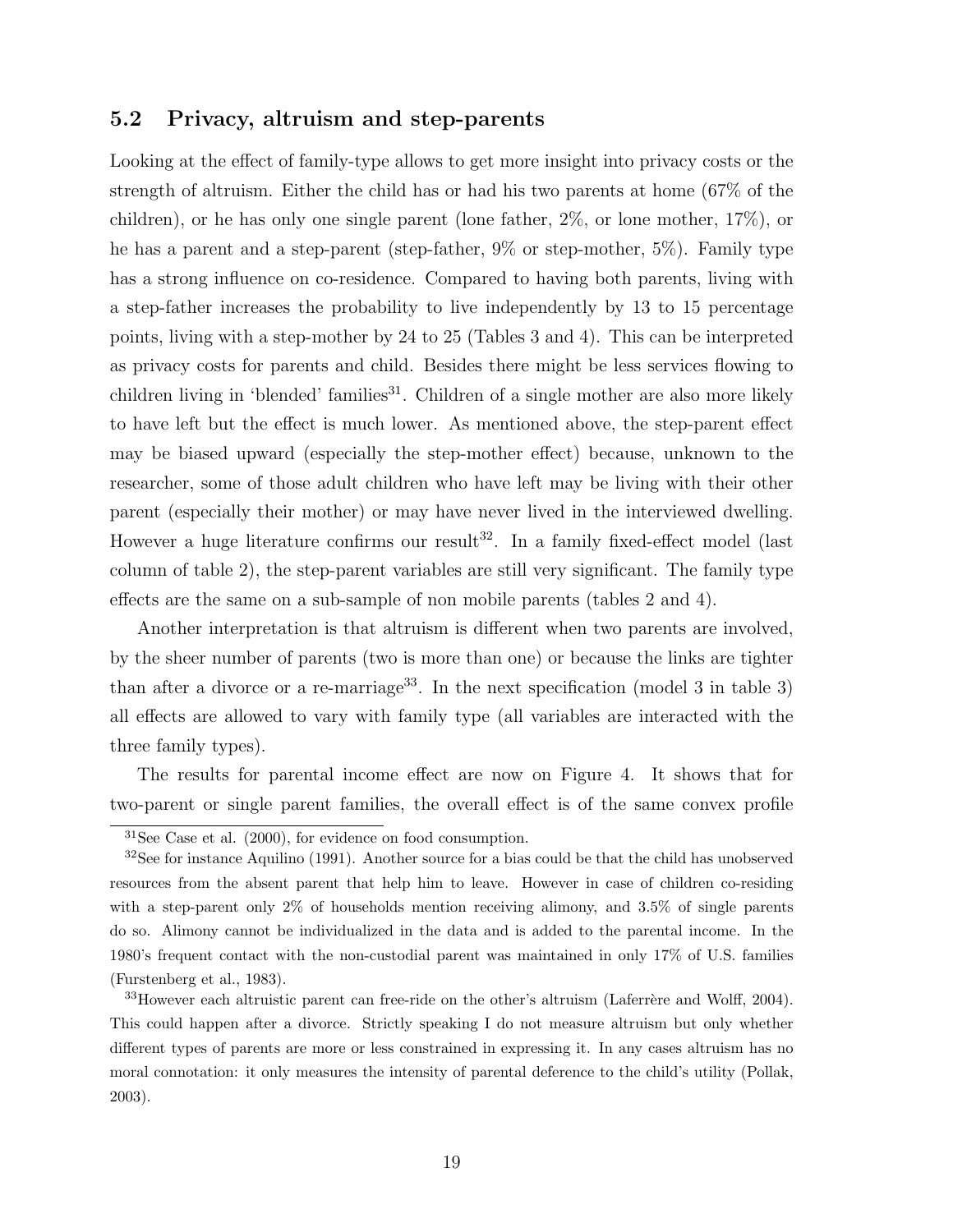## 5.2 Privacy, altruism and step-parents

Looking at the effect of family-type allows to get more insight into privacy costs or the strength of altruism. Either the child has or had his two parents at home (67% of the children), or he has only one single parent (lone father, 2%, or lone mother, 17%), or he has a parent and a step-parent (step-father, 9% or step-mother, 5%). Family type has a strong influence on co-residence. Compared to having both parents, living with a step-father increases the probability to live independently by 13 to 15 percentage points, living with a step-mother by 24 to 25 (Tables 3 and 4). This can be interpreted as privacy costs for parents and child. Besides there might be less services flowing to children living in 'blended' families[31]. Children of a single mother are also more likely to have left but the effect is much lower. As mentioned above, the step-parent effect may be biased upward (especially the step-mother effect) because, unknown to the researcher, some of those adult children who have left may be living with their other parent (especially their mother) or may have never lived in the interviewed dwelling. However a huge literature confirms our result[32]. In a family fixed-effect model (last column of table 2), the step-parent variables are still very significant. The family type effects are the same on a sub-sample of non mobile parents (tables 2 and 4).

Another interpretation is that altruism is different when two parents are involved, by the sheer number of parents (two is more than one) or because the links are tighter than after a divorce or a re-marriage[33]. In the next specification (model 3 in table 3) all effects are allowed to vary with family type (all variables are interacted with the three family types).

The results for parental income effect are now on Figure 4. It shows that for two-parent or single parent families, the overall effect is of the same convex profile

---

[31] See Case et al. (2000), for evidence on food consumption.

[32] See for instance Aquilino (1991). Another source for a bias could be that the child has unobserved resources from the absent parent that help him to leave. However in case of children co-residing with a step-parent only 2% of households mention receiving alimony, and 3.5% of single parents do so. Alimony cannot be individualized in the data and is added to the parental income. In the 1980's frequent contact with the non-custodial parent was maintained in only 17% of U.S. families (Furstenberg et al., 1983).

[33] However each altruistic parent can free-ride on the other's altruism (Laferrère and Wolff, 2004). This could happen after a divorce. Strictly speaking I do not measure altruism but only whether different types of parents are more or less constrained in expressing it. In any cases altruism has no moral connotation: it only measures the intensity of parental deference to the child's utility (Pollak, 2003).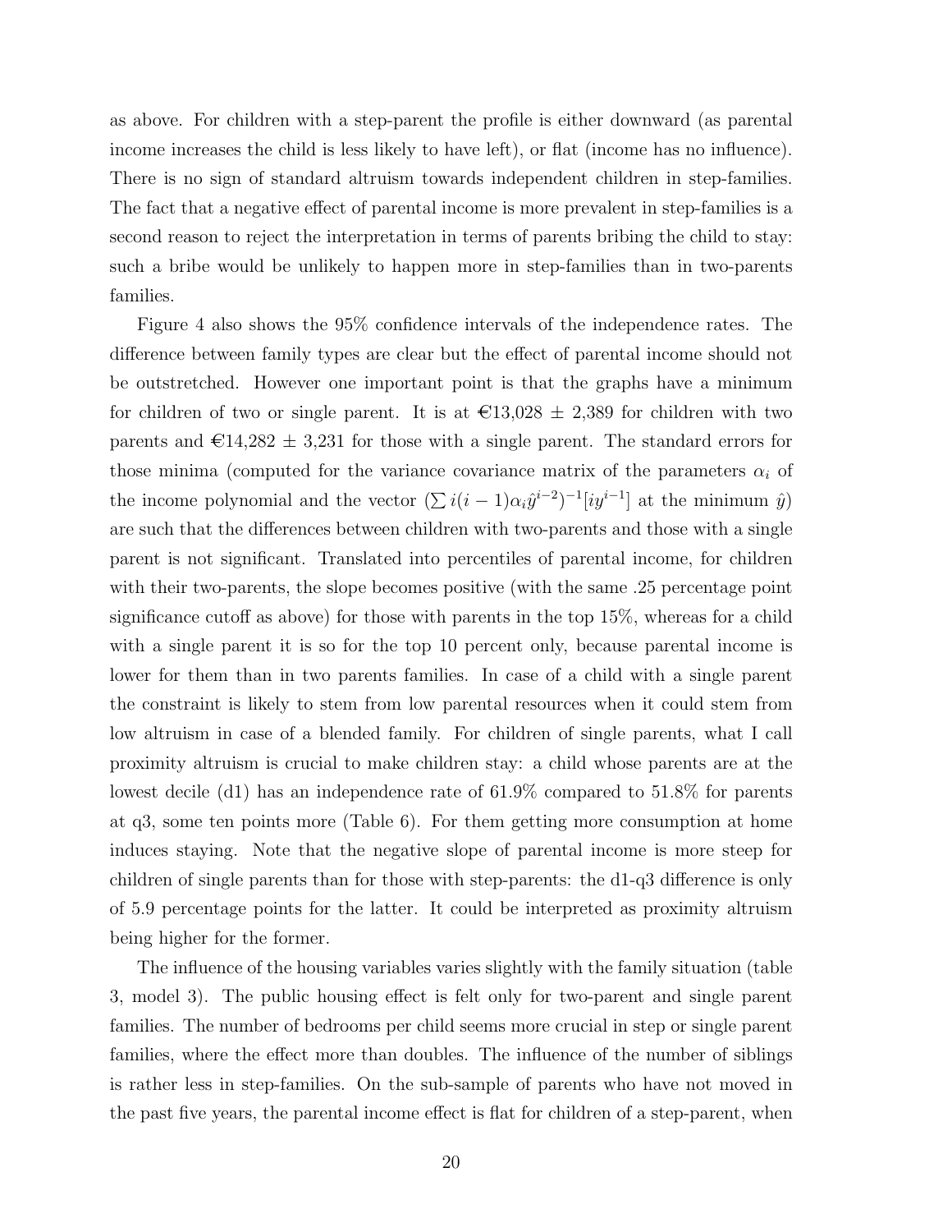as above. For children with a step-parent the profile is either downward (as parental income increases the child is less likely to have left), or flat (income has no influence). There is no sign of standard altruism towards independent children in step-families. The fact that a negative effect of parental income is more prevalent in step-families is a second reason to reject the interpretation in terms of parents bribing the child to stay: such a bribe would be unlikely to happen more in step-families than in two-parents families.

Figure 4 also shows the 95% confidence intervals of the independence rates. The difference between family types are clear but the effect of parental income should not be outstretched. However one important point is that the graphs have a minimum for children of two or single parent. It is at €13,028 ± 2,389 for children with two parents and €14,282 ± 3,231 for those with a single parent. The standard errors for those minima (computed for the variance covariance matrix of the parameters $\alpha_i$ of the income polynomial and the vector $(\sum i(i-1)\alpha_i \hat{y}^{i-2})^{-1}[iy^{i-1}]$ at the minimum $\hat{y}$) are such that the differences between children with two-parents and those with a single parent is not significant. Translated into percentiles of parental income, for children with their two-parents, the slope becomes positive (with the same .25 percentage point significance cutoff as above) for those with parents in the top 15%, whereas for a child with a single parent it is so for the top 10 percent only, because parental income is lower for them than in two parents families. In case of a child with a single parent the constraint is likely to stem from low parental resources when it could stem from low altruism in case of a blended family. For children of single parents, what I call proximity altruism is crucial to make children stay: a child whose parents are at the lowest decile (d1) has an independence rate of 61.9% compared to 51.8% for parents at q3, some ten points more (Table 6). For them getting more consumption at home induces staying. Note that the negative slope of parental income is more steep for children of single parents than for those with step-parents: the d1-q3 difference is only of 5.9 percentage points for the latter. It could be interpreted as proximity altruism being higher for the former.

The influence of the housing variables varies slightly with the family situation (table 3, model 3). The public housing effect is felt only for two-parent and single parent families. The number of bedrooms per child seems more crucial in step or single parent families, where the effect more than doubles. The influence of the number of siblings is rather less in step-families. On the sub-sample of parents who have not moved in the past five years, the parental income effect is flat for children of a step-parent, when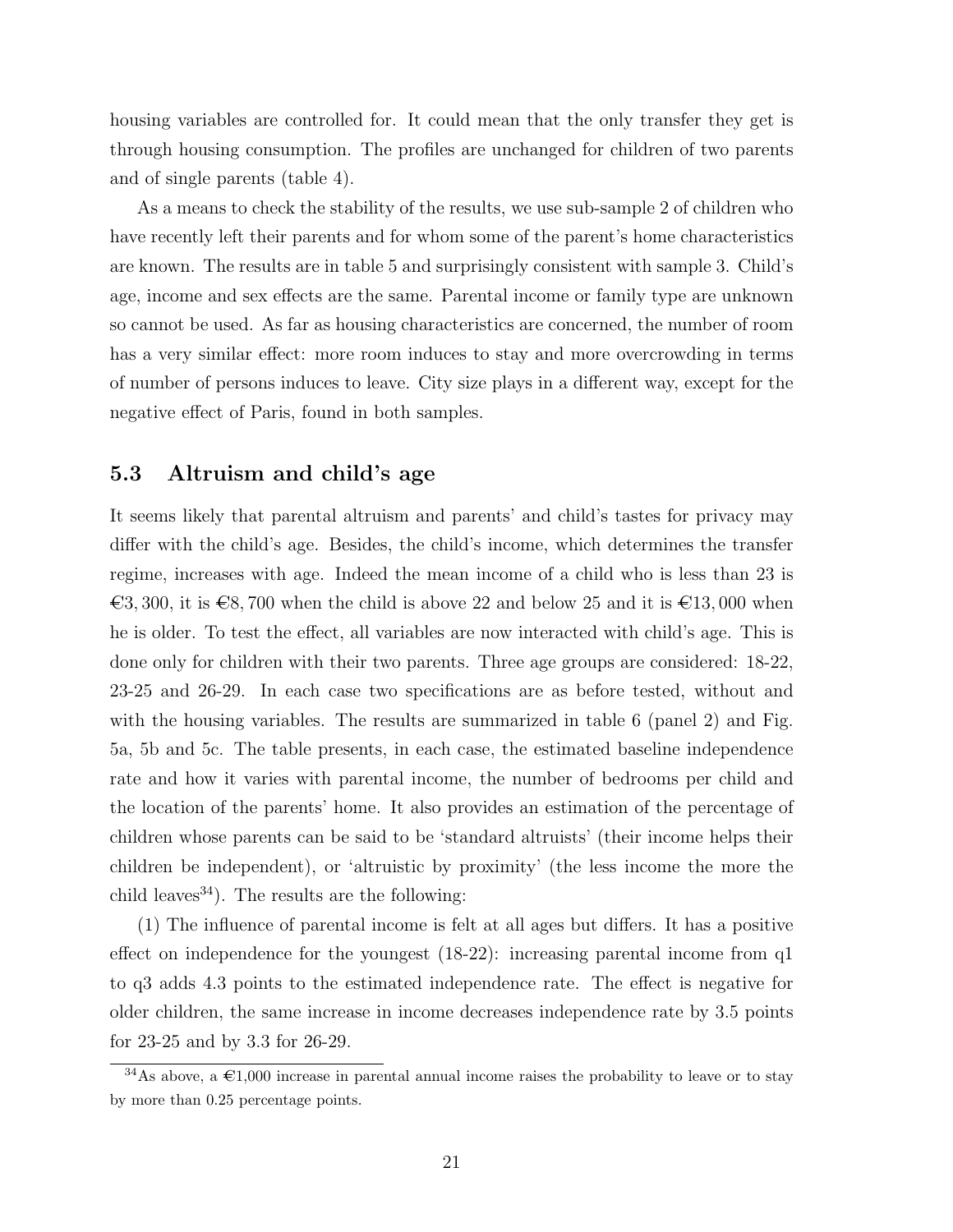housing variables are controlled for. It could mean that the only transfer they get is through housing consumption. The profiles are unchanged for children of two parents and of single parents (table 4).

As a means to check the stability of the results, we use sub-sample 2 of children who have recently left their parents and for whom some of the parent's home characteristics are known. The results are in table 5 and surprisingly consistent with sample 3. Child's age, income and sex effects are the same. Parental income or family type are unknown so cannot be used. As far as housing characteristics are concerned, the number of room has a very similar effect: more room induces to stay and more overcrowding in terms of number of persons induces to leave. City size plays in a different way, except for the negative effect of Paris, found in both samples.

## 5.3 Altruism and child's age

It seems likely that parental altruism and parents' and child's tastes for privacy may differ with the child's age. Besides, the child's income, which determines the transfer regime, increases with age. Indeed the mean income of a child who is less than 23 is €3,300, it is €8,700 when the child is above 22 and below 25 and it is €13,000 when he is older. To test the effect, all variables are now interacted with child's age. This is done only for children with their two parents. Three age groups are considered: 18-22, 23-25 and 26-29. In each case two specifications are as before tested, without and with the housing variables. The results are summarized in table 6 (panel 2) and Fig. 5a, 5b and 5c. The table presents, in each case, the estimated baseline independence rate and how it varies with parental income, the number of bedrooms per child and the location of the parents' home. It also provides an estimation of the percentage of children whose parents can be said to be 'standard altruists' (their income helps their children be independent), or 'altruistic by proximity' (the less income the more the child leaves[34]). The results are the following:

(1) The influence of parental income is felt at all ages but differs. It has a positive effect on independence for the youngest (18-22): increasing parental income from q1 to q3 adds 4.3 points to the estimated independence rate. The effect is negative for older children, the same increase in income decreases independence rate by 3.5 points for 23-25 and by 3.3 for 26-29.

[34] As above, a €1,000 increase in parental annual income raises the probability to leave or to stay by more than 0.25 percentage points.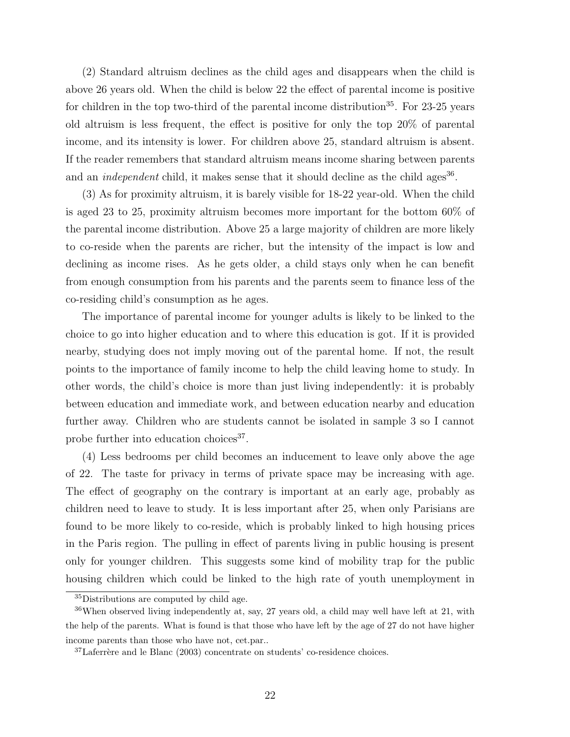(2) Standard altruism declines as the child ages and disappears when the child is above 26 years old. When the child is below 22 the effect of parental income is positive for children in the top two-third of the parental income distribution[35]. For 23-25 years old altruism is less frequent, the effect is positive for only the top 20% of parental income, and its intensity is lower. For children above 25, standard altruism is absent. If the reader remembers that standard altruism means income sharing between parents and an *independent* child, it makes sense that it should decline as the child ages[36].

(3) As for proximity altruism, it is barely visible for 18-22 year-old. When the child is aged 23 to 25, proximity altruism becomes more important for the bottom 60% of the parental income distribution. Above 25 a large majority of children are more likely to co-reside when the parents are richer, but the intensity of the impact is low and declining as income rises. As he gets older, a child stays only when he can benefit from enough consumption from his parents and the parents seem to finance less of the co-residing child's consumption as he ages.

The importance of parental income for younger adults is likely to be linked to the choice to go into higher education and to where this education is got. If it is provided nearby, studying does not imply moving out of the parental home. If not, the result points to the importance of family income to help the child leaving home to study. In other words, the child's choice is more than just living independently: it is probably between education and immediate work, and between education nearby and education further away. Children who are students cannot be isolated in sample 3 so I cannot probe further into education choices[37].

(4) Less bedrooms per child becomes an inducement to leave only above the age of 22. The taste for privacy in terms of private space may be increasing with age. The effect of geography on the contrary is important at an early age, probably as children need to leave to study. It is less important after 25, when only Parisians are found to be more likely to co-reside, which is probably linked to high housing prices in the Paris region. The pulling in effect of parents living in public housing is present only for younger children. This suggests some kind of mobility trap for the public housing children which could be linked to the high rate of youth unemployment in

[35] Distributions are computed by child age.

[36] When observed living independently at, say, 27 years old, a child may well have left at 21, with the help of the parents. What is found is that those who have left by the age of 27 do not have higher income parents than those who have not, cet.par..

[37] Laferrère and le Blanc (2003) concentrate on students' co-residence choices.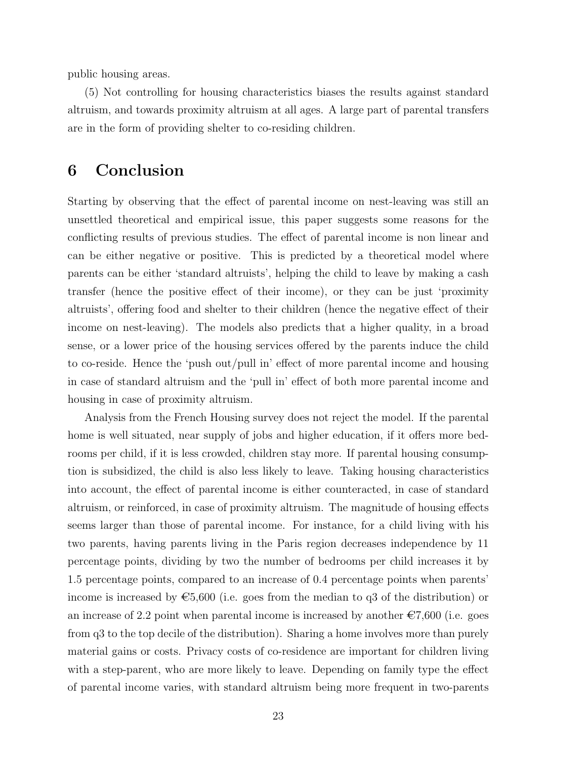public housing areas.

(5) Not controlling for housing characteristics biases the results against standard altruism, and towards proximity altruism at all ages. A large part of parental transfers are in the form of providing shelter to co-residing children.

# 6 Conclusion

Starting by observing that the effect of parental income on nest-leaving was still an unsettled theoretical and empirical issue, this paper suggests some reasons for the conflicting results of previous studies. The effect of parental income is non linear and can be either negative or positive. This is predicted by a theoretical model where parents can be either 'standard altruists', helping the child to leave by making a cash transfer (hence the positive effect of their income), or they can be just 'proximity altruists', offering food and shelter to their children (hence the negative effect of their income on nest-leaving). The models also predicts that a higher quality, in a broad sense, or a lower price of the housing services offered by the parents induce the child to co-reside. Hence the 'push out/pull in' effect of more parental income and housing in case of standard altruism and the 'pull in' effect of both more parental income and housing in case of proximity altruism.

Analysis from the French Housing survey does not reject the model. If the parental home is well situated, near supply of jobs and higher education, if it offers more bedrooms per child, if it is less crowded, children stay more. If parental housing consumption is subsidized, the child is also less likely to leave. Taking housing characteristics into account, the effect of parental income is either counteracted, in case of standard altruism, or reinforced, in case of proximity altruism. The magnitude of housing effects seems larger than those of parental income. For instance, for a child living with his two parents, having parents living in the Paris region decreases independence by 11 percentage points, dividing by two the number of bedrooms per child increases it by 1.5 percentage points, compared to an increase of 0.4 percentage points when parents' income is increased by €5,600 (i.e. goes from the median to q3 of the distribution) or an increase of 2.2 point when parental income is increased by another €7,600 (i.e. goes from q3 to the top decile of the distribution). Sharing a home involves more than purely material gains or costs. Privacy costs of co-residence are important for children living with a step-parent, who are more likely to leave. Depending on family type the effect of parental income varies, with standard altruism being more frequent in two-parents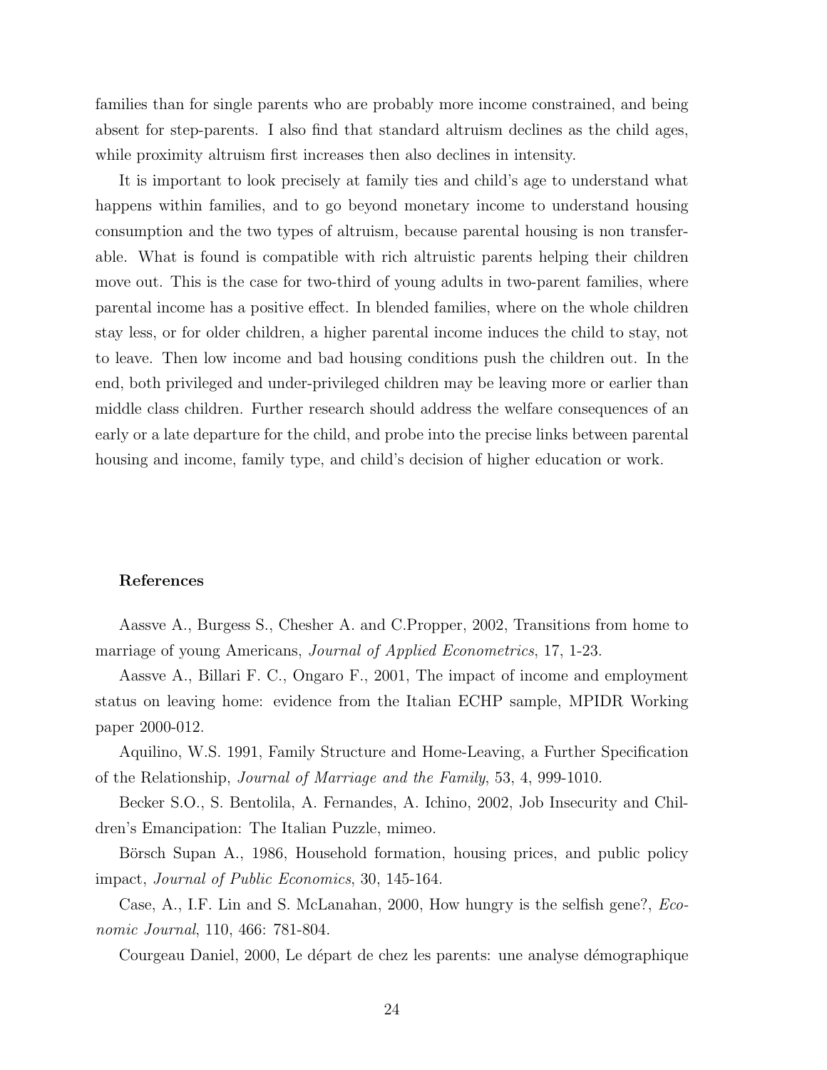families than for single parents who are probably more income constrained, and being absent for step-parents. I also find that standard altruism declines as the child ages, while proximity altruism first increases then also declines in intensity.

It is important to look precisely at family ties and child's age to understand what happens within families, and to go beyond monetary income to understand housing consumption and the two types of altruism, because parental housing is non transferable. What is found is compatible with rich altruistic parents helping their children move out. This is the case for two-third of young adults in two-parent families, where parental income has a positive effect. In blended families, where on the whole children stay less, or for older children, a higher parental income induces the child to stay, not to leave. Then low income and bad housing conditions push the children out. In the end, both privileged and under-privileged children may be leaving more or earlier than middle class children. Further research should address the welfare consequences of an early or a late departure for the child, and probe into the precise links between parental housing and income, family type, and child's decision of higher education or work.

## References

Aassve A., Burgess S., Chesher A. and C.Propper, 2002, Transitions from home to marriage of young Americans, *Journal of Applied Econometrics*, 17, 1-23.

Aassve A., Billari F. C., Ongaro F., 2001, The impact of income and employment status on leaving home: evidence from the Italian ECHP sample, MPIDR Working paper 2000-012.

Aquilino, W.S. 1991, Family Structure and Home-Leaving, a Further Specification of the Relationship, *Journal of Marriage and the Family*, 53, 4, 999-1010.

Becker S.O., S. Bentolila, A. Fernandes, A. Ichino, 2002, Job Insecurity and Children's Emancipation: The Italian Puzzle, mimeo.

Börsch Supan A., 1986, Household formation, housing prices, and public policy impact, *Journal of Public Economics*, 30, 145-164.

Case, A., I.F. Lin and S. McLanahan, 2000, How hungry is the selfish gene?, *Economic Journal*, 110, 466: 781-804.

Courgeau Daniel, 2000, Le départ de chez les parents: une analyse démographique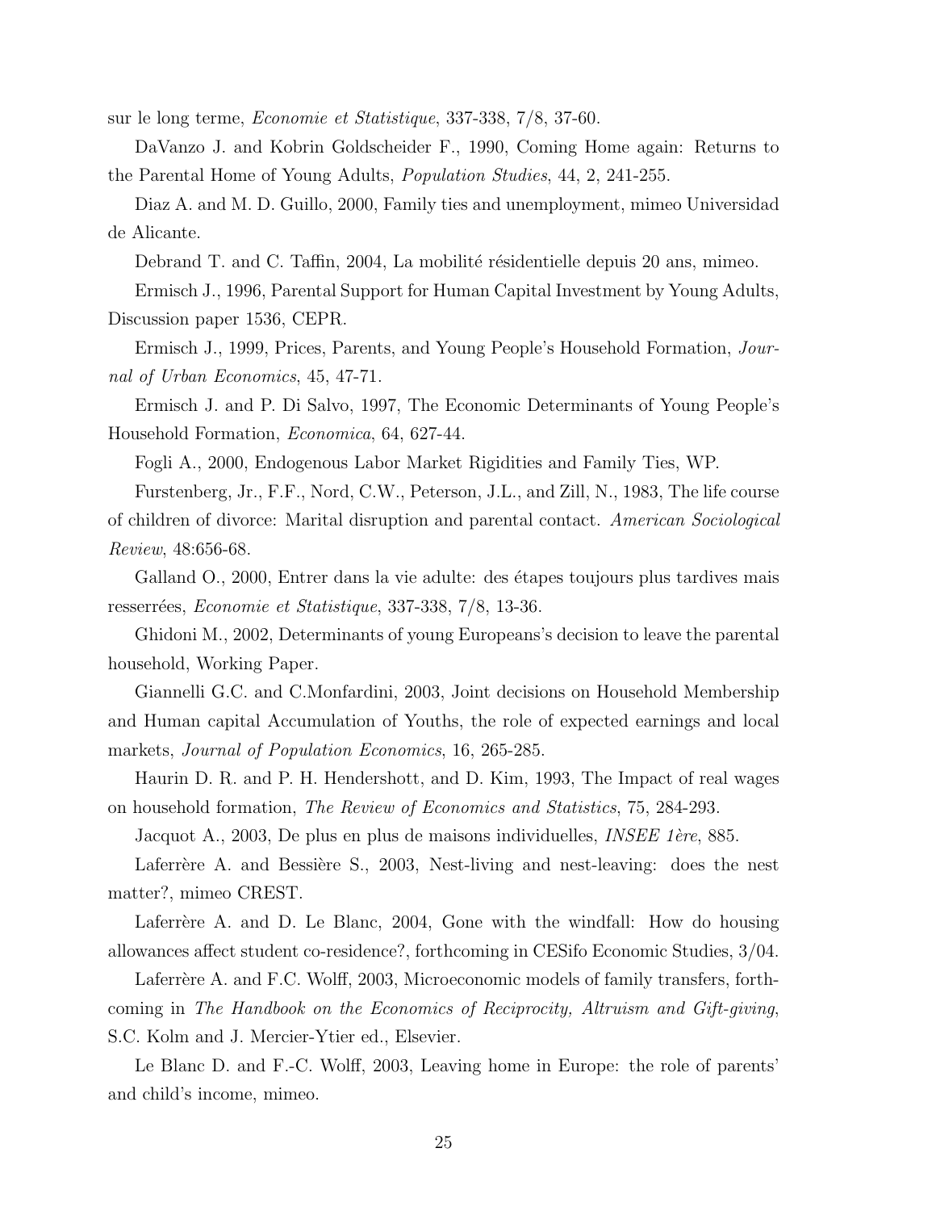sur le long terme, *Economie et Statistique*, 337-338, 7/8, 37-60.

DaVanzo J. and Kobrin Goldscheider F., 1990, Coming Home again: Returns to the Parental Home of Young Adults, *Population Studies*, 44, 2, 241-255.

Diaz A. and M. D. Guillo, 2000, Family ties and unemployment, mimeo Universidad de Alicante.

Debrand T. and C. Taffin, 2004, La mobilité résidentielle depuis 20 ans, mimeo.

Ermisch J., 1996, Parental Support for Human Capital Investment by Young Adults, Discussion paper 1536, CEPR.

Ermisch J., 1999, Prices, Parents, and Young People's Household Formation, *Journal of Urban Economics*, 45, 47-71.

Ermisch J. and P. Di Salvo, 1997, The Economic Determinants of Young People's Household Formation, *Economica*, 64, 627-44.

Fogli A., 2000, Endogenous Labor Market Rigidities and Family Ties, WP.

Furstenberg, Jr., F.F., Nord, C.W., Peterson, J.L., and Zill, N., 1983, The life course of children of divorce: Marital disruption and parental contact. *American Sociological Review*, 48:656-68.

Galland O., 2000, Entrer dans la vie adulte: des étapes toujours plus tardives mais resserrées, *Economie et Statistique*, 337-338, 7/8, 13-36.

Ghidoni M., 2002, Determinants of young Europeans's decision to leave the parental household, Working Paper.

Giannelli G.C. and C.Monfardini, 2003, Joint decisions on Household Membership and Human capital Accumulation of Youths, the role of expected earnings and local markets, *Journal of Population Economics*, 16, 265-285.

Haurin D. R. and P. H. Hendershott, and D. Kim, 1993, The Impact of real wages on household formation, *The Review of Economics and Statistics*, 75, 284-293.

Jacquot A., 2003, De plus en plus de maisons individuelles, *INSEE 1ère*, 885.

Laferrère A. and Bessière S., 2003, Nest-living and nest-leaving: does the nest matter?, mimeo CREST.

Laferrère A. and D. Le Blanc, 2004, Gone with the windfall: How do housing allowances affect student co-residence?, forthcoming in CESifo Economic Studies, 3/04.

Laferrère A. and F.C. Wolff, 2003, Microeconomic models of family transfers, forthcoming in *The Handbook on the Economics of Reciprocity, Altruism and Gift-giving*, S.C. Kolm and J. Mercier-Ytier ed., Elsevier.

Le Blanc D. and F.-C. Wolff, 2003, Leaving home in Europe: the role of parents' and child's income, mimeo.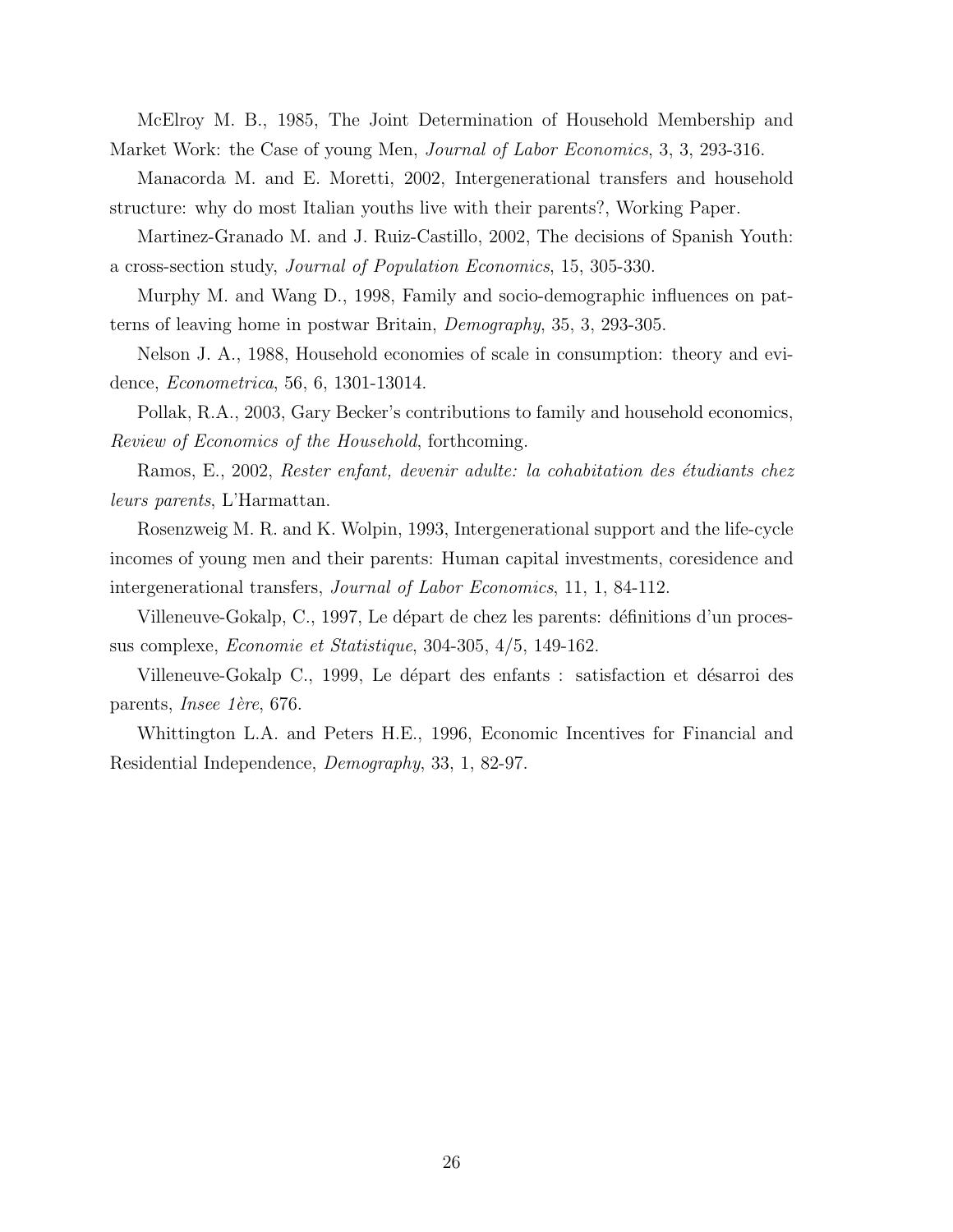McElroy M. B., 1985, The Joint Determination of Household Membership and Market Work: the Case of young Men, *Journal of Labor Economics*, 3, 3, 293-316.

Manacorda M. and E. Moretti, 2002, Intergenerational transfers and household structure: why do most Italian youths live with their parents?, Working Paper.

Martinez-Granado M. and J. Ruiz-Castillo, 2002, The decisions of Spanish Youth: a cross-section study, *Journal of Population Economics*, 15, 305-330.

Murphy M. and Wang D., 1998, Family and socio-demographic influences on patterns of leaving home in postwar Britain, *Demography*, 35, 3, 293-305.

Nelson J. A., 1988, Household economies of scale in consumption: theory and evidence, *Econometrica*, 56, 6, 1301-13014.

Pollak, R.A., 2003, Gary Becker's contributions to family and household economics, *Review of Economics of the Household*, forthcoming.

Ramos, E., 2002, *Rester enfant, devenir adulte: la cohabitation des étudiants chez leurs parents*, L'Harmattan.

Rosenzweig M. R. and K. Wolpin, 1993, Intergenerational support and the life-cycle incomes of young men and their parents: Human capital investments, coresidence and intergenerational transfers, *Journal of Labor Economics*, 11, 1, 84-112.

Villeneuve-Gokalp, C., 1997, Le départ de chez les parents: définitions d'un processus complexe, *Economie et Statistique*, 304-305, 4/5, 149-162.

Villeneuve-Gokalp C., 1999, Le départ des enfants : satisfaction et désarroi des parents, *Insee 1ère*, 676.

Whittington L.A. and Peters H.E., 1996, Economic Incentives for Financial and Residential Independence, *Demography*, 33, 1, 82-97.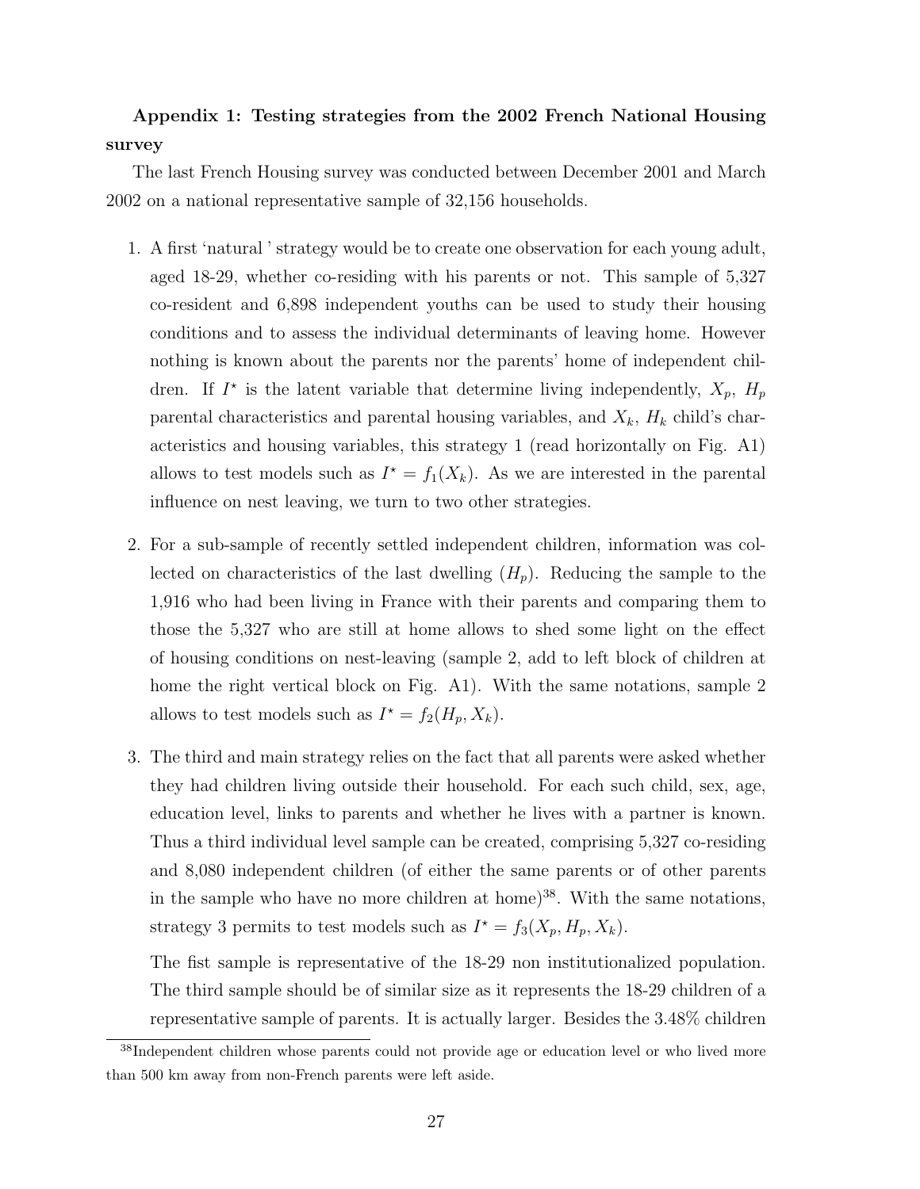## Appendix 1: Testing strategies from the 2002 French National Housing survey

The last French Housing survey was conducted between December 2001 and March 2002 on a national representative sample of 32,156 households.

1. A first 'natural ' strategy would be to create one observation for each young adult, aged 18-29, whether co-residing with his parents or not. This sample of 5,327 co-resident and 6,898 independent youths can be used to study their housing conditions and to assess the individual determinants of leaving home. However nothing is known about the parents nor the parents' home of independent children. If $I^\star$ is the latent variable that determine living independently, $X_p$, $H_p$ parental characteristics and parental housing variables, and $X_k$, $H_k$ child's characteristics and housing variables, this strategy 1 (read horizontally on Fig. A1) allows to test models such as $I^\star = f_1(X_k)$. As we are interested in the parental influence on nest leaving, we turn to two other strategies.

2. For a sub-sample of recently settled independent children, information was collected on characteristics of the last dwelling ($H_p$). Reducing the sample to the 1,916 who had been living in France with their parents and comparing them to those the 5,327 who are still at home allows to shed some light on the effect of housing conditions on nest-leaving (sample 2, add to left block of children at home the right vertical block on Fig. A1). With the same notations, sample 2 allows to test models such as $I^\star = f_2(H_p, X_k)$.

3. The third and main strategy relies on the fact that all parents were asked whether they had children living outside their household. For each such child, sex, age, education level, links to parents and whether he lives with a partner is known. Thus a third individual level sample can be created, comprising 5,327 co-residing and 8,080 independent children (of either the same parents or of other parents in the sample who have no more children at home)[38]. With the same notations, strategy 3 permits to test models such as $I^\star = f_3(X_p, H_p, X_k)$.

   The fist sample is representative of the 18-29 non institutionalized population. The third sample should be of similar size as it represents the 18-29 children of a representative sample of parents. It is actually larger. Besides the 3.48% children

[38] Independent children whose parents could not provide age or education level or who lived more than 500 km away from non-French parents were left aside.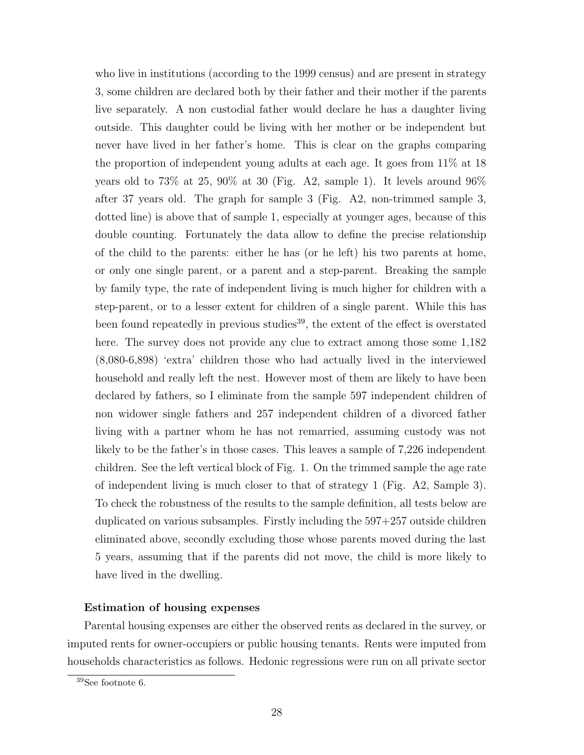who live in institutions (according to the 1999 census) and are present in strategy 3, some children are declared both by their father and their mother if the parents live separately. A non custodial father would declare he has a daughter living outside. This daughter could be living with her mother or be independent but never have lived in her father's home. This is clear on the graphs comparing the proportion of independent young adults at each age. It goes from 11% at 18 years old to 73% at 25, 90% at 30 (Fig. A2, sample 1). It levels around 96% after 37 years old. The graph for sample 3 (Fig. A2, non-trimmed sample 3, dotted line) is above that of sample 1, especially at younger ages, because of this double counting. Fortunately the data allow to define the precise relationship of the child to the parents: either he has (or he left) his two parents at home, or only one single parent, or a parent and a step-parent. Breaking the sample by family type, the rate of independent living is much higher for children with a step-parent, or to a lesser extent for children of a single parent. While this has been found repeatedly in previous studies[39], the extent of the effect is overstated here. The survey does not provide any clue to extract among those some 1,182 (8,080-6,898) 'extra' children those who had actually lived in the interviewed household and really left the nest. However most of them are likely to have been declared by fathers, so I eliminate from the sample 597 independent children of non widower single fathers and 257 independent children of a divorced father living with a partner whom he has not remarried, assuming custody was not likely to be the father's in those cases. This leaves a sample of 7,226 independent children. See the left vertical block of Fig. 1. On the trimmed sample the age rate of independent living is much closer to that of strategy 1 (Fig. A2, Sample 3). To check the robustness of the results to the sample definition, all tests below are duplicated on various subsamples. Firstly including the 597+257 outside children eliminated above, secondly excluding those whose parents moved during the last 5 years, assuming that if the parents did not move, the child is more likely to have lived in the dwelling.

**Estimation of housing expenses**

Parental housing expenses are either the observed rents as declared in the survey, or imputed rents for owner-occupiers or public housing tenants. Rents were imputed from households characteristics as follows. Hedonic regressions were run on all private sector

[39] See footnote 6.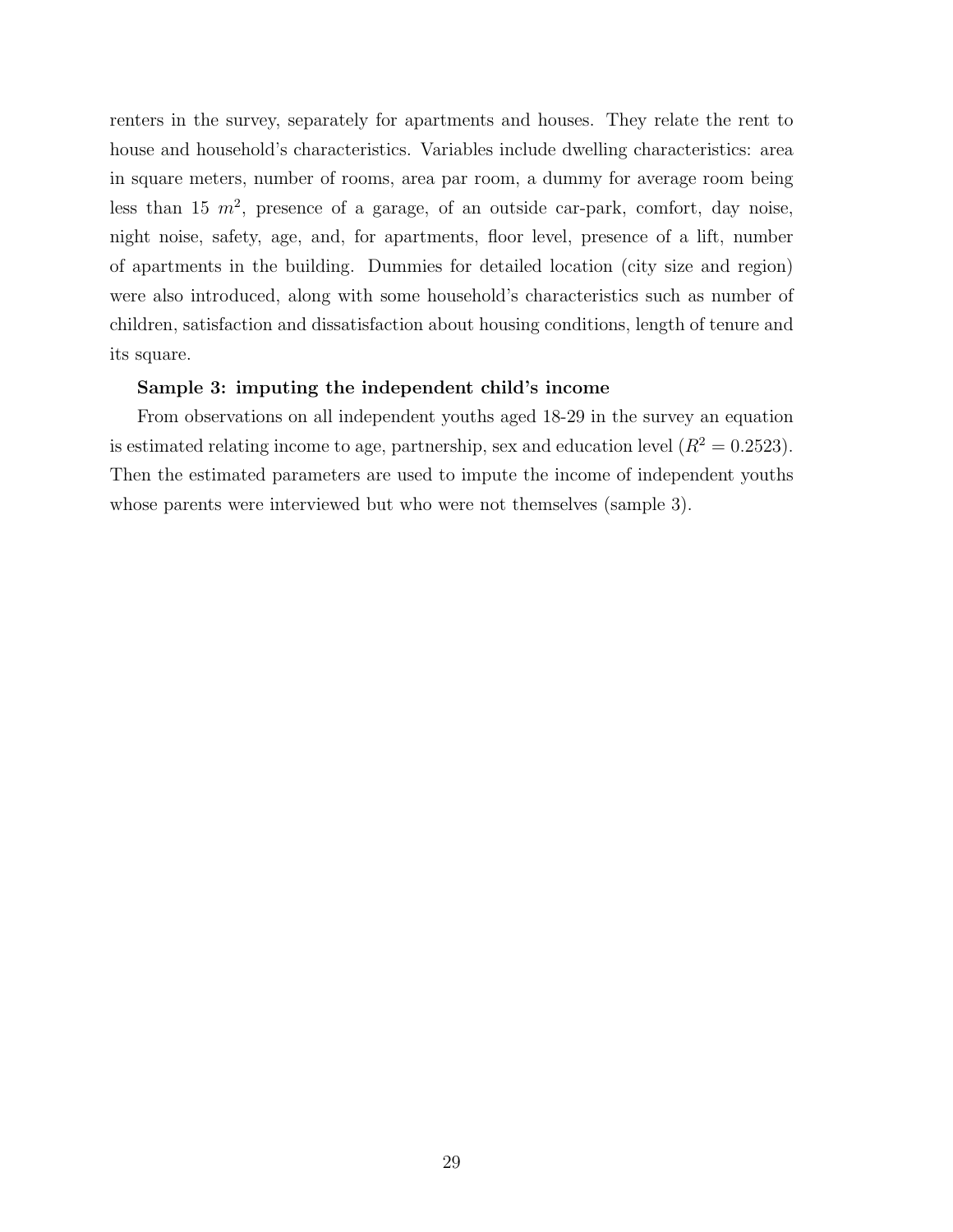renters in the survey, separately for apartments and houses. They relate the rent to house and household's characteristics. Variables include dwelling characteristics: area in square meters, number of rooms, area par room, a dummy for average room being less than 15 $m^2$, presence of a garage, of an outside car-park, comfort, day noise, night noise, safety, age, and, for apartments, floor level, presence of a lift, number of apartments in the building. Dummies for detailed location (city size and region) were also introduced, along with some household's characteristics such as number of children, satisfaction and dissatisfaction about housing conditions, length of tenure and its square.

**Sample 3: imputing the independent child's income**

From observations on all independent youths aged 18-29 in the survey an equation is estimated relating income to age, partnership, sex and education level ($R^2 = 0.2523$). Then the estimated parameters are used to impute the income of independent youths whose parents were interviewed but who were not themselves (sample 3).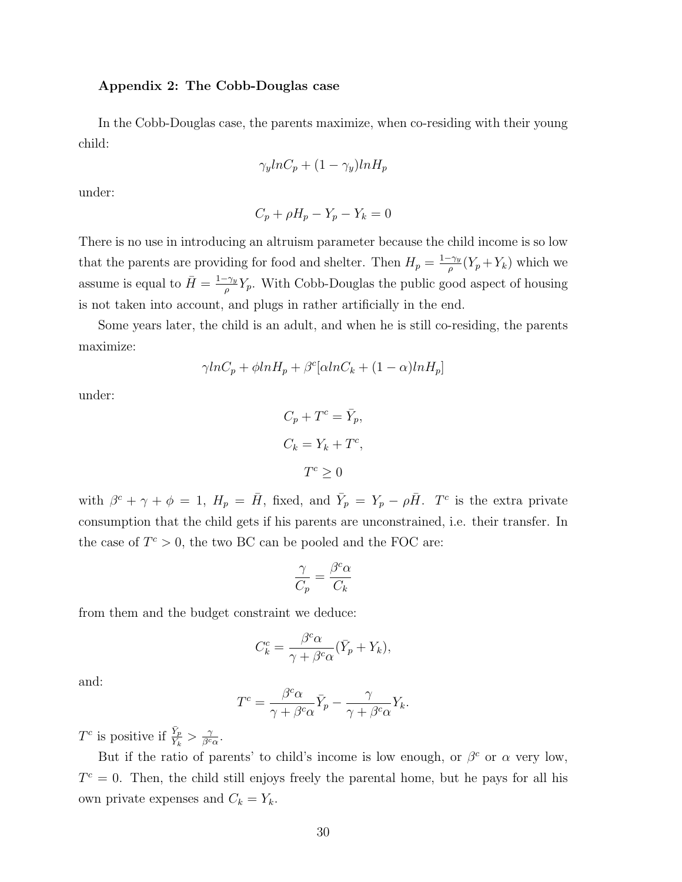### Appendix 2: The Cobb-Douglas case

In the Cobb-Douglas case, the parents maximize, when co-residing with their young child:

$$\gamma_y lnC_p + (1-\gamma_y)lnH_p$$

under:

$$C_p + \rho H_p - Y_p - Y_k = 0$$

There is no use in introducing an altruism parameter because the child income is so low that the parents are providing for food and shelter. Then $H_p = \frac{1-\gamma_y}{\rho}(Y_p + Y_k)$ which we assume is equal to $\bar{H} = \frac{1-\gamma_y}{\rho}Y_p$. With Cobb-Douglas the public good aspect of housing is not taken into account, and plugs in rather artificially in the end.

Some years later, the child is an adult, and when he is still co-residing, the parents maximize:

$$\gamma lnC_p + \phi lnH_p + \beta^c[\alpha lnC_k + (1-\alpha)lnH_p]$$

under:

$$C_p + T^c = \bar{Y}_p,$$

$$C_k = Y_k + T^c,$$

$$T^c \geq 0$$

with $\beta^c + \gamma + \phi = 1$, $H_p = \bar{H}$, fixed, and $\bar{Y}_p = Y_p - \rho\bar{H}$. $T^c$ is the extra private consumption that the child gets if his parents are unconstrained, i.e. their transfer. In the case of $T^c > 0$, the two BC can be pooled and the FOC are:

$$\frac{\gamma}{C_p} = \frac{\beta^c\alpha}{C_k}$$

from them and the budget constraint we deduce:

$$C_k^c = \frac{\beta^c\alpha}{\gamma + \beta^c\alpha}(\bar{Y}_p + Y_k),$$

and:

$$T^c = \frac{\beta^c\alpha}{\gamma + \beta^c\alpha}\bar{Y}_p - \frac{\gamma}{\gamma + \beta^c\alpha}Y_k.$$

$T^c$ is positive if $\frac{\bar{Y}_p}{Y_k} > \frac{\gamma}{\beta^c\alpha}$.

But if the ratio of parents' to child's income is low enough, or $\beta^c$ or $\alpha$ very low, $T^c = 0$. Then, the child still enjoys freely the parental home, but he pays for all his own private expenses and $C_k = Y_k$.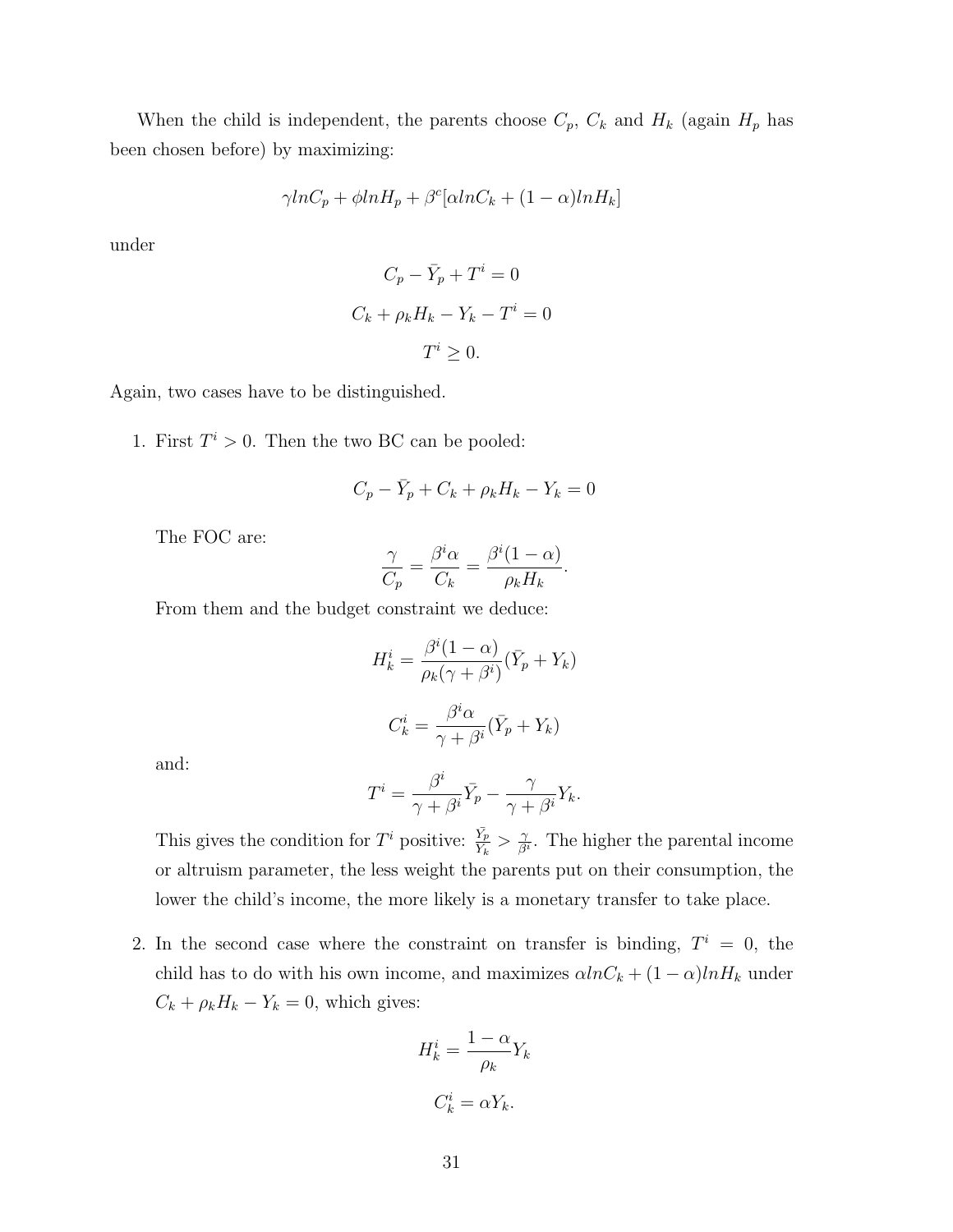When the child is independent, the parents choose $C_p$, $C_k$ and $H_k$ (again $H_p$ has been chosen before) by maximizing:

$$\gamma lnC_p + \phi lnH_p + \beta^c[\alpha lnC_k + (1-\alpha)lnH_k]$$

under

$$C_p - \bar{Y}_p + T^i = 0$$

$$C_k + \rho_k H_k - Y_k - T^i = 0$$

$$T^i \geq 0.$$

Again, two cases have to be distinguished.

1. First $T^i > 0$. Then the two BC can be pooled:

$$C_p - \bar{Y}_p + C_k + \rho_k H_k - Y_k = 0$$

The FOC are:

$$\frac{\gamma}{C_p} = \frac{\beta^i \alpha}{C_k} = \frac{\beta^i(1-\alpha)}{\rho_k H_k}.$$

From them and the budget constraint we deduce:

$$H_k^i = \frac{\beta^i(1-\alpha)}{\rho_k(\gamma+\beta^i)}(\bar{Y}_p + Y_k)$$

$$C_k^i = \frac{\beta^i \alpha}{\gamma+\beta^i}(\bar{Y}_p + Y_k)$$

and:

$$T^i = \frac{\beta^i}{\gamma+\beta^i}\bar{Y}_p - \frac{\gamma}{\gamma+\beta^i}Y_k.$$

This gives the condition for $T^i$ positive: $\frac{\bar{Y}_p}{Y_k} > \frac{\gamma}{\beta^i}$. The higher the parental income or altruism parameter, the less weight the parents put on their consumption, the lower the child's income, the more likely is a monetary transfer to take place.

2. In the second case where the constraint on transfer is binding, $T^i = 0$, the child has to do with his own income, and maximizes $\alpha lnC_k + (1-\alpha)lnH_k$ under $C_k + \rho_k H_k - Y_k = 0$, which gives:

$$H_k^i = \frac{1-\alpha}{\rho_k}Y_k$$

$$C_k^i = \alpha Y_k.$$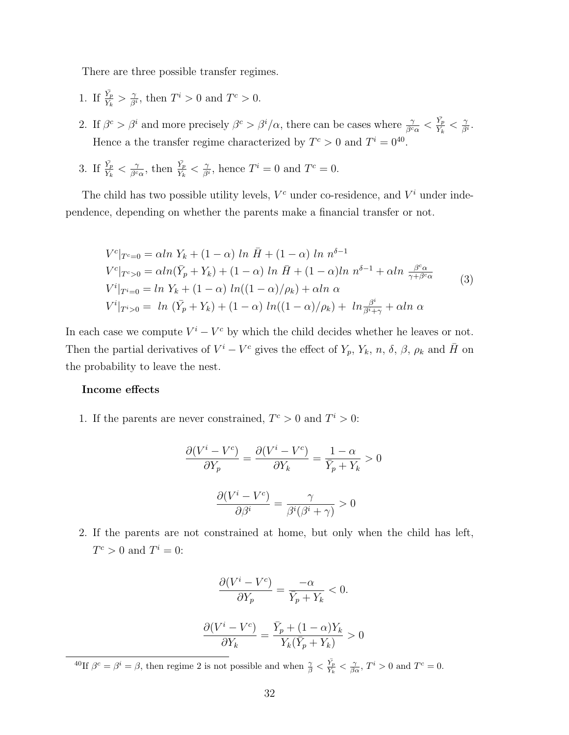There are three possible transfer regimes.

1. If $\frac{\bar{Y_p}}{Y_k} > \frac{\gamma}{\beta^i}$, then $T^i > 0$ and $T^c > 0$.
2. If $\beta^c > \beta^i$ and more precisely $\beta^c > \beta^i/\alpha$, there can be cases where $\frac{\gamma}{\beta^c \alpha} < \frac{\bar{Y_p}}{Y_k} < \frac{\gamma}{\beta^i}$. Hence a the transfer regime characterized by $T^c > 0$ and $T^i = 0$[40].
3. If $\frac{\bar{Y_p}}{Y_k} < \frac{\gamma}{\beta^c \alpha}$, then $\frac{\bar{Y_p}}{Y_k} < \frac{\gamma}{\beta^i}$, hence $T^i = 0$ and $T^c = 0$.

The child has two possible utility levels, $V^c$ under co-residence, and $V^i$ under independence, depending on whether the parents make a financial transfer or not.

$$
\begin{aligned}
V^c|_{T^c=0} &= \alpha ln\ Y_k + (1-\alpha)\ ln\ \bar{H} + (1-\alpha)\ ln\ n^{\delta-1} \\
V^c|_{T^c>0} &= \alpha ln(\bar{Y}_p + Y_k) + (1-\alpha)\ ln\ \bar{H} + (1-\alpha) ln\ n^{\delta-1} + \alpha ln\ \tfrac{\beta^c\alpha}{\gamma+\beta^c\alpha} \\
V^i|_{T^i=0} &= ln\ Y_k + (1-\alpha)\ ln((1-\alpha)/\rho_k) + \alpha ln\ \alpha \\
V^i|_{T^i>0} &= \ ln\ (\bar{Y}_p + Y_k) + (1-\alpha)\ ln((1-\alpha)/\rho_k) +\ ln \tfrac{\beta^i}{\beta^i+\gamma} + \alpha ln\ \alpha
\end{aligned}
\tag{3}
$$

In each case we compute $V^i - V^c$ by which the child decides whether he leaves or not. Then the partial derivatives of $V^i - V^c$ gives the effect of $Y_p$, $Y_k$, $n$, $\delta$, $\beta$, $\rho_k$ and $\bar{H}$ on the probability to leave the nest.

**Income effects**

1. If the parents are never constrained, $T^c > 0$ and $T^i > 0$:

$$\frac{\partial(V^i - V^c)}{\partial Y_p} = \frac{\partial(V^i - V^c)}{\partial Y_k} = \frac{1-\alpha}{\bar{Y}_p + Y_k} > 0$$

$$\frac{\partial(V^i - V^c)}{\partial \beta^i} = \frac{\gamma}{\beta^i(\beta^i + \gamma)} > 0$$

2. If the parents are not constrained at home, but only when the child has left, $T^c > 0$ and $T^i = 0$:

$$\frac{\partial(V^i - V^c)}{\partial Y_p} = \frac{-\alpha}{\bar{Y_p} + Y_k} < 0.$$

$$\frac{\partial(V^i - V^c)}{\partial Y_k} = \frac{\bar{Y}_p + (1-\alpha)Y_k}{Y_k(\bar{Y}_p + Y_k)} > 0$$

[40] If $\beta^c = \beta^i = \beta$, then regime 2 is not possible and when $\frac{\gamma}{\beta} < \frac{\bar{Y_p}}{Y_k} < \frac{\gamma}{\beta\alpha}$, $T^i > 0$ and $T^c = 0$.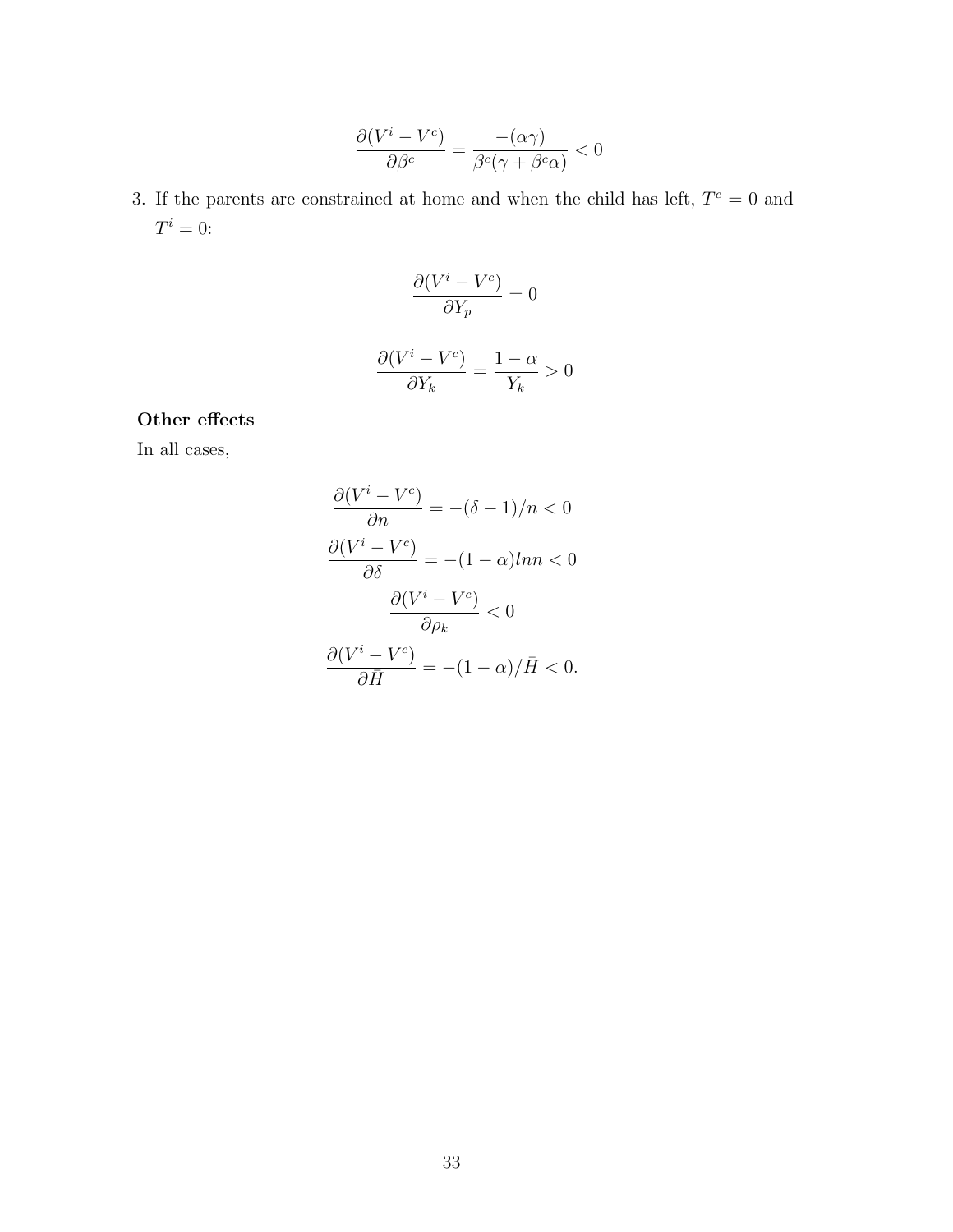$$\frac{\partial(V^i - V^c)}{\partial \beta^c} = \frac{-(\alpha\gamma)}{\beta^c(\gamma + \beta^c\alpha)} < 0$$

3. If the parents are constrained at home and when the child has left, $T^c = 0$ and $T^i = 0$:

$$\frac{\partial(V^i - V^c)}{\partial Y_p} = 0$$

$$\frac{\partial(V^i - V^c)}{\partial Y_k} = \frac{1-\alpha}{Y_k} > 0$$

**Other effects**

In all cases,

$$\frac{\partial(V^i - V^c)}{\partial n} = -(\delta - 1)/n < 0$$

$$\frac{\partial(V^i - V^c)}{\partial \delta} = -(1-\alpha) ln n < 0$$

$$\frac{\partial(V^i - V^c)}{\partial \rho_k} < 0$$

$$\frac{\partial(V^i - V^c)}{\partial \bar{H}} = -(1-\alpha)/\bar{H} < 0.$$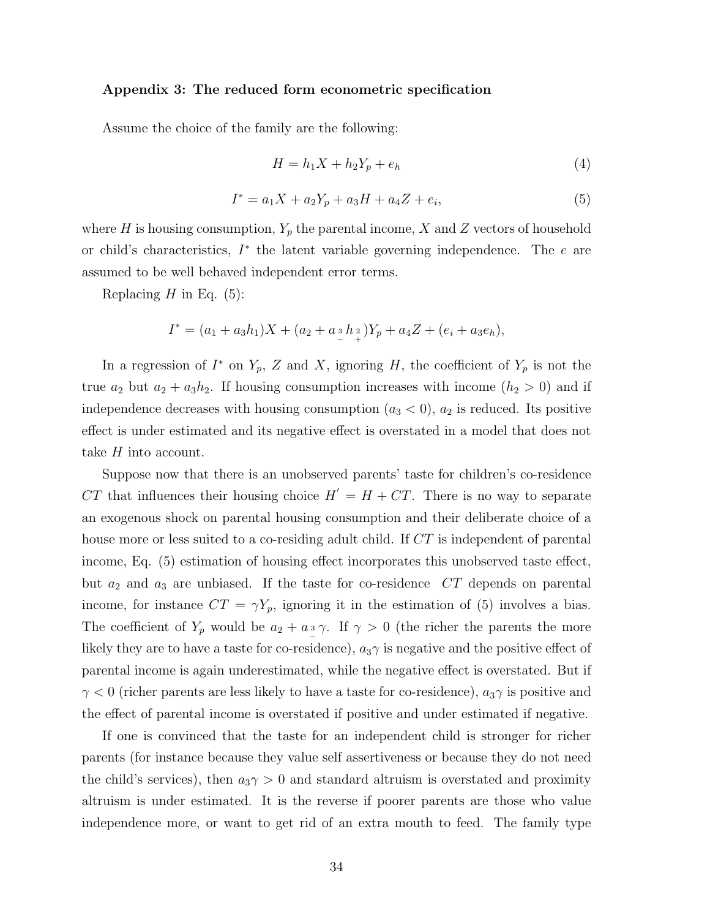**Appendix 3: The reduced form econometric specification**

Assume the choice of the family are the following:

$$H = h_1 X + h_2 Y_p + e_h \tag{4}$$

$$I^* = a_1 X + a_2 Y_p + a_3 H + a_4 Z + e_i, \tag{5}$$

where $H$ is housing consumption, $Y_p$ the parental income, $X$ and $Z$ vectors of household or child's characteristics, $I^*$ the latent variable governing independence. The $e$ are assumed to be well behaved independent error terms.

Replacing $H$ in Eq. (5):

$$I^* = (a_1 + a_3 h_1)X + (a_2 + \underset{-}{a_3}\,\underset{+}{h_2})Y_p + a_4 Z + (e_i + a_3 e_h),$$

In a regression of $I^*$ on $Y_p$, $Z$ and $X$, ignoring $H$, the coefficient of $Y_p$ is not the true $a_2$ but $a_2 + a_3 h_2$. If housing consumption increases with income ($h_2 > 0$) and if independence decreases with housing consumption ($a_3 < 0$), $a_2$ is reduced. Its positive effect is under estimated and its negative effect is overstated in a model that does not take $H$ into account.

Suppose now that there is an unobserved parents' taste for children's co-residence $CT$ that influences their housing choice $H' = H + CT$. There is no way to separate an exogenous shock on parental housing consumption and their deliberate choice of a house more or less suited to a co-residing adult child. If $CT$ is independent of parental income, Eq. (5) estimation of housing effect incorporates this unobserved taste effect, but $a_2$ and $a_3$ are unbiased. If the taste for co-residence $CT$ depends on parental income, for instance $CT = \gamma Y_p$, ignoring it in the estimation of (5) involves a bias. The coefficient of $Y_p$ would be $a_2 + \underset{-}{a_3}\gamma$. If $\gamma > 0$ (the richer the parents the more likely they are to have a taste for co-residence), $a_3\gamma$ is negative and the positive effect of parental income is again underestimated, while the negative effect is overstated. But if $\gamma < 0$ (richer parents are less likely to have a taste for co-residence), $a_3\gamma$ is positive and the effect of parental income is overstated if positive and under estimated if negative.

If one is convinced that the taste for an independent child is stronger for richer parents (for instance because they value self assertiveness or because they do not need the child's services), then $a_3\gamma > 0$ and standard altruism is overstated and proximity altruism is under estimated. It is the reverse if poorer parents are those who value independence more, or want to get rid of an extra mouth to feed. The family type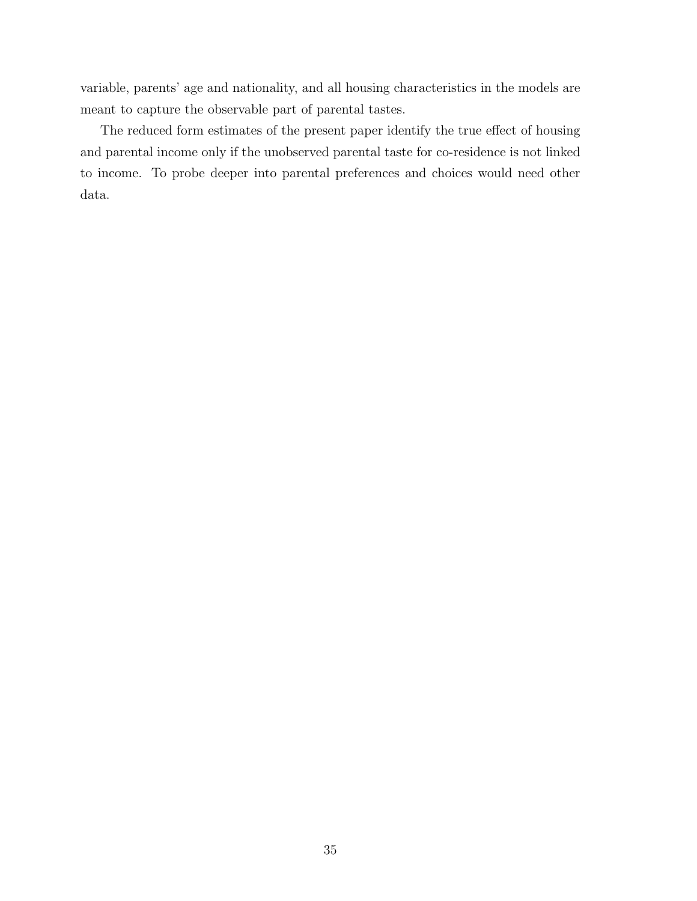variable, parents' age and nationality, and all housing characteristics in the models are meant to capture the observable part of parental tastes.

The reduced form estimates of the present paper identify the true effect of housing and parental income only if the unobserved parental taste for co-residence is not linked to income. To probe deeper into parental preferences and choices would need other data.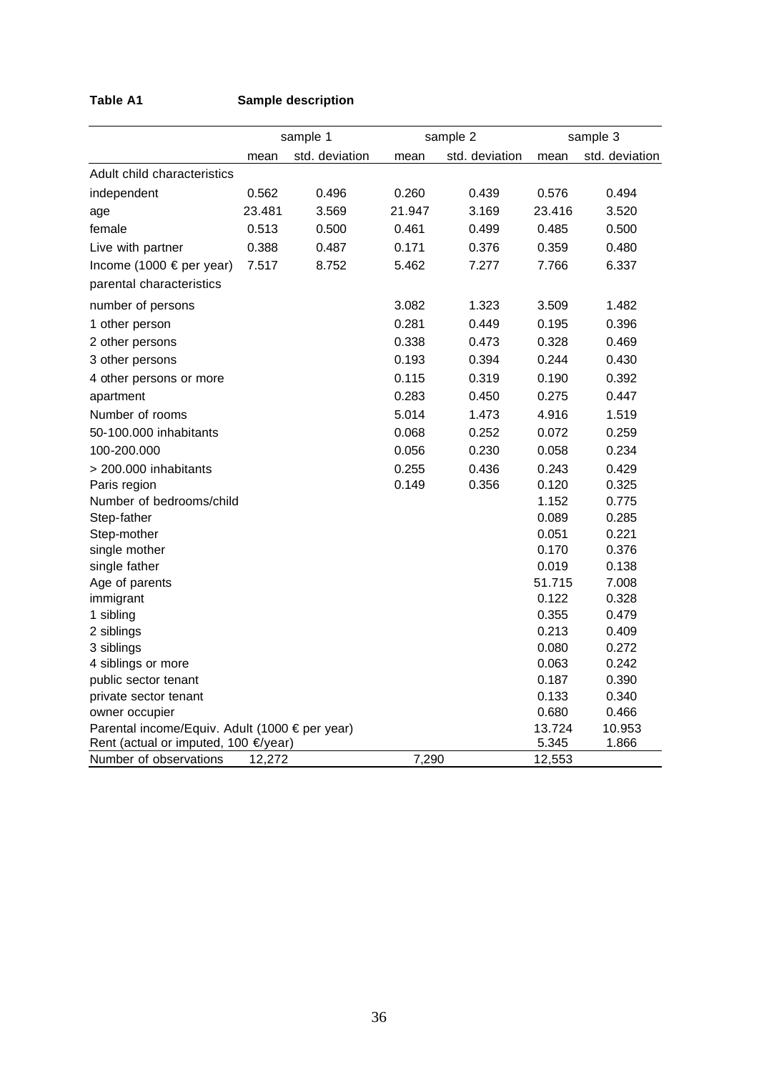**Table A1** **Sample description**

| | sample 1 | | sample 2 | | sample 3 | |
|---|---|---|---|---|---|---|
| | mean | std. deviation | mean | std. deviation | mean | std. deviation |
| Adult child characteristics | | | | | | |
| independent | 0.562 | 0.496 | 0.260 | 0.439 | 0.576 | 0.494 |
| age | 23.481 | 3.569 | 21.947 | 3.169 | 23.416 | 3.520 |
| female | 0.513 | 0.500 | 0.461 | 0.499 | 0.485 | 0.500 |
| Live with partner | 0.388 | 0.487 | 0.171 | 0.376 | 0.359 | 0.480 |
| Income (1000 € per year) | 7.517 | 8.752 | 5.462 | 7.277 | 7.766 | 6.337 |
| parental characteristics | | | | | | |
| number of persons | | | 3.082 | 1.323 | 3.509 | 1.482 |
| 1 other person | | | 0.281 | 0.449 | 0.195 | 0.396 |
| 2 other persons | | | 0.338 | 0.473 | 0.328 | 0.469 |
| 3 other persons | | | 0.193 | 0.394 | 0.244 | 0.430 |
| 4 other persons or more | | | 0.115 | 0.319 | 0.190 | 0.392 |
| apartment | | | 0.283 | 0.450 | 0.275 | 0.447 |
| Number of rooms | | | 5.014 | 1.473 | 4.916 | 1.519 |
| 50-100.000 inhabitants | | | 0.068 | 0.252 | 0.072 | 0.259 |
| 100-200.000 | | | 0.056 | 0.230 | 0.058 | 0.234 |
| > 200.000 inhabitants | | | 0.255 | 0.436 | 0.243 | 0.429 |
| Paris region | | | 0.149 | 0.356 | 0.120 | 0.325 |
| Number of bedrooms/child | | | | | 1.152 | 0.775 |
| Step-father | | | | | 0.089 | 0.285 |
| Step-mother | | | | | 0.051 | 0.221 |
| single mother | | | | | 0.170 | 0.376 |
| single father | | | | | 0.019 | 0.138 |
| Age of parents | | | | | 51.715 | 7.008 |
| immigrant | | | | | 0.122 | 0.328 |
| 1 sibling | | | | | 0.355 | 0.479 |
| 2 siblings | | | | | 0.213 | 0.409 |
| 3 siblings | | | | | 0.080 | 0.272 |
| 4 siblings or more | | | | | 0.063 | 0.242 |
| public sector tenant | | | | | 0.187 | 0.390 |
| private sector tenant | | | | | 0.133 | 0.340 |
| owner occupier | | | | | 0.680 | 0.466 |
| Parental income/Equiv. Adult (1000 € per year) | | | | | 13.724 | 10.953 |
| Rent (actual or imputed, 100 €/year) | | | | | 5.345 | 1.866 |
| Number of observations | 12,272 | | 7,290 | | 12,553 | |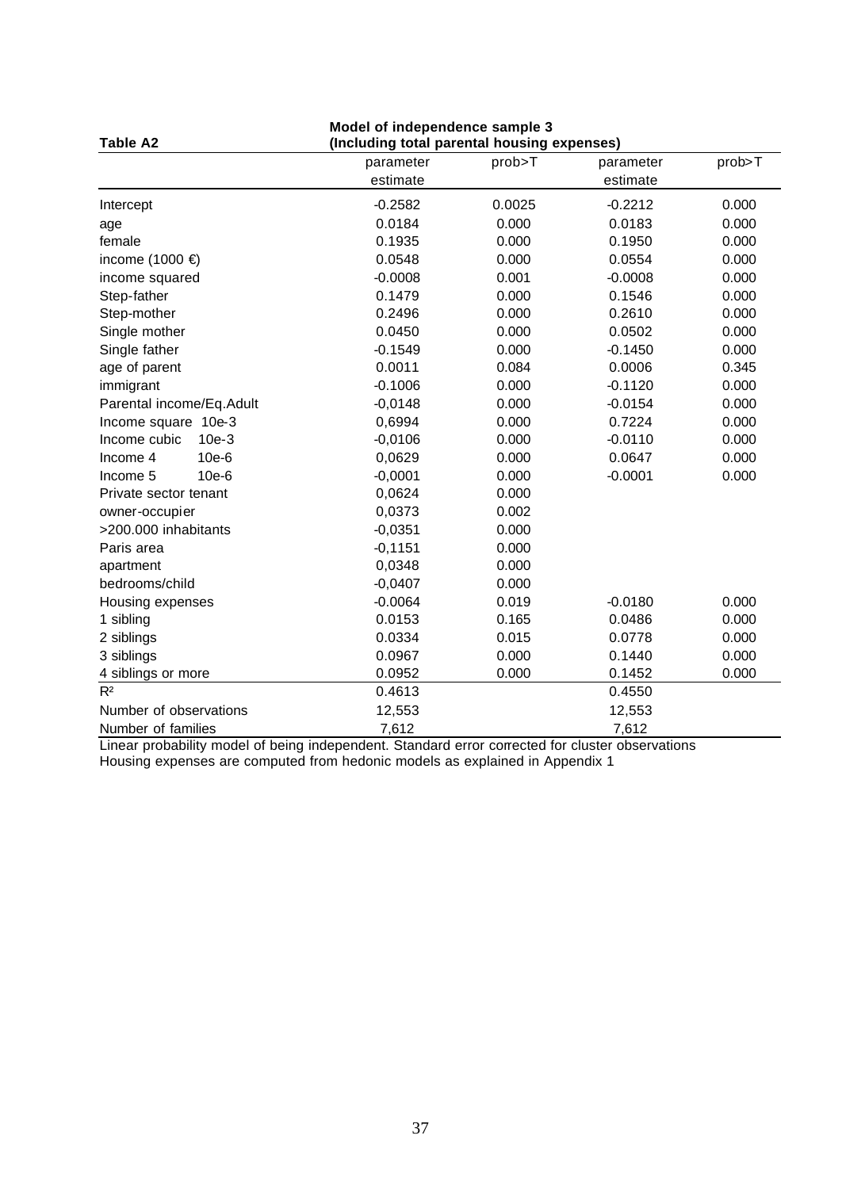**Table A2** — **Model of independence sample 3 (Including total parental housing expenses)**

| | parameter estimate | prob>T | parameter estimate | prob>T |
|---|---|---|---|---|
| Intercept | -0.2582 | 0.0025 | -0.2212 | 0.000 |
| age | 0.0184 | 0.000 | 0.0183 | 0.000 |
| female | 0.1935 | 0.000 | 0.1950 | 0.000 |
| income (1000 €) | 0.0548 | 0.000 | 0.0554 | 0.000 |
| income squared | -0.0008 | 0.001 | -0.0008 | 0.000 |
| Step-father | 0.1479 | 0.000 | 0.1546 | 0.000 |
| Step-mother | 0.2496 | 0.000 | 0.2610 | 0.000 |
| Single mother | 0.0450 | 0.000 | 0.0502 | 0.000 |
| Single father | -0.1549 | 0.000 | -0.1450 | 0.000 |
| age of parent | 0.0011 | 0.084 | 0.0006 | 0.345 |
| immigrant | -0.1006 | 0.000 | -0.1120 | 0.000 |
| Parental income/Eq.Adult | -0,0148 | 0.000 | -0.0154 | 0.000 |
| Income square 10e-3 | 0,6994 | 0.000 | 0.7224 | 0.000 |
| Income cubic 10e-3 | -0,0106 | 0.000 | -0.0110 | 0.000 |
| Income 4 10e-6 | 0,0629 | 0.000 | 0.0647 | 0.000 |
| Income 5 10e-6 | -0,0001 | 0.000 | -0.0001 | 0.000 |
| Private sector tenant | 0,0624 | 0.000 | | |
| owner-occupier | 0,0373 | 0.002 | | |
| >200.000 inhabitants | -0,0351 | 0.000 | | |
| Paris area | -0,1151 | 0.000 | | |
| apartment | 0,0348 | 0.000 | | |
| bedrooms/child | -0,0407 | 0.000 | | |
| Housing expenses | -0.0064 | 0.019 | -0.0180 | 0.000 |
| 1 sibling | 0.0153 | 0.165 | 0.0486 | 0.000 |
| 2 siblings | 0.0334 | 0.015 | 0.0778 | 0.000 |
| 3 siblings | 0.0967 | 0.000 | 0.1440 | 0.000 |
| 4 siblings or more | 0.0952 | 0.000 | 0.1452 | 0.000 |
| $R^2$ | 0.4613 | | 0.4550 | |
| Number of observations | 12,553 | | 12,553 | |
| Number of families | 7,612 | | 7,612 | |

Linear probability model of being independent. Standard error corrected for cluster observations
Housing expenses are computed from hedonic models as explained in Appendix 1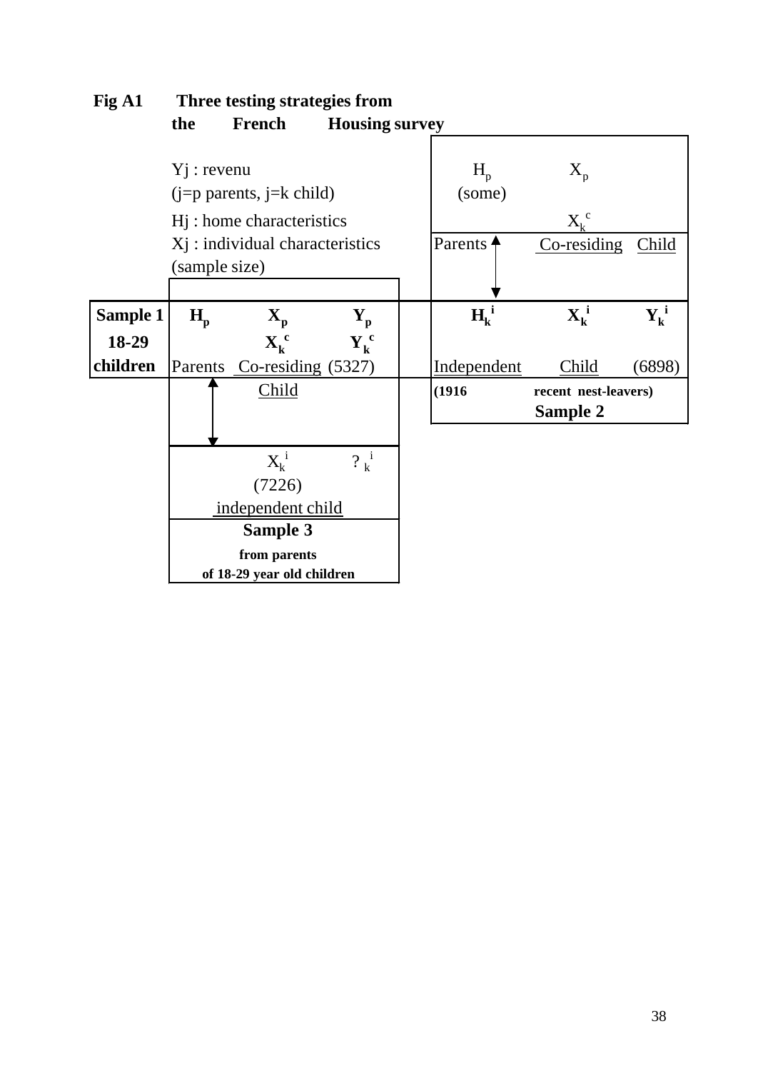**Fig A1 Three testing strategies from the French Housing survey**

$Y_j$ : revenu
(j=p parents, j=k child)
$H_j$ : home characteristics
$X_j$ : individual characteristics
(sample size)

**Sample 1**
**18-29 children**

| $H_p$ | $X_p$ | $Y_p$ |
|---|---|---|
| | $X_k^c$ | $Y_k^c$ |
| Parents | Co-residing Child | (5327) |

↕

| $X_k^i$ | $?_k^i$ |
|---|---|
| (7226) | |
| independent child | |

**Sample 3**
from parents of 18-29 year old children

| $H_p$ (some) | $X_p$ | |
|---|---|---|
| | $X_k^c$ | |
| Parents | Co-residing Child | |

↕

| $H_k^i$ | $X_k^i$ | $Y_k^i$ |
|---|---|---|
| Independent | Child | (6898) |

(1916 recent nest-leavers)
**Sample 2**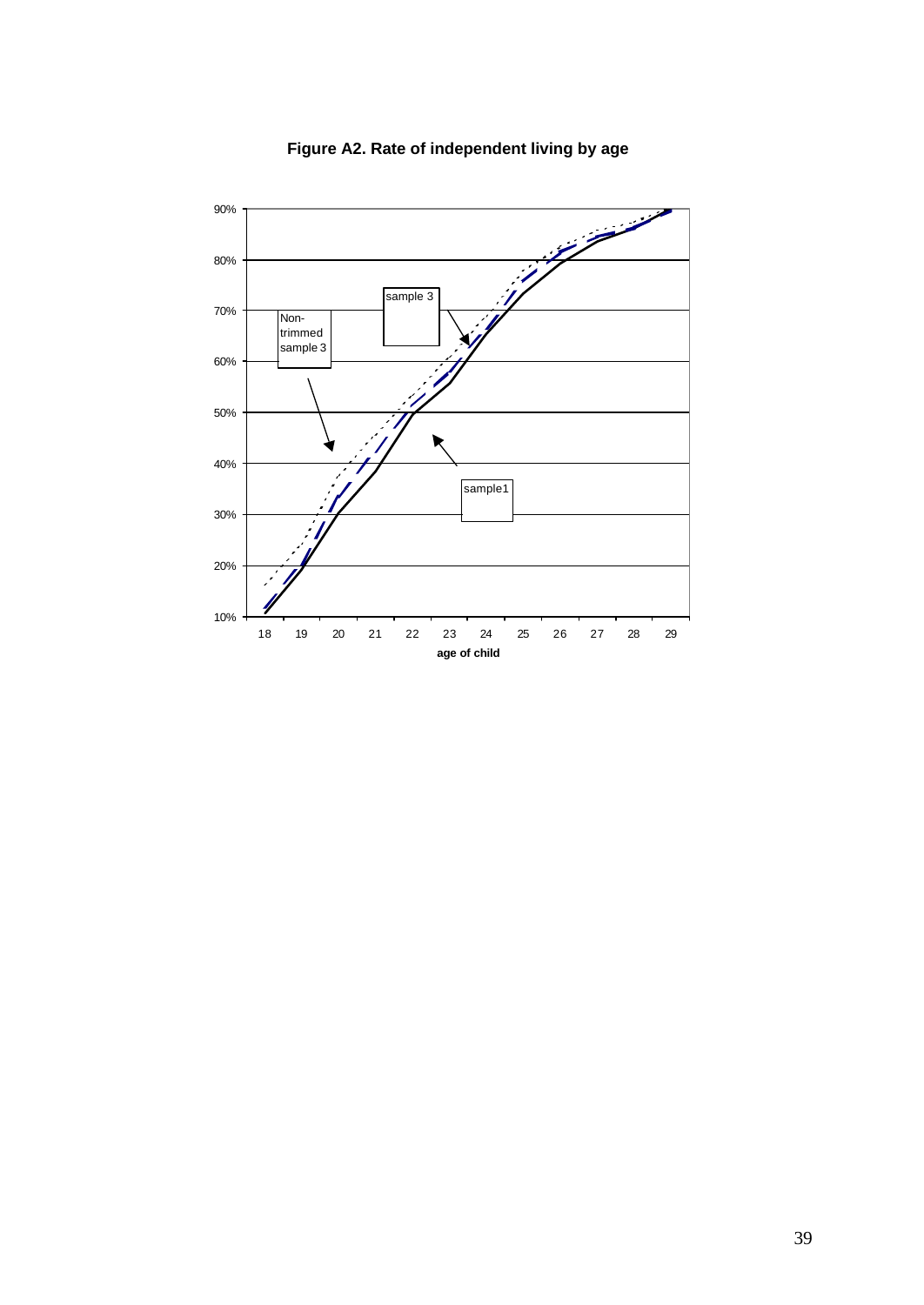**Figure A2. Rate of independent living by age**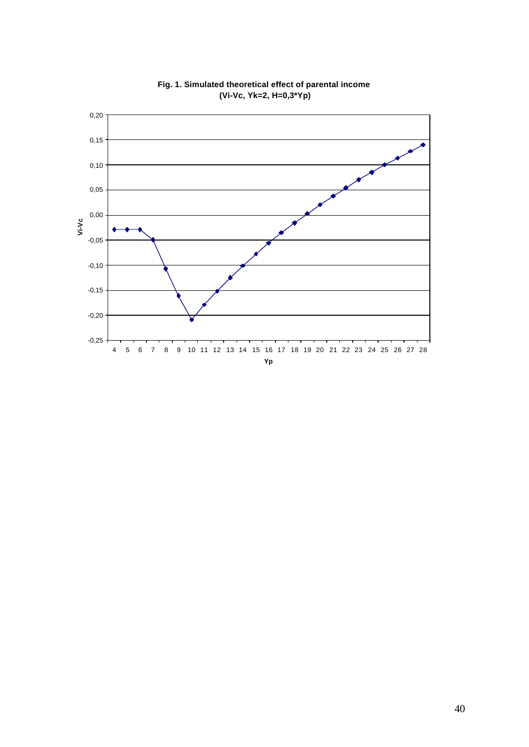**Fig. 1. Simulated theoretical effect of parental income (Vi-Vc, Yk=2, H=0,3*Yp)**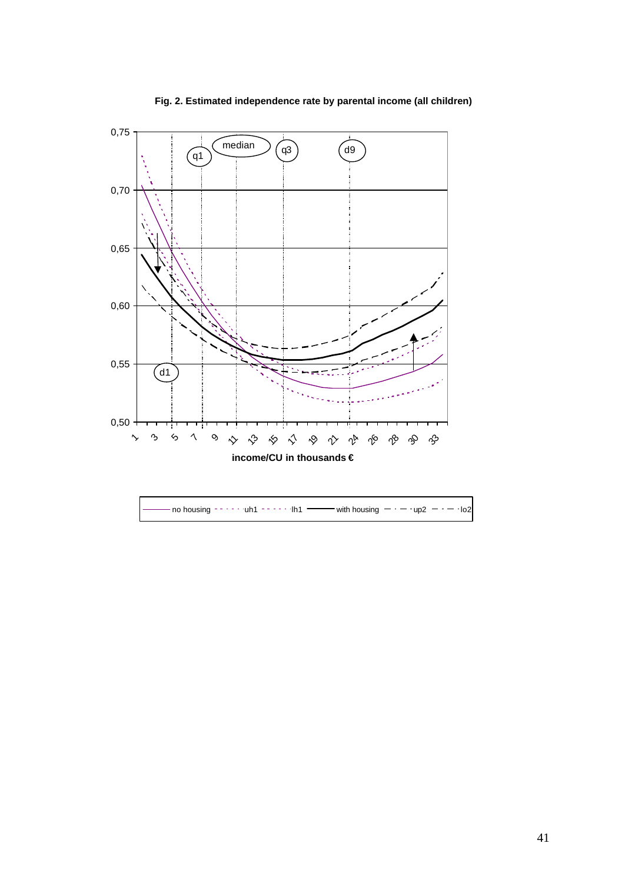**Fig. 2. Estimated independence rate by parental income (all children)**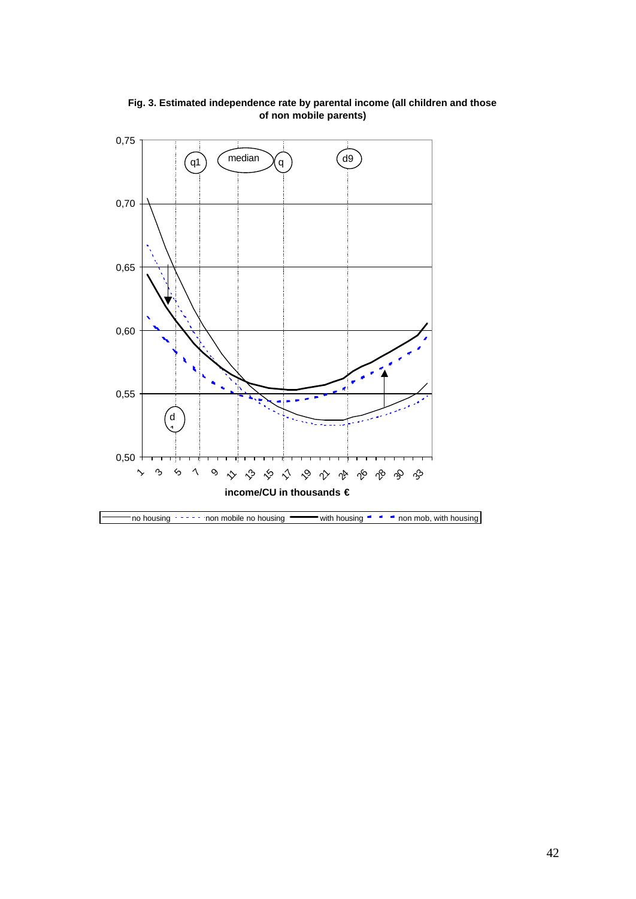**Fig. 3. Estimated independence rate by parental income (all children and those of non mobile parents)**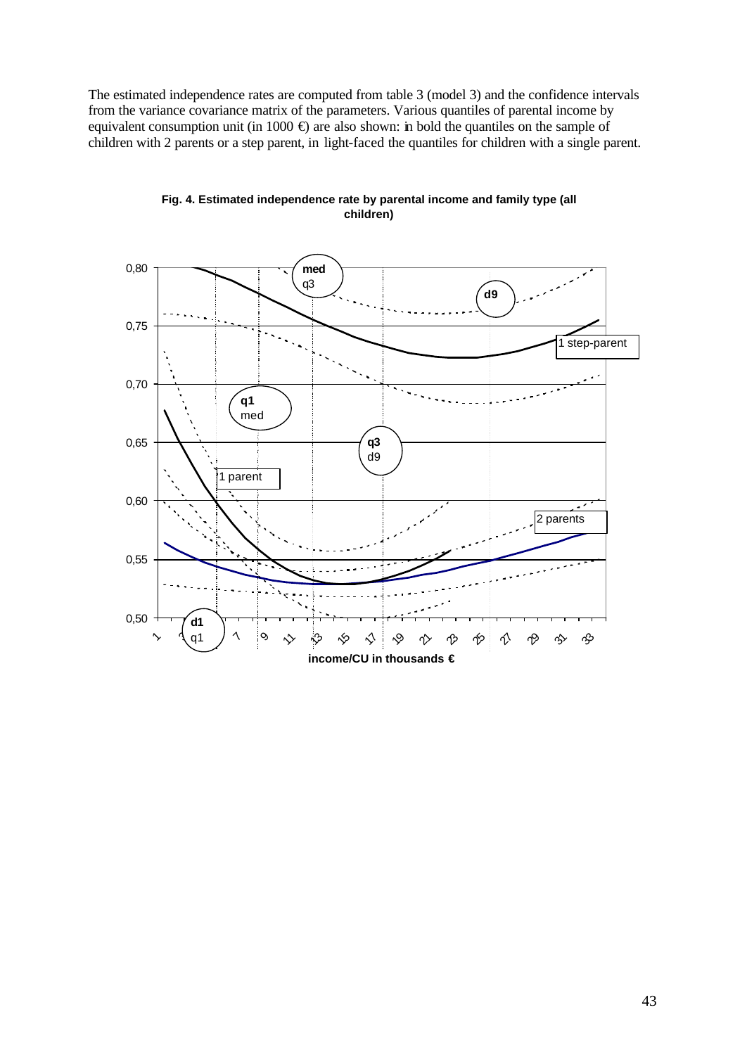The estimated independence rates are computed from table 3 (model 3) and the confidence intervals from the variance covariance matrix of the parameters. Various quantiles of parental income by equivalent consumption unit (in 1000 €) are also shown: in bold the quantiles on the sample of children with 2 parents or a step parent, in light-faced the quantiles for children with a single parent.

**Fig. 4. Estimated independence rate by parental income and family type (all children)**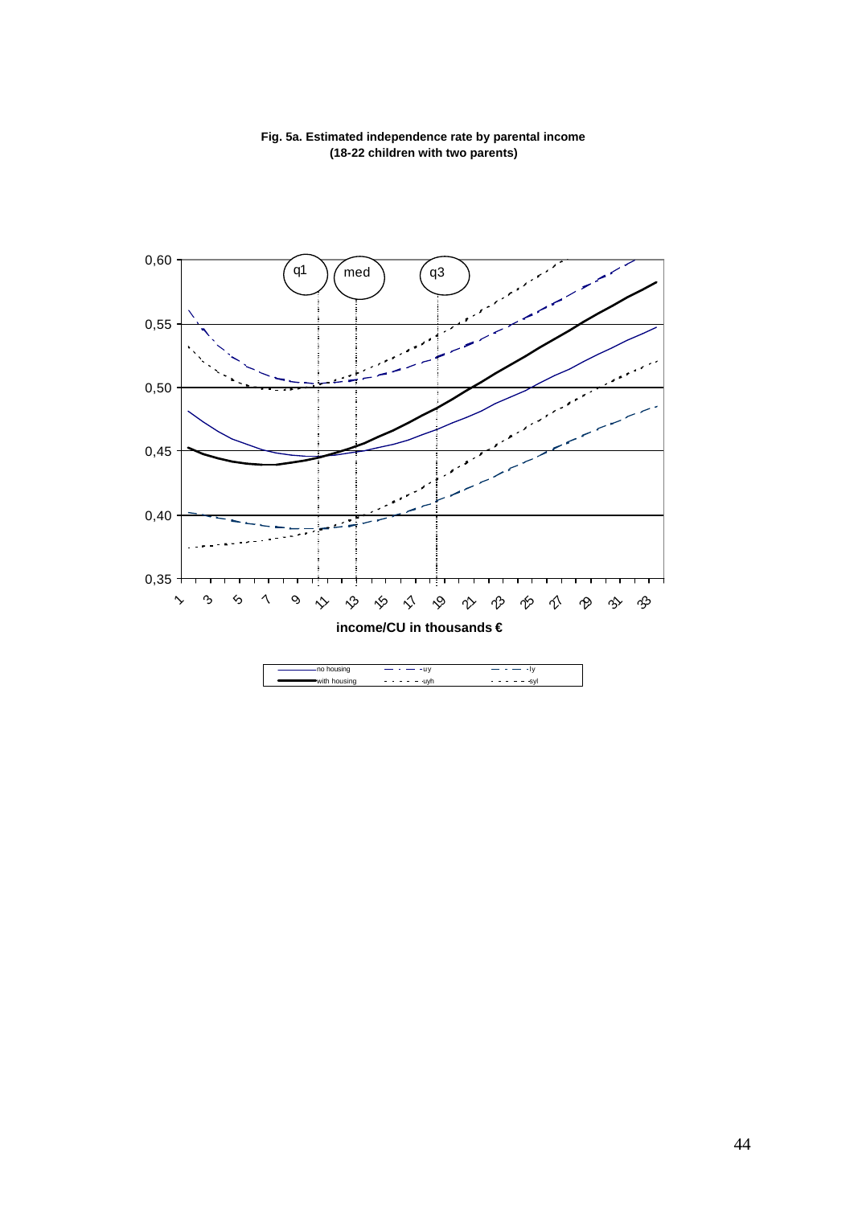**Fig. 5a. Estimated independence rate by parental income (18-22 children with two parents)**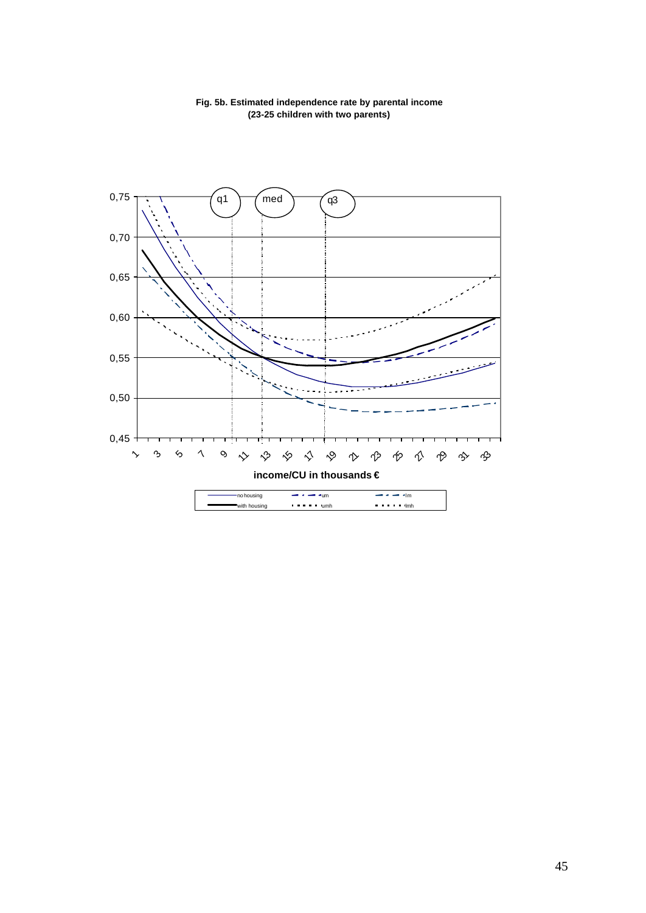**Fig. 5b. Estimated independence rate by parental income (23-25 children with two parents)**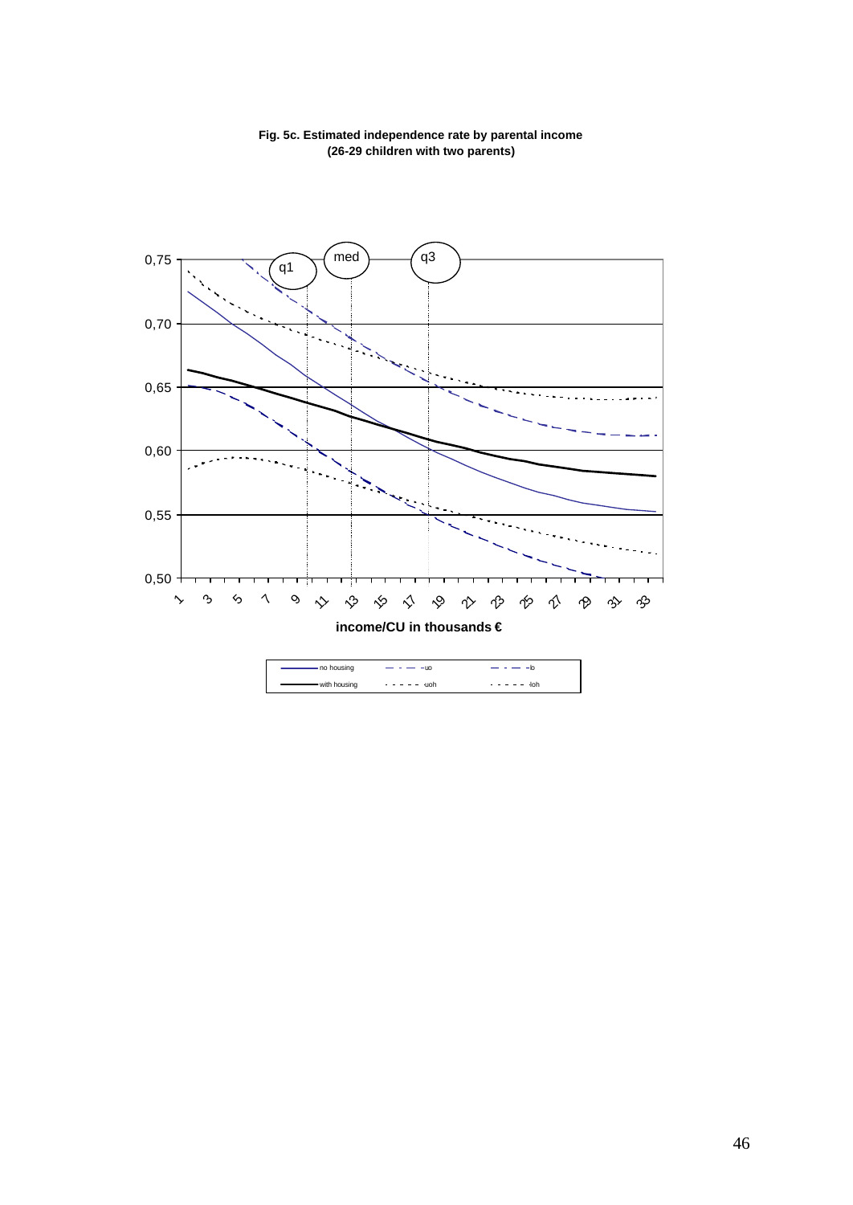**Fig. 5c. Estimated independence rate by parental income (26-29 children with two parents)**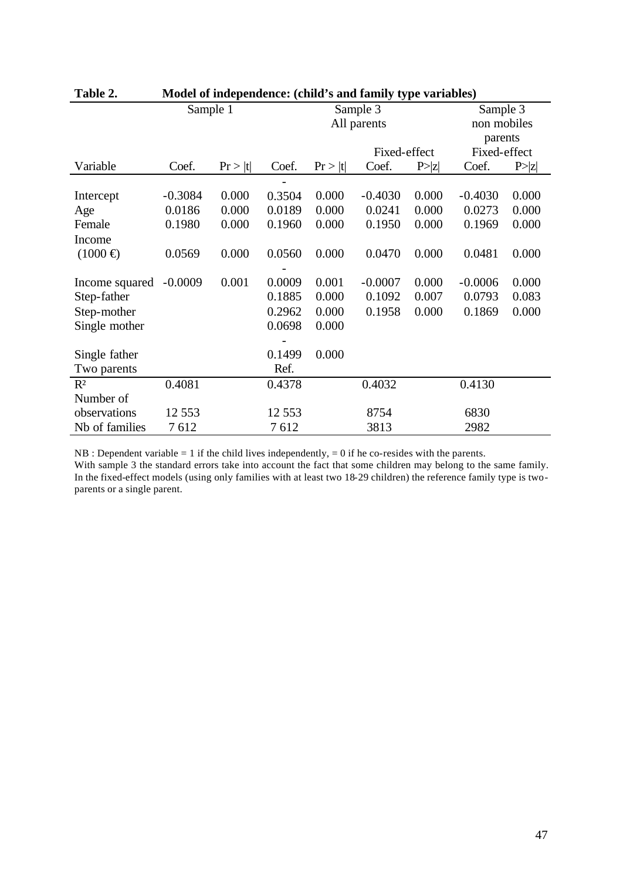**Table 2. Model of independence: (child's and family type variables)**

| | Sample 1 | | Sample 3 All parents | | | | Sample 3 non mobiles parents | |
|---|---|---|---|---|---|---|---|---|
| | | | | | Fixed-effect | | Fixed-effect | |
| Variable | Coef. | Pr > \|t\| | Coef. | Pr > \|t\| | Coef. | P>\|z\| | Coef. | P>\|z\| |
| Intercept | -0.3084 | 0.000 | -0.3504 | 0.000 | -0.4030 | 0.000 | -0.4030 | 0.000 |
| Age | 0.0186 | 0.000 | 0.0189 | 0.000 | 0.0241 | 0.000 | 0.0273 | 0.000 |
| Female | 0.1980 | 0.000 | 0.1960 | 0.000 | 0.1950 | 0.000 | 0.1969 | 0.000 |
| Income (1000 €) | 0.0569 | 0.000 | 0.0560 | 0.000 | 0.0470 | 0.000 | 0.0481 | 0.000 |
| Income squared | -0.0009 | 0.001 | -0.0009 | 0.001 | -0.0007 | 0.000 | -0.0006 | 0.000 |
| Step-father | | | 0.1885 | 0.000 | 0.1092 | 0.007 | 0.0793 | 0.083 |
| Step-mother | | | 0.2962 | 0.000 | 0.1958 | 0.000 | 0.1869 | 0.000 |
| Single mother | | | 0.0698 | 0.000 | | | | |
| Single father | | | -0.1499 | 0.000 | | | | |
| Two parents | | | Ref. | | | | | |
| $R^2$ | 0.4081 | | 0.4378 | | 0.4032 | | 0.4130 | |
| Number of observations | 12 553 | | 12 553 | | 8754 | | 6830 | |
| Nb of families | 7 612 | | 7 612 | | 3813 | | 2982 | |

NB : Dependent variable = 1 if the child lives independently, = 0 if he co-resides with the parents.
With sample 3 the standard errors take into account the fact that some children may belong to the same family.
In the fixed-effect models (using only families with at least two 18-29 children) the reference family type is two-parents or a single parent.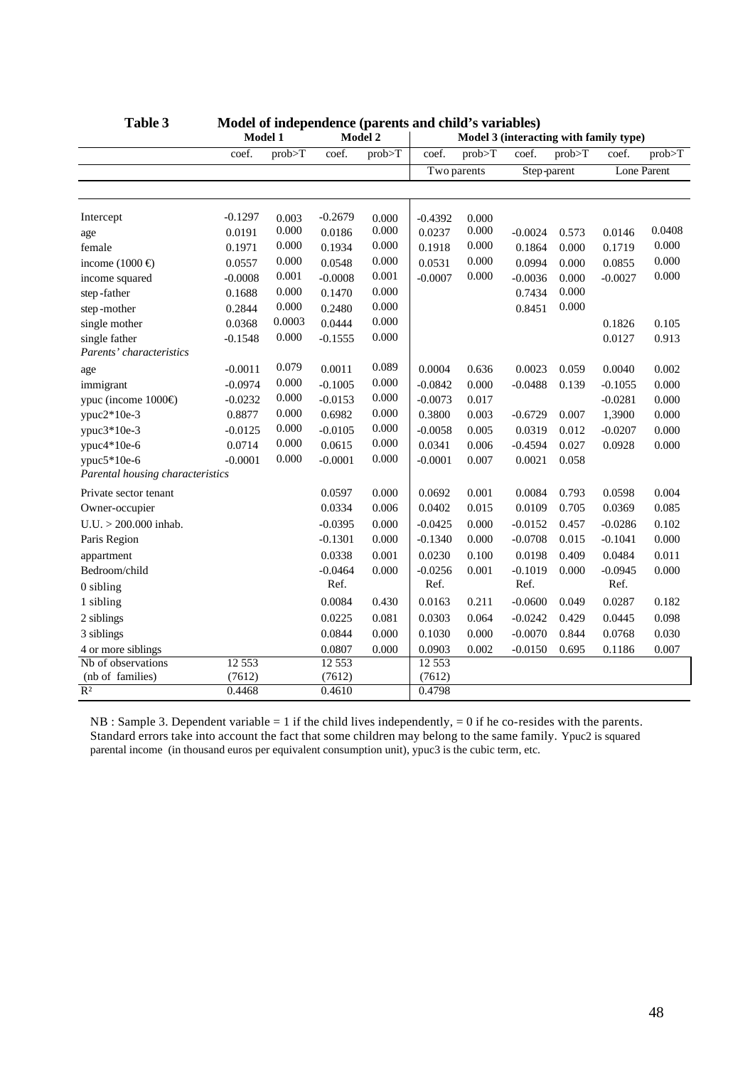**Table 3 Model of independence (parents and child's variables)**

| | Model 1 | | Model 2 | | Model 3 (interacting with family type) | | | | | |
|---|---|---|---|---|---|---|---|---|---|---|
| | coef. | prob>T | coef. | prob>T | coef. | prob>T | coef. | prob>T | coef. | prob>T |
| | | | | | Two parents | | Step-parent | | Lone Parent | |
| Intercept | -0.1297 | 0.003 | -0.2679 | 0.000 | -0.4392 | 0.000 | | | | |
| age | 0.0191 | 0.000 | 0.0186 | 0.000 | 0.0237 | 0.000 | -0.0024 | 0.573 | 0.0146 | 0.0408 |
| female | 0.1971 | 0.000 | 0.1934 | 0.000 | 0.1918 | 0.000 | 0.1864 | 0.000 | 0.1719 | 0.000 |
| income (1000 €) | 0.0557 | 0.000 | 0.0548 | 0.000 | 0.0531 | 0.000 | 0.0994 | 0.000 | 0.0855 | 0.000 |
| income squared | -0.0008 | 0.001 | -0.0008 | 0.001 | -0.0007 | 0.000 | -0.0036 | 0.000 | -0.0027 | 0.000 |
| step-father | 0.1688 | 0.000 | 0.1470 | 0.000 | | | 0.7434 | 0.000 | | |
| step-mother | 0.2844 | 0.000 | 0.2480 | 0.000 | | | 0.8451 | 0.000 | | |
| single mother | 0.0368 | 0.0003 | 0.0444 | 0.000 | | | | | 0.1826 | 0.105 |
| single father | -0.1548 | 0.000 | -0.1555 | 0.000 | | | | | 0.0127 | 0.913 |
| *Parents' characteristics* | | | | | | | | | | |
| age | -0.0011 | 0.079 | 0.0011 | 0.089 | 0.0004 | 0.636 | 0.0023 | 0.059 | 0.0040 | 0.002 |
| immigrant | -0.0974 | 0.000 | -0.1005 | 0.000 | -0.0842 | 0.000 | -0.0488 | 0.139 | -0.1055 | 0.000 |
| ypuc (income 1000€) | -0.0232 | 0.000 | -0.0153 | 0.000 | -0.0073 | 0.017 | | | -0.0281 | 0.000 |
| ypuc2*10e-3 | 0.8877 | 0.000 | 0.6982 | 0.000 | 0.3800 | 0.003 | -0.6729 | 0.007 | 1,3900 | 0.000 |
| ypuc3*10e-3 | -0.0125 | 0.000 | -0.0105 | 0.000 | -0.0058 | 0.005 | 0.0319 | 0.012 | -0.0207 | 0.000 |
| ypuc4*10e-6 | 0.0714 | 0.000 | 0.0615 | 0.000 | 0.0341 | 0.006 | -0.4594 | 0.027 | 0.0928 | 0.000 |
| ypuc5*10e-6 | -0.0001 | 0.000 | -0.0001 | 0.000 | -0.0001 | 0.007 | 0.0021 | 0.058 | | |
| *Parental housing characteristics* | | | | | | | | | | |
| Private sector tenant | | | 0.0597 | 0.000 | 0.0692 | 0.001 | 0.0084 | 0.793 | 0.0598 | 0.004 |
| Owner-occupier | | | 0.0334 | 0.006 | 0.0402 | 0.015 | 0.0109 | 0.705 | 0.0369 | 0.085 |
| U.U. > 200.000 inhab. | | | -0.0395 | 0.000 | -0.0425 | 0.000 | -0.0152 | 0.457 | -0.0286 | 0.102 |
| Paris Region | | | -0.1301 | 0.000 | -0.1340 | 0.000 | -0.0708 | 0.015 | -0.1041 | 0.000 |
| appartment | | | 0.0338 | 0.001 | 0.0230 | 0.100 | 0.0198 | 0.409 | 0.0484 | 0.011 |
| Bedroom/child | | | -0.0464 | 0.000 | -0.0256 | 0.001 | -0.1019 | 0.000 | -0.0945 | 0.000 |
| 0 sibling | | | Ref. | | Ref. | | Ref. | | Ref. | |
| 1 sibling | | | 0.0084 | 0.430 | 0.0163 | 0.211 | -0.0600 | 0.049 | 0.0287 | 0.182 |
| 2 siblings | | | 0.0225 | 0.081 | 0.0303 | 0.064 | -0.0242 | 0.429 | 0.0445 | 0.098 |
| 3 siblings | | | 0.0844 | 0.000 | 0.1030 | 0.000 | -0.0070 | 0.844 | 0.0768 | 0.030 |
| 4 or more siblings | | | 0.0807 | 0.000 | 0.0903 | 0.002 | -0.0150 | 0.695 | 0.1186 | 0.007 |
| Nb of observations | 12 553 | | 12 553 | | 12 553 | | | | | |
| (nb of families) | (7612) | | (7612) | | (7612) | | | | | |
| $R^2$ | 0.4468 | | 0.4610 | | 0.4798 | | | | | |

NB : Sample 3. Dependent variable = 1 if the child lives independently, = 0 if he co-resides with the parents. Standard errors take into account the fact that some children may belong to the same family. Ypuc2 is squared parental income (in thousand euros per equivalent consumption unit), ypuc3 is the cubic term, etc.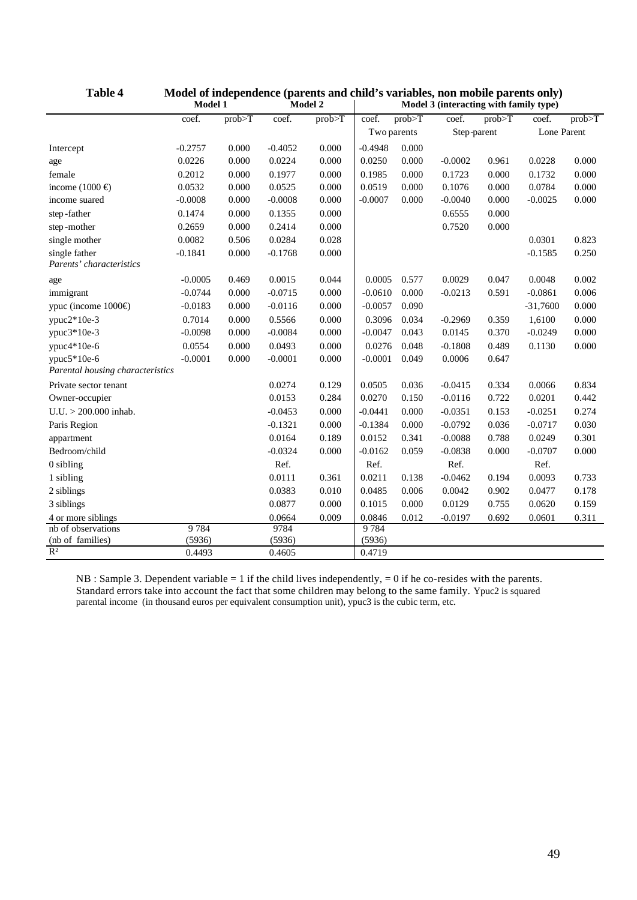**Table 4 Model of independence (parents and child's variables, non mobile parents only)**

| | Model 1 | | Model 2 | | Model 3 (interacting with family type) | | | | | |
|---|---|---|---|---|---|---|---|---|---|---|
| | coef. | prob>T | coef. | prob>T | coef. | prob>T | coef. | prob>T | coef. | prob>T |
| | | | | | Two parents | | Step-parent | | Lone Parent | |
| Intercept | -0.2757 | 0.000 | -0.4052 | 0.000 | -0.4948 | 0.000 | | | | |
| age | 0.0226 | 0.000 | 0.0224 | 0.000 | 0.0250 | 0.000 | -0.0002 | 0.961 | 0.0228 | 0.000 |
| female | 0.2012 | 0.000 | 0.1977 | 0.000 | 0.1985 | 0.000 | 0.1723 | 0.000 | 0.1732 | 0.000 |
| income (1000 €) | 0.0532 | 0.000 | 0.0525 | 0.000 | 0.0519 | 0.000 | 0.1076 | 0.000 | 0.0784 | 0.000 |
| income suared | -0.0008 | 0.000 | -0.0008 | 0.000 | -0.0007 | 0.000 | -0.0040 | 0.000 | -0.0025 | 0.000 |
| step-father | 0.1474 | 0.000 | 0.1355 | 0.000 | | | 0.6555 | 0.000 | | |
| step-mother | 0.2659 | 0.000 | 0.2414 | 0.000 | | | 0.7520 | 0.000 | | |
| single mother | 0.0082 | 0.506 | 0.0284 | 0.028 | | | | | 0.0301 | 0.823 |
| single father | -0.1841 | 0.000 | -0.1768 | 0.000 | | | | | -0.1585 | 0.250 |
| *Parents' characteristics* | | | | | | | | | | |
| age | -0.0005 | 0.469 | 0.0015 | 0.044 | 0.0005 | 0.577 | 0.0029 | 0.047 | 0.0048 | 0.002 |
| immigrant | -0.0744 | 0.000 | -0.0715 | 0.000 | -0.0610 | 0.000 | -0.0213 | 0.591 | -0.0861 | 0.006 |
| ypuc (income 1000€) | -0.0183 | 0.000 | -0.0116 | 0.000 | -0.0057 | 0.090 | | | -31,7600 | 0.000 |
| ypuc2*10e-3 | 0.7014 | 0.000 | 0.5566 | 0.000 | 0.3096 | 0.034 | -0.2969 | 0.359 | 1,6100 | 0.000 |
| ypuc3*10e-3 | -0.0098 | 0.000 | -0.0084 | 0.000 | -0.0047 | 0.043 | 0.0145 | 0.370 | -0.0249 | 0.000 |
| ypuc4*10e-6 | 0.0554 | 0.000 | 0.0493 | 0.000 | 0.0276 | 0.048 | -0.1808 | 0.489 | 0.1130 | 0.000 |
| ypuc5*10e-6 | -0.0001 | 0.000 | -0.0001 | 0.000 | -0.0001 | 0.049 | 0.0006 | 0.647 | | |
| *Parental housing characteristics* | | | | | | | | | | |
| Private sector tenant | | | 0.0274 | 0.129 | 0.0505 | 0.036 | -0.0415 | 0.334 | 0.0066 | 0.834 |
| Owner-occupier | | | 0.0153 | 0.284 | 0.0270 | 0.150 | -0.0116 | 0.722 | 0.0201 | 0.442 |
| U.U. > 200.000 inhab. | | | -0.0453 | 0.000 | -0.0441 | 0.000 | -0.0351 | 0.153 | -0.0251 | 0.274 |
| Paris Region | | | -0.1321 | 0.000 | -0.1384 | 0.000 | -0.0792 | 0.036 | -0.0717 | 0.030 |
| appartment | | | 0.0164 | 0.189 | 0.0152 | 0.341 | -0.0088 | 0.788 | 0.0249 | 0.301 |
| Bedroom/child | | | -0.0324 | 0.000 | -0.0162 | 0.059 | -0.0838 | 0.000 | -0.0707 | 0.000 |
| 0 sibling | | | Ref. | | Ref. | | Ref. | | Ref. | |
| 1 sibling | | | 0.0111 | 0.361 | 0.0211 | 0.138 | -0.0462 | 0.194 | 0.0093 | 0.733 |
| 2 siblings | | | 0.0383 | 0.010 | 0.0485 | 0.006 | 0.0042 | 0.902 | 0.0477 | 0.178 |
| 3 siblings | | | 0.0877 | 0.000 | 0.1015 | 0.000 | 0.0129 | 0.755 | 0.0620 | 0.159 |
| 4 or more siblings | | | 0.0664 | 0.009 | 0.0846 | 0.012 | -0.0197 | 0.692 | 0.0601 | 0.311 |
| nb of observations | 9 784 | | 9784 | | 9 784 | | | | | |
| (nb of families) | (5936) | | (5936) | | (5936) | | | | | |
| $R^2$ | 0.4493 | | 0.4605 | | 0.4719 | | | | | |

NB : Sample 3. Dependent variable = 1 if the child lives independently, = 0 if he co-resides with the parents. Standard errors take into account the fact that some children may belong to the same family. Ypuc2 is squared parental income (in thousand euros per equivalent consumption unit), ypuc3 is the cubic term, etc.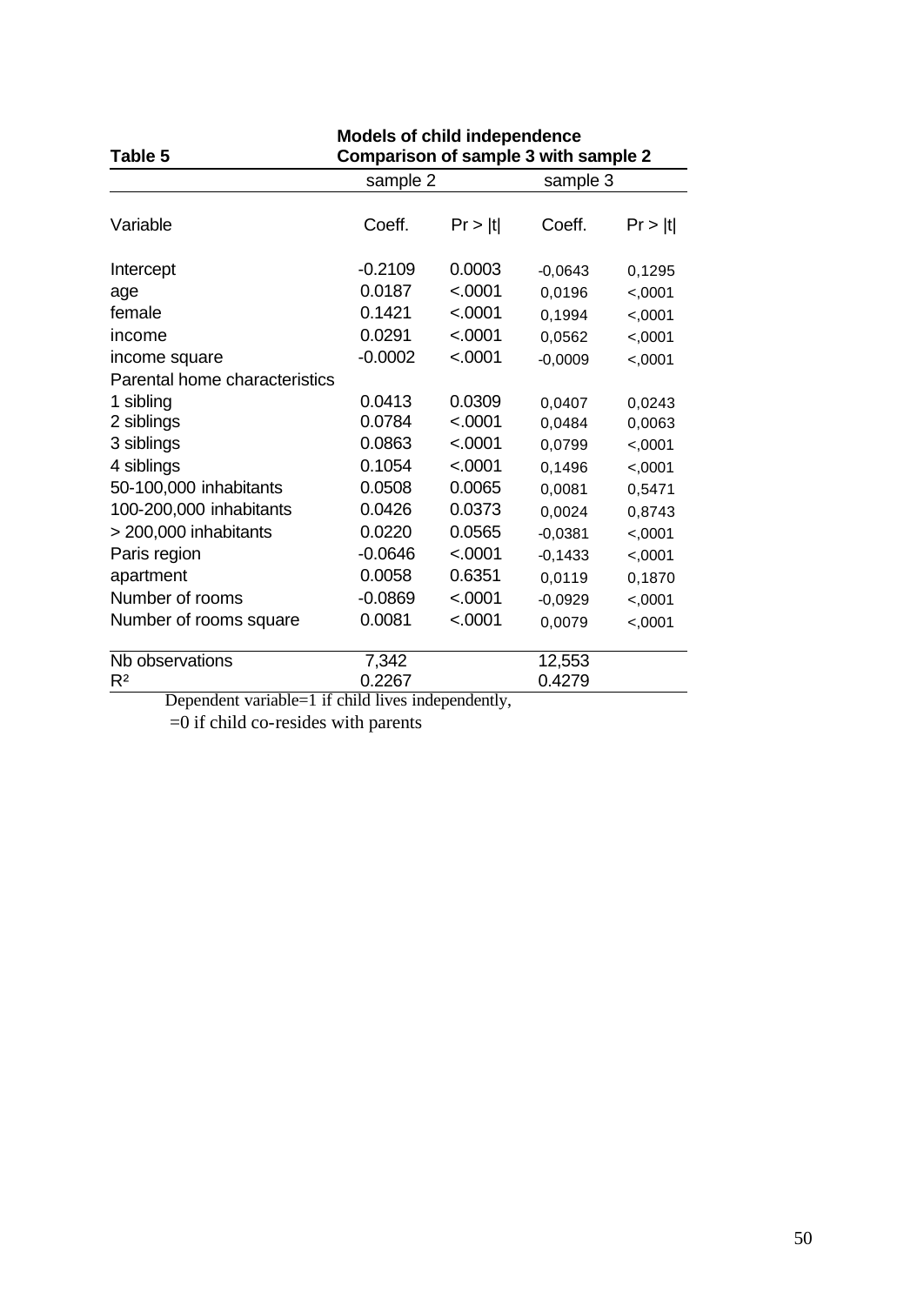**Table 5** **Models of child independence**
**Comparison of sample 3 with sample 2**

| | sample 2 | | sample 3 | |
|---|---|---|---|---|
| Variable | Coeff. | Pr > \|t\| | Coeff. | Pr > \|t\| |
| Intercept | -0.2109 | 0.0003 | -0,0643 | 0,1295 |
| age | 0.0187 | <.0001 | 0,0196 | <,0001 |
| female | 0.1421 | <.0001 | 0,1994 | <,0001 |
| income | 0.0291 | <.0001 | 0,0562 | <,0001 |
| income square | -0.0002 | <.0001 | -0,0009 | <,0001 |
| Parental home characteristics | | | | |
| 1 sibling | 0.0413 | 0.0309 | 0,0407 | 0,0243 |
| 2 siblings | 0.0784 | <.0001 | 0,0484 | 0,0063 |
| 3 siblings | 0.0863 | <.0001 | 0,0799 | <,0001 |
| 4 siblings | 0.1054 | <.0001 | 0,1496 | <,0001 |
| 50-100,000 inhabitants | 0.0508 | 0.0065 | 0,0081 | 0,5471 |
| 100-200,000 inhabitants | 0.0426 | 0.0373 | 0,0024 | 0,8743 |
| > 200,000 inhabitants | 0.0220 | 0.0565 | -0,0381 | <,0001 |
| Paris region | -0.0646 | <.0001 | -0,1433 | <,0001 |
| apartment | 0.0058 | 0.6351 | 0,0119 | 0,1870 |
| Number of rooms | -0.0869 | <.0001 | -0,0929 | <,0001 |
| Number of rooms square | 0.0081 | <.0001 | 0,0079 | <,0001 |
| Nb observations | 7,342 | | 12,553 | |
| $R^2$ | 0.2267 | | 0.4279 | |

Dependent variable=1 if child lives independently,
=0 if child co-resides with parents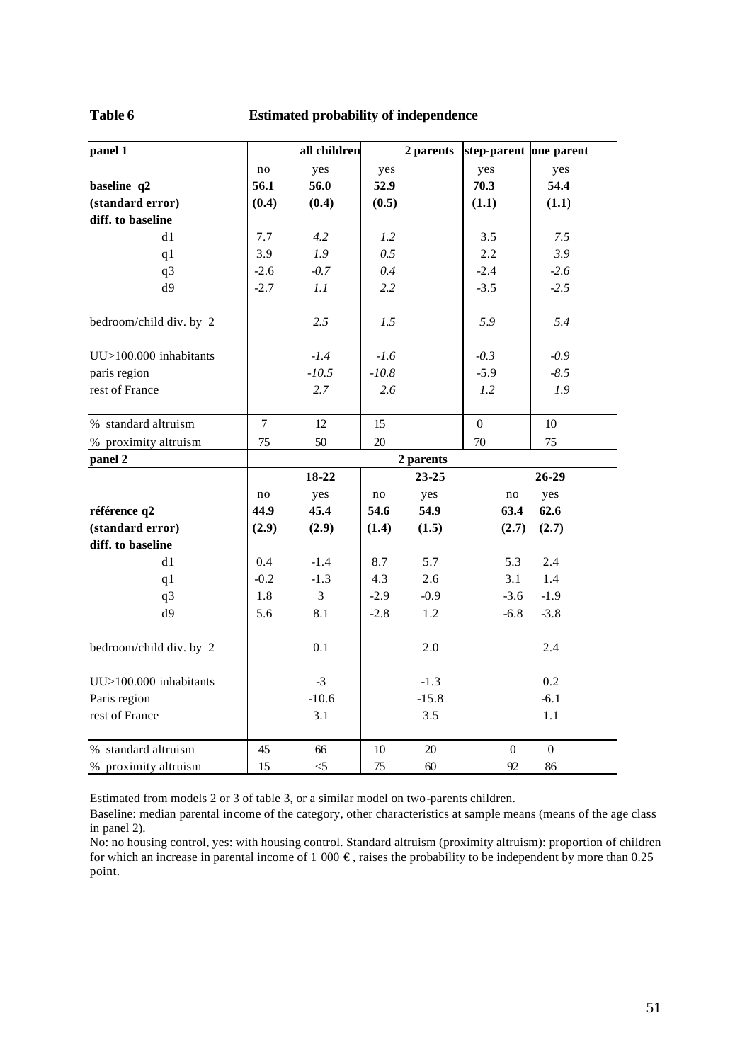**Table 6** **Estimated probability of independence**

| panel 1 | all children | | 2 parents | step-parent | one parent |
|---|---|---|---|---|---|
| | no | yes | yes | yes | yes |
| **baseline q2** | **56.1** | **56.0** | **52.9** | **70.3** | **54.4** |
| **(standard error)** | **(0.4)** | **(0.4)** | **(0.5)** | **(1.1)** | **(1.1)** |
| **diff. to baseline** | | | | | |
| d1 | 7.7 | 4.2 | 1.2 | 3.5 | 7.5 |
| q1 | 3.9 | 1.9 | 0.5 | 2.2 | 3.9 |
| q3 | -2.6 | -0.7 | 0.4 | -2.4 | -2.6 |
| d9 | -2.7 | 1.1 | 2.2 | -3.5 | -2.5 |
| bedroom/child div. by 2 | | 2.5 | 1.5 | 5.9 | 5.4 |
| UU>100.000 inhabitants | | -1.4 | -1.6 | -0.3 | -0.9 |
| paris region | | -10.5 | -10.8 | -5.9 | -8.5 |
| rest of France | | 2.7 | 2.6 | 1.2 | 1.9 |
| % standard altruism | 7 | 12 | 15 | 0 | 10 |
| % proximity altruism | 75 | 50 | 20 | 70 | 75 |

| panel 2 | 2 parents | | | | | |
|---|---|---|---|---|---|---|
| | 18-22 | | 23-25 | | 26-29 | |
| | no | yes | no | yes | no | yes |
| **référence q2** | **44.9** | **45.4** | **54.6** | **54.9** | **63.4** | **62.6** |
| **(standard error)** | **(2.9)** | **(2.9)** | **(1.4)** | **(1.5)** | **(2.7)** | **(2.7)** |
| **diff. to baseline** | | | | | | |
| d1 | 0.4 | -1.4 | 8.7 | 5.7 | 5.3 | 2.4 |
| q1 | -0.2 | -1.3 | 4.3 | 2.6 | 3.1 | 1.4 |
| q3 | 1.8 | 3 | -2.9 | -0.9 | -3.6 | -1.9 |
| d9 | 5.6 | 8.1 | -2.8 | 1.2 | -6.8 | -3.8 |
| bedroom/child div. by 2 | | 0.1 | | 2.0 | | 2.4 |
| UU>100.000 inhabitants | | -3 | | -1.3 | | 0.2 |
| Paris region | | -10.6 | | -15.8 | | -6.1 |
| rest of France | | 3.1 | | 3.5 | | 1.1 |
| % standard altruism | 45 | 66 | 10 | 20 | 0 | 0 |
| % proximity altruism | 15 | <5 | 75 | 60 | 92 | 86 |

Estimated from models 2 or 3 of table 3, or a similar model on two-parents children.

Baseline: median parental income of the category, other characteristics at sample means (means of the age class in panel 2).

No: no housing control, yes: with housing control. Standard altruism (proximity altruism): proportion of children for which an increase in parental income of 1 000 €, raises the probability to be independent by more than 0.25 point.